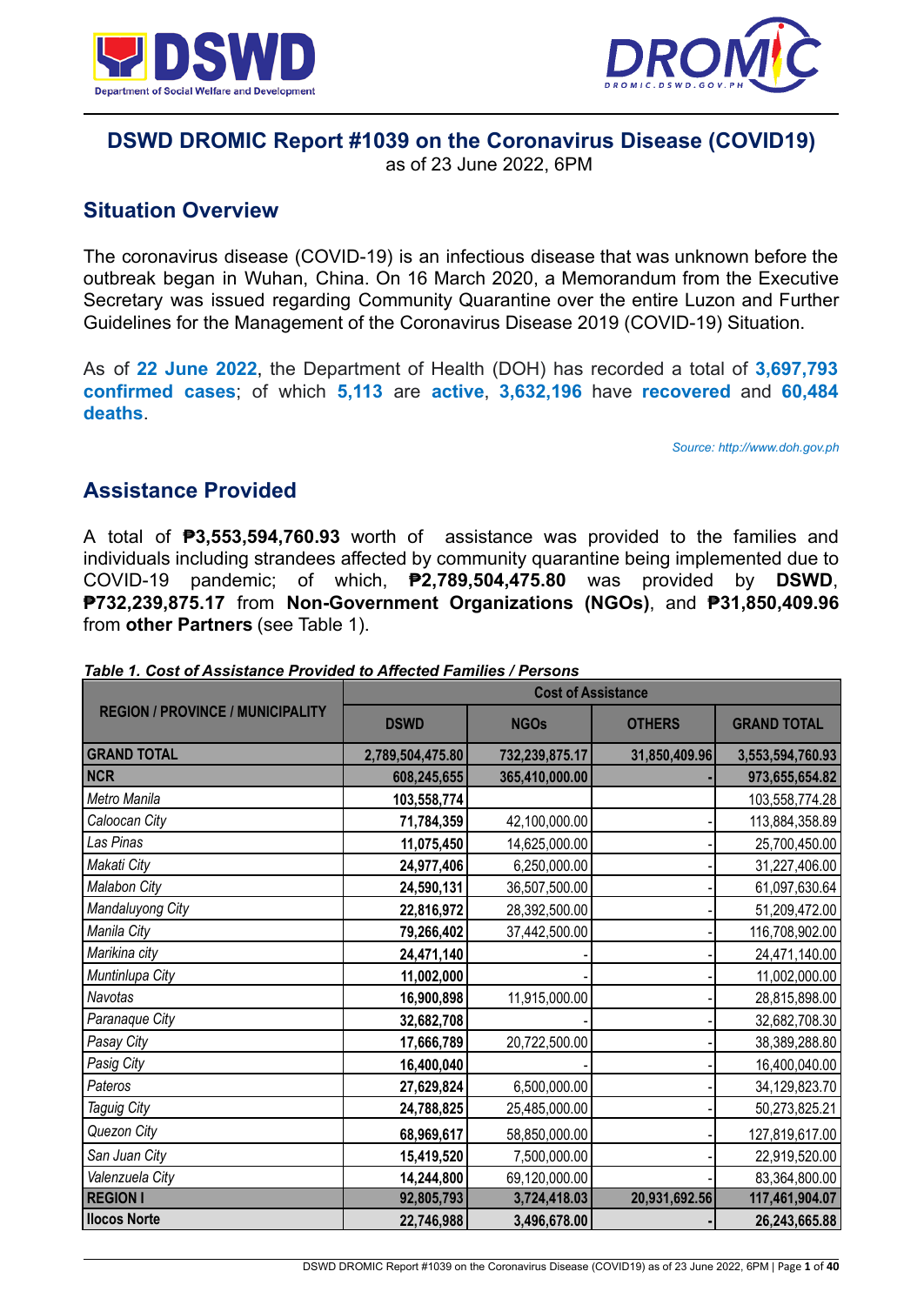# DSWD DROMIC Report #1039 on the Coronavirus Disease (COVID19)

as of 23 June 2022, 6PM

## Situation Overview

The coronavirus disease (COVID-19) is an infectious disease that was unknown before the outbreak began in Wuhan, China. On 16 March 2020, a Memorandum from the Executive Secretary was issued regarding Community Quarantine over the entire Luzon and Further Guidelines for the Management of the Coronavirus Disease 2019 (COVID-19) Situation.

As of **22 June 2022**, the Department of Health (DOH) has recorded a total of **3,697,793 confirmed cases**; of which **5,113** are **active**, **3,632,196** have **recovered** and **60,484 deaths**.

*Source: http://www.doh.gov.ph*

## Assistance Provided

A total of **₱3,553,594,760.93** worth of assistance was provided to the families and individuals including strandees affected by community quarantine being implemented due to COVID-19 pandemic; of which, **₱2,789,504,475.80** was provided by **DSWD**, **₱732,239,875.17** from **Non-Government Organizations (NGOs)**, and **₱31,850,409.96** from **other Partners** (see Table 1).

***Table 1. Cost of Assistance Provided to Affected Families / Persons***

| REGION / PROVINCE / MUNICIPALITY | Cost of Assistance | | | |
|---|---|---|---|---|
| | DSWD | NGOs | OTHERS | GRAND TOTAL |
| **GRAND TOTAL** | **2,789,504,475.80** | **732,239,875.17** | **31,850,409.96** | **3,553,594,760.93** |
| **NCR** | **608,245,655** | **365,410,000.00** | **-** | **973,655,654.82** |
| *Metro Manila* | **103,558,774** | | | 103,558,774.28 |
| *Caloocan City* | **71,784,359** | 42,100,000.00 | - | 113,884,358.89 |
| *Las Pinas* | **11,075,450** | 14,625,000.00 | - | 25,700,450.00 |
| *Makati City* | **24,977,406** | 6,250,000.00 | - | 31,227,406.00 |
| *Malabon City* | **24,590,131** | 36,507,500.00 | - | 61,097,630.64 |
| *Mandaluyong City* | **22,816,972** | 28,392,500.00 | - | 51,209,472.00 |
| *Manila City* | **79,266,402** | 37,442,500.00 | - | 116,708,902.00 |
| *Marikina city* | **24,471,140** | - | - | 24,471,140.00 |
| *Muntinlupa City* | **11,002,000** | - | - | 11,002,000.00 |
| *Navotas* | **16,900,898** | 11,915,000.00 | - | 28,815,898.00 |
| *Paranaque City* | **32,682,708** | - | - | 32,682,708.30 |
| *Pasay City* | **17,666,789** | 20,722,500.00 | - | 38,389,288.80 |
| *Pasig City* | **16,400,040** | - | - | 16,400,040.00 |
| *Pateros* | **27,629,824** | 6,500,000.00 | - | 34,129,823.70 |
| *Taguig City* | **24,788,825** | 25,485,000.00 | - | 50,273,825.21 |
| *Quezon City* | **68,969,617** | 58,850,000.00 | - | 127,819,617.00 |
| *San Juan City* | **15,419,520** | 7,500,000.00 | - | 22,919,520.00 |
| *Valenzuela City* | **14,244,800** | 69,120,000.00 | - | 83,364,800.00 |
| **REGION I** | **92,805,793** | **3,724,418.03** | **20,931,692.56** | **117,461,904.07** |
| **Ilocos Norte** | **22,746,988** | **3,496,678.00** | **-** | **26,243,665.88** |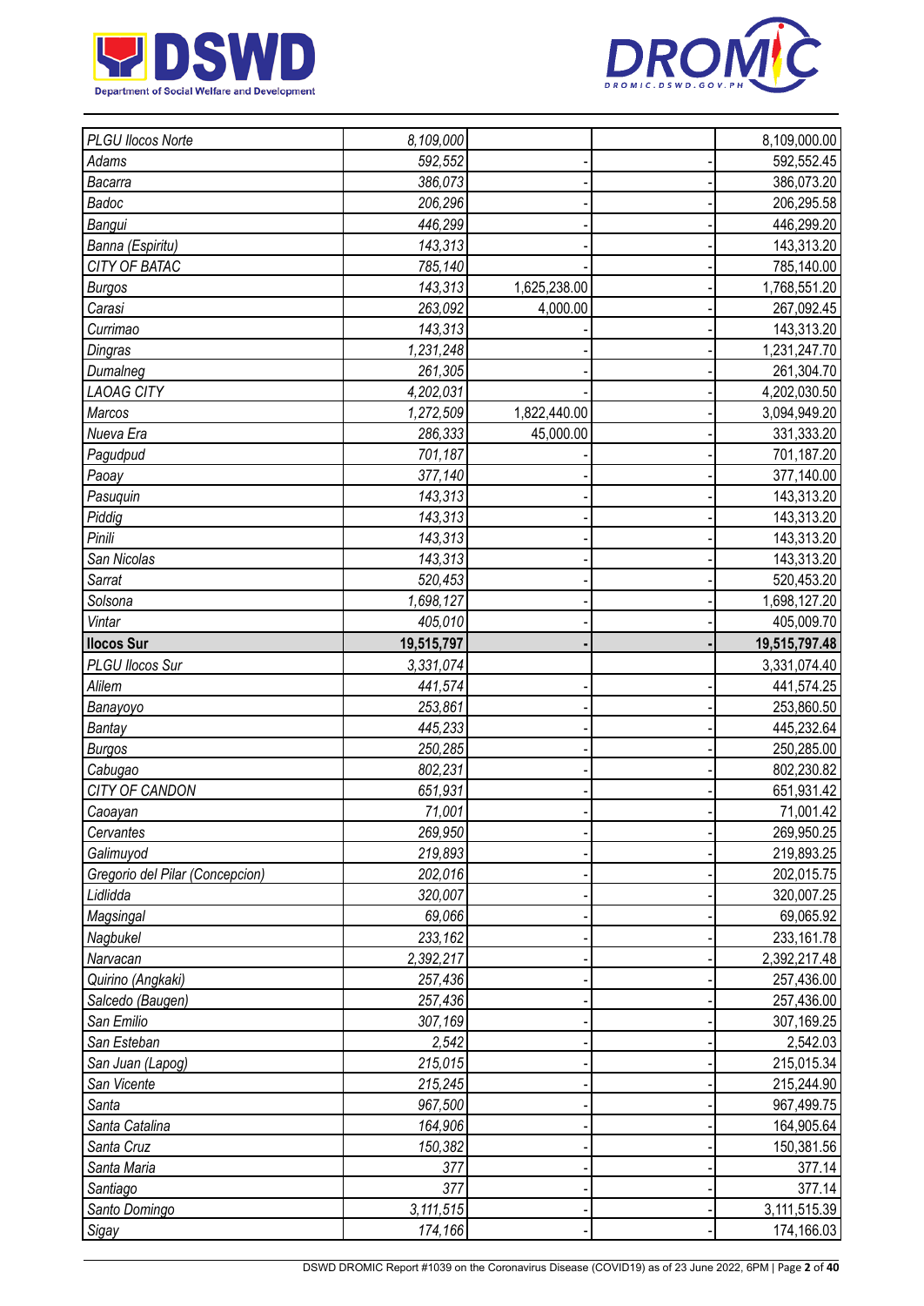| | | | | |
|---|---|---|---|---|
| *PLGU Ilocos Norte* | *8,109,000* | | | 8,109,000.00 |
| *Adams* | *592,552* | - | - | 592,552.45 |
| *Bacarra* | *386,073* | - | - | 386,073.20 |
| *Badoc* | *206,296* | - | - | 206,295.58 |
| *Bangui* | *446,299* | - | - | 446,299.20 |
| *Banna (Espiritu)* | *143,313* | - | - | 143,313.20 |
| *CITY OF BATAC* | *785,140* | - | - | 785,140.00 |
| *Burgos* | *143,313* | 1,625,238.00 | - | 1,768,551.20 |
| *Carasi* | *263,092* | 4,000.00 | - | 267,092.45 |
| *Currimao* | *143,313* | - | - | 143,313.20 |
| *Dingras* | *1,231,248* | - | - | 1,231,247.70 |
| *Dumalneg* | *261,305* | - | - | 261,304.70 |
| *LAOAG CITY* | *4,202,031* | - | - | 4,202,030.50 |
| *Marcos* | *1,272,509* | 1,822,440.00 | - | 3,094,949.20 |
| *Nueva Era* | *286,333* | 45,000.00 | - | 331,333.20 |
| *Pagudpud* | *701,187* | - | - | 701,187.20 |
| *Paoay* | *377,140* | - | - | 377,140.00 |
| *Pasuquin* | *143,313* | - | - | 143,313.20 |
| *Piddig* | *143,313* | - | - | 143,313.20 |
| *Pinili* | *143,313* | - | - | 143,313.20 |
| *San Nicolas* | *143,313* | - | - | 143,313.20 |
| *Sarrat* | *520,453* | - | - | 520,453.20 |
| *Solsona* | *1,698,127* | - | - | 1,698,127.20 |
| *Vintar* | *405,010* | - | - | 405,009.70 |
| **Ilocos Sur** | **19,515,797** | **-** | **-** | **19,515,797.48** |
| *PLGU Ilocos Sur* | *3,331,074* | | | 3,331,074.40 |
| *Alilem* | *441,574* | - | - | 441,574.25 |
| *Banayoyo* | *253,861* | - | - | 253,860.50 |
| *Bantay* | *445,233* | - | - | 445,232.64 |
| *Burgos* | *250,285* | - | - | 250,285.00 |
| *Cabugao* | *802,231* | - | - | 802,230.82 |
| *CITY OF CANDON* | *651,931* | - | - | 651,931.42 |
| *Caoayan* | *71,001* | - | - | 71,001.42 |
| *Cervantes* | *269,950* | - | - | 269,950.25 |
| *Galimuyod* | *219,893* | - | - | 219,893.25 |
| *Gregorio del Pilar (Concepcion)* | *202,016* | - | - | 202,015.75 |
| *Lidlidda* | *320,007* | - | - | 320,007.25 |
| *Magsingal* | *69,066* | - | - | 69,065.92 |
| *Nagbukel* | *233,162* | - | - | 233,161.78 |
| *Narvacan* | *2,392,217* | - | - | 2,392,217.48 |
| *Quirino (Angkaki)* | *257,436* | - | - | 257,436.00 |
| *Salcedo (Baugen)* | *257,436* | - | - | 257,436.00 |
| *San Emilio* | *307,169* | - | - | 307,169.25 |
| *San Esteban* | *2,542* | - | - | 2,542.03 |
| *San Juan (Lapog)* | *215,015* | - | - | 215,015.34 |
| *San Vicente* | *215,245* | - | - | 215,244.90 |
| *Santa* | *967,500* | - | - | 967,499.75 |
| *Santa Catalina* | *164,906* | - | - | 164,905.64 |
| *Santa Cruz* | *150,382* | - | - | 150,381.56 |
| *Santa Maria* | *377* | - | - | 377.14 |
| *Santiago* | *377* | - | - | 377.14 |
| *Santo Domingo* | *3,111,515* | - | - | 3,111,515.39 |
| *Sigay* | *174,166* | - | - | 174,166.03 |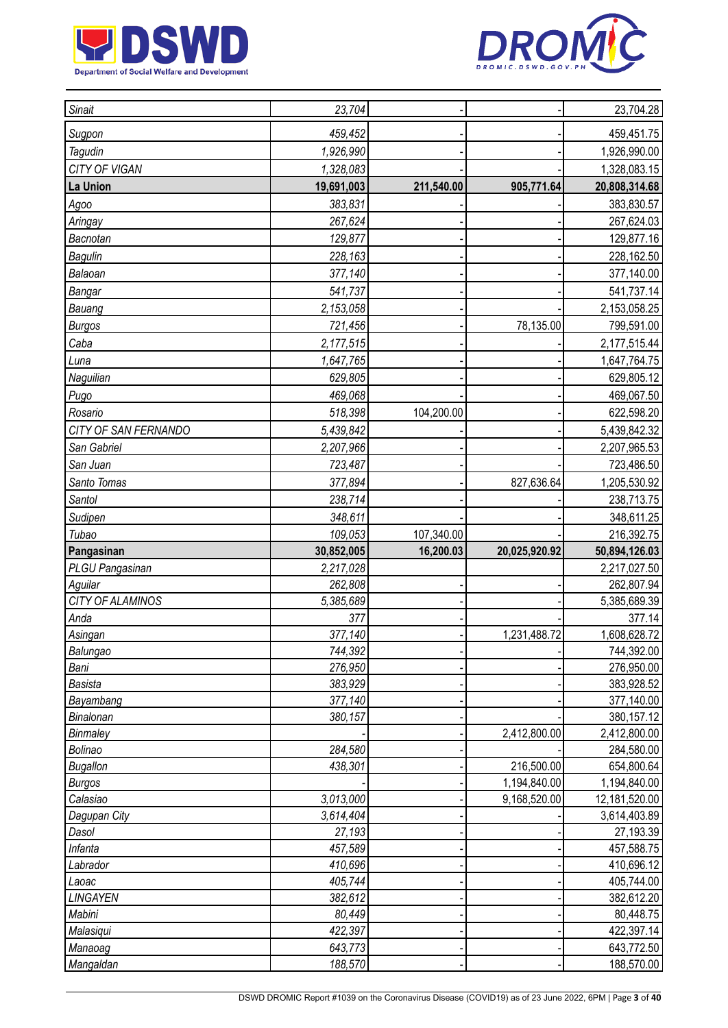| Sinait | 23,704 | - | - | 23,704.28 |
|---|---|---|---|---|
| Sugpon | 459,452 | - | - | 459,451.75 |
| Tagudin | 1,926,990 | - | - | 1,926,990.00 |
| CITY OF VIGAN | 1,328,083 | - | - | 1,328,083.15 |
| **La Union** | **19,691,003** | **211,540.00** | **905,771.64** | **20,808,314.68** |
| Agoo | 383,831 | - | - | 383,830.57 |
| Aringay | 267,624 | - | - | 267,624.03 |
| Bacnotan | 129,877 | - | - | 129,877.16 |
| Bagulin | 228,163 | - | - | 228,162.50 |
| Balaoan | 377,140 | - | - | 377,140.00 |
| Bangar | 541,737 | - | - | 541,737.14 |
| Bauang | 2,153,058 | - | - | 2,153,058.25 |
| Burgos | 721,456 | - | 78,135.00 | 799,591.00 |
| Caba | 2,177,515 | - | - | 2,177,515.44 |
| Luna | 1,647,765 | - | - | 1,647,764.75 |
| Naguilian | 629,805 | - | - | 629,805.12 |
| Pugo | 469,068 | - | - | 469,067.50 |
| Rosario | 518,398 | 104,200.00 | - | 622,598.20 |
| CITY OF SAN FERNANDO | 5,439,842 | - | - | 5,439,842.32 |
| San Gabriel | 2,207,966 | - | - | 2,207,965.53 |
| San Juan | 723,487 | - | - | 723,486.50 |
| Santo Tomas | 377,894 | - | 827,636.64 | 1,205,530.92 |
| Santol | 238,714 | - | - | 238,713.75 |
| Sudipen | 348,611 | - | - | 348,611.25 |
| Tubao | 109,053 | 107,340.00 | - | 216,392.75 |
| **Pangasinan** | **30,852,005** | **16,200.03** | **20,025,920.92** | **50,894,126.03** |
| PLGU Pangasinan | 2,217,028 | | | 2,217,027.50 |
| Aguilar | 262,808 | - | - | 262,807.94 |
| CITY OF ALAMINOS | 5,385,689 | - | - | 5,385,689.39 |
| Anda | 377 | - | - | 377.14 |
| Asingan | 377,140 | - | 1,231,488.72 | 1,608,628.72 |
| Balungao | 744,392 | - | - | 744,392.00 |
| Bani | 276,950 | - | - | 276,950.00 |
| Basista | 383,929 | - | - | 383,928.52 |
| Bayambang | 377,140 | - | - | 377,140.00 |
| Binalonan | 380,157 | - | - | 380,157.12 |
| Binmaley | - | - | 2,412,800.00 | 2,412,800.00 |
| Bolinao | 284,580 | - | - | 284,580.00 |
| Bugallon | 438,301 | - | 216,500.00 | 654,800.64 |
| Burgos | - | - | 1,194,840.00 | 1,194,840.00 |
| Calasiao | 3,013,000 | - | 9,168,520.00 | 12,181,520.00 |
| Dagupan City | 3,614,404 | - | - | 3,614,403.89 |
| Dasol | 27,193 | - | - | 27,193.39 |
| Infanta | 457,589 | - | - | 457,588.75 |
| Labrador | 410,696 | - | - | 410,696.12 |
| Laoac | 405,744 | - | - | 405,744.00 |
| LINGAYEN | 382,612 | - | - | 382,612.20 |
| Mabini | 80,449 | - | - | 80,448.75 |
| Malasiqui | 422,397 | - | - | 422,397.14 |
| Manaoag | 643,773 | - | - | 643,772.50 |
| Mangaldan | 188,570 | - | - | 188,570.00 |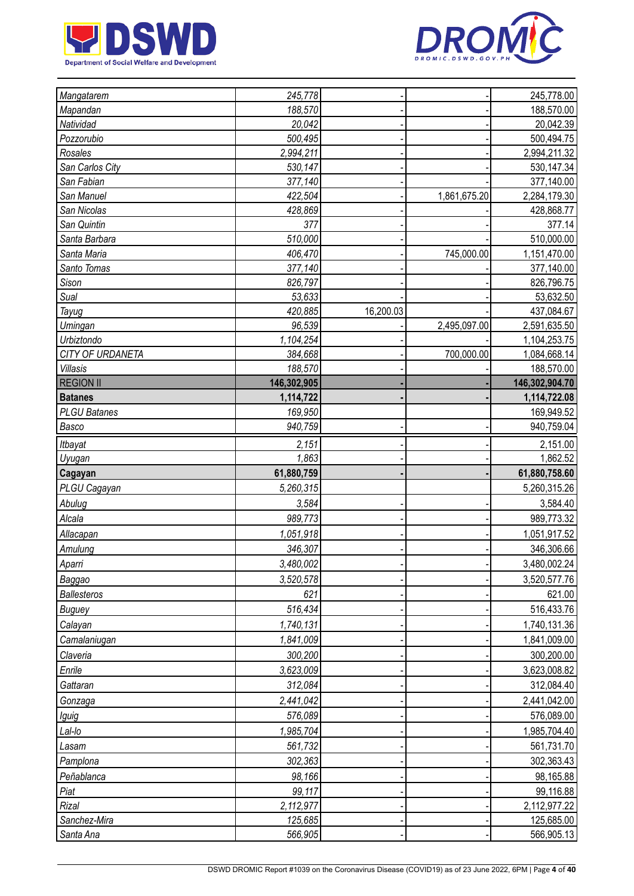| | | | | |
|---|---|---|---|---|
| *Mangatarem* | *245,778* | - | - | 245,778.00 |
| *Mapandan* | *188,570* | - | - | 188,570.00 |
| *Natividad* | *20,042* | - | - | 20,042.39 |
| *Pozzorubio* | *500,495* | - | - | 500,494.75 |
| *Rosales* | *2,994,211* | - | - | 2,994,211.32 |
| *San Carlos City* | *530,147* | - | - | 530,147.34 |
| *San Fabian* | *377,140* | - | - | 377,140.00 |
| *San Manuel* | *422,504* | - | 1,861,675.20 | 2,284,179.30 |
| *San Nicolas* | *428,869* | - | - | 428,868.77 |
| *San Quintin* | *377* | - | - | 377.14 |
| *Santa Barbara* | *510,000* | - | - | 510,000.00 |
| *Santa Maria* | *406,470* | - | 745,000.00 | 1,151,470.00 |
| *Santo Tomas* | *377,140* | - | - | 377,140.00 |
| *Sison* | *826,797* | - | - | 826,796.75 |
| *Sual* | *53,633* | - | - | 53,632.50 |
| *Tayug* | *420,885* | 16,200.03 | - | 437,084.67 |
| *Umingan* | *96,539* | - | 2,495,097.00 | 2,591,635.50 |
| *Urbiztondo* | *1,104,254* | - | - | 1,104,253.75 |
| *CITY OF URDANETA* | *384,668* | - | 700,000.00 | 1,084,668.14 |
| *Villasis* | *188,570* | - | - | 188,570.00 |
| REGION II | **146,302,905** | **-** | **-** | **146,302,904.70** |
| **Batanes** | **1,114,722** | **-** | **-** | **1,114,722.08** |
| *PLGU Batanes* | *169,950* | | | 169,949.52 |
| *Basco* | *940,759* | - | - | 940,759.04 |
| *Itbayat* | *2,151* | - | - | 2,151.00 |
| *Uyugan* | *1,863* | - | - | 1,862.52 |
| **Cagayan** | **61,880,759** | **-** | **-** | **61,880,758.60** |
| *PLGU Cagayan* | *5,260,315* | | | 5,260,315.26 |
| *Abulug* | *3,584* | - | - | 3,584.40 |
| *Alcala* | *989,773* | - | - | 989,773.32 |
| *Allacapan* | *1,051,918* | - | - | 1,051,917.52 |
| *Amulung* | *346,307* | - | - | 346,306.66 |
| *Aparri* | *3,480,002* | - | - | 3,480,002.24 |
| *Baggao* | *3,520,578* | - | - | 3,520,577.76 |
| *Ballesteros* | *621* | - | - | 621.00 |
| *Buguey* | *516,434* | - | - | 516,433.76 |
| *Calayan* | *1,740,131* | - | - | 1,740,131.36 |
| *Camalaniugan* | *1,841,009* | - | - | 1,841,009.00 |
| *Claveria* | *300,200* | - | - | 300,200.00 |
| *Enrile* | *3,623,009* | - | - | 3,623,008.82 |
| *Gattaran* | *312,084* | - | - | 312,084.40 |
| *Gonzaga* | *2,441,042* | - | - | 2,441,042.00 |
| *Iguig* | *576,089* | - | - | 576,089.00 |
| *Lal-lo* | *1,985,704* | - | - | 1,985,704.40 |
| *Lasam* | *561,732* | - | - | 561,731.70 |
| *Pamplona* | *302,363* | - | - | 302,363.43 |
| *Peñablanca* | *98,166* | - | - | 98,165.88 |
| *Piat* | *99,117* | - | - | 99,116.88 |
| *Rizal* | *2,112,977* | - | - | 2,112,977.22 |
| *Sanchez-Mira* | *125,685* | - | - | 125,685.00 |
| *Santa Ana* | *566,905* | - | - | 566,905.13 |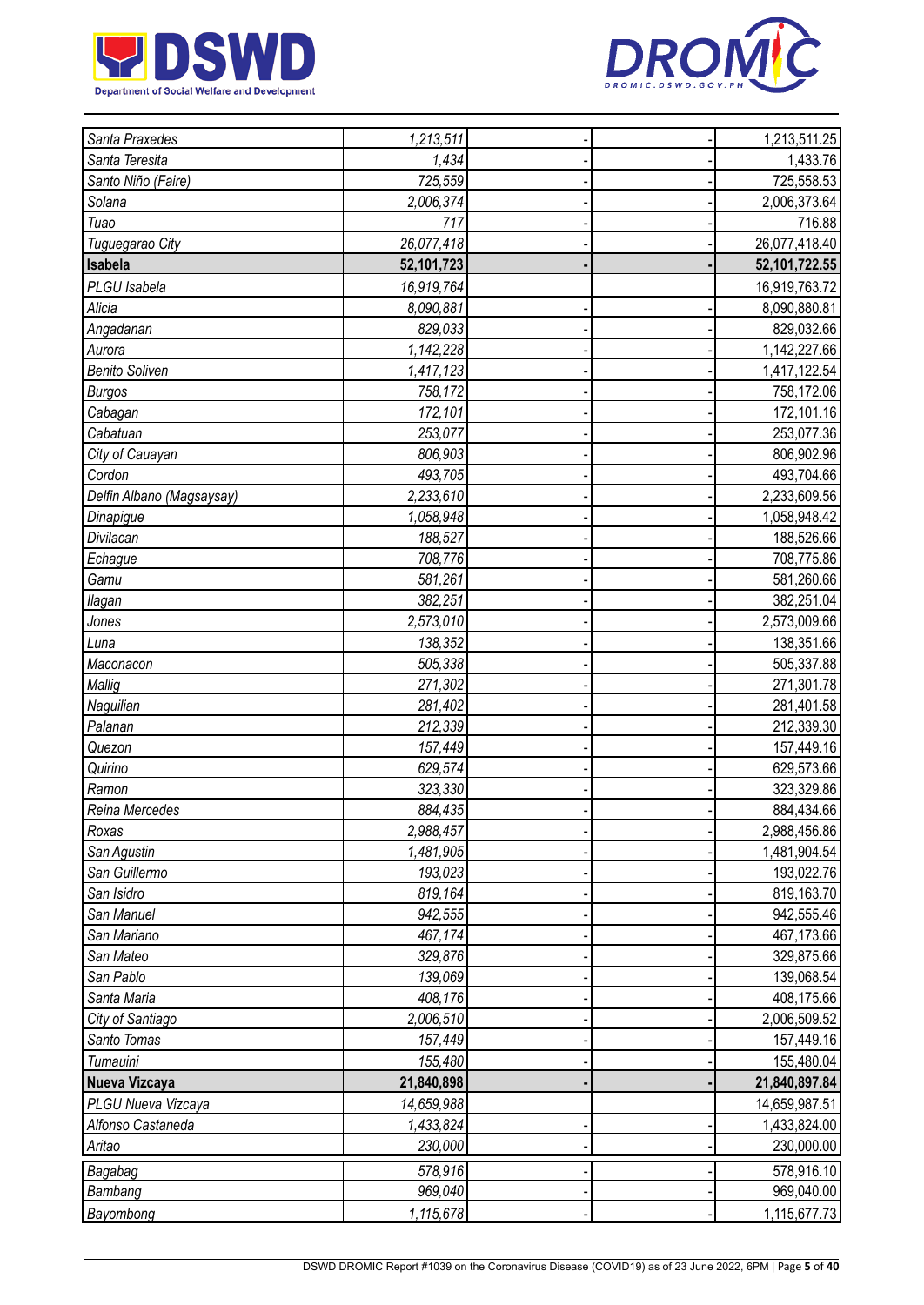| | | | | |
|---|---|---|---|---|
| *Santa Praxedes* | *1,213,511* | - | - | 1,213,511.25 |
| *Santa Teresita* | *1,434* | - | - | 1,433.76 |
| *Santo Niño (Faire)* | *725,559* | - | - | 725,558.53 |
| *Solana* | *2,006,374* | - | - | 2,006,373.64 |
| *Tuao* | *717* | - | - | 716.88 |
| *Tuguegarao City* | *26,077,418* | - | - | 26,077,418.40 |
| **Isabela** | **52,101,723** | **-** | **-** | **52,101,722.55** |
| *PLGU Isabela* | *16,919,764* | | | 16,919,763.72 |
| *Alicia* | *8,090,881* | - | - | 8,090,880.81 |
| *Angadanan* | *829,033* | - | - | 829,032.66 |
| *Aurora* | *1,142,228* | - | - | 1,142,227.66 |
| *Benito Soliven* | *1,417,123* | - | - | 1,417,122.54 |
| *Burgos* | *758,172* | - | - | 758,172.06 |
| *Cabagan* | *172,101* | - | - | 172,101.16 |
| *Cabatuan* | *253,077* | - | - | 253,077.36 |
| *City of Cauayan* | *806,903* | - | - | 806,902.96 |
| *Cordon* | *493,705* | - | - | 493,704.66 |
| *Delfin Albano (Magsaysay)* | *2,233,610* | - | - | 2,233,609.56 |
| *Dinapigue* | *1,058,948* | - | - | 1,058,948.42 |
| *Divilacan* | *188,527* | - | - | 188,526.66 |
| *Echague* | *708,776* | - | - | 708,775.86 |
| *Gamu* | *581,261* | - | - | 581,260.66 |
| *Ilagan* | *382,251* | - | - | 382,251.04 |
| *Jones* | *2,573,010* | - | - | 2,573,009.66 |
| *Luna* | *138,352* | - | - | 138,351.66 |
| *Maconacon* | *505,338* | - | - | 505,337.88 |
| *Mallig* | *271,302* | - | - | 271,301.78 |
| *Naguilian* | *281,402* | - | - | 281,401.58 |
| *Palanan* | *212,339* | - | - | 212,339.30 |
| *Quezon* | *157,449* | - | - | 157,449.16 |
| *Quirino* | *629,574* | - | - | 629,573.66 |
| *Ramon* | *323,330* | - | - | 323,329.86 |
| *Reina Mercedes* | *884,435* | - | - | 884,434.66 |
| *Roxas* | *2,988,457* | - | - | 2,988,456.86 |
| *San Agustin* | *1,481,905* | - | - | 1,481,904.54 |
| *San Guillermo* | *193,023* | - | - | 193,022.76 |
| *San Isidro* | *819,164* | - | - | 819,163.70 |
| *San Manuel* | *942,555* | - | - | 942,555.46 |
| *San Mariano* | *467,174* | - | - | 467,173.66 |
| *San Mateo* | *329,876* | - | - | 329,875.66 |
| *San Pablo* | *139,069* | - | - | 139,068.54 |
| *Santa Maria* | *408,176* | - | - | 408,175.66 |
| *City of Santiago* | *2,006,510* | - | - | 2,006,509.52 |
| *Santo Tomas* | *157,449* | - | - | 157,449.16 |
| *Tumauini* | *155,480* | - | - | 155,480.04 |
| **Nueva Vizcaya** | **21,840,898** | **-** | **-** | **21,840,897.84** |
| *PLGU Nueva Vizcaya* | *14,659,988* | | | 14,659,987.51 |
| *Alfonso Castaneda* | *1,433,824* | - | - | 1,433,824.00 |
| *Aritao* | *230,000* | - | - | 230,000.00 |
| *Bagabag* | *578,916* | - | - | 578,916.10 |
| *Bambang* | *969,040* | - | - | 969,040.00 |
| *Bayombong* | *1,115,678* | - | - | 1,115,677.73 |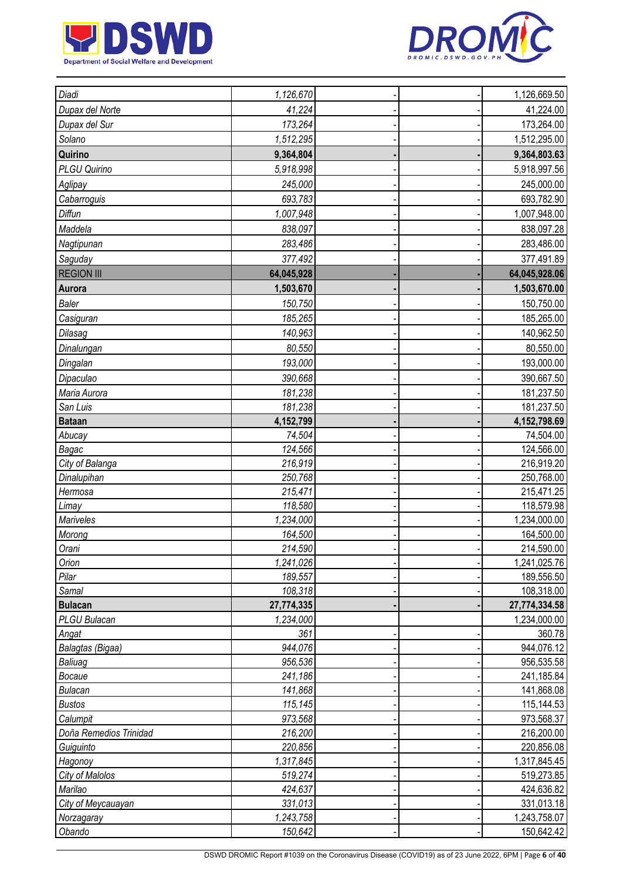| | | | | |
|---|---|---|---|---|
| *Diadi* | *1,126,670* | - | - | 1,126,669.50 |
| *Dupax del Norte* | *41,224* | - | - | 41,224.00 |
| *Dupax del Sur* | *173,264* | - | - | 173,264.00 |
| *Solano* | *1,512,295* | - | - | 1,512,295.00 |
| **Quirino** | **9,364,804** | - | - | **9,364,803.63** |
| *PLGU Quirino* | *5,918,998* | - | - | 5,918,997.56 |
| *Aglipay* | *245,000* | - | - | 245,000.00 |
| *Cabarroguis* | *693,783* | - | - | 693,782.90 |
| *Diffun* | *1,007,948* | - | - | 1,007,948.00 |
| *Maddela* | *838,097* | - | - | 838,097.28 |
| *Nagtipunan* | *283,486* | - | - | 283,486.00 |
| *Saguday* | *377,492* | - | - | 377,491.89 |
| REGION III | **64,045,928** | - | - | **64,045,928.06** |
| **Aurora** | **1,503,670** | - | - | **1,503,670.00** |
| *Baler* | *150,750* | - | - | 150,750.00 |
| *Casiguran* | *185,265* | - | - | 185,265.00 |
| *Dilasag* | *140,963* | - | - | 140,962.50 |
| *Dinalungan* | *80,550* | - | - | 80,550.00 |
| *Dingalan* | *193,000* | - | - | 193,000.00 |
| *Dipaculao* | *390,668* | - | - | 390,667.50 |
| *Maria Aurora* | *181,238* | - | - | 181,237.50 |
| *San Luis* | *181,238* | - | - | 181,237.50 |
| **Bataan** | **4,152,799** | - | - | **4,152,798.69** |
| *Abucay* | *74,504* | - | - | 74,504.00 |
| *Bagac* | *124,566* | - | - | 124,566.00 |
| *City of Balanga* | *216,919* | - | - | 216,919.20 |
| *Dinalupihan* | *250,768* | - | - | 250,768.00 |
| *Hermosa* | *215,471* | - | - | 215,471.25 |
| *Limay* | *118,580* | - | - | 118,579.98 |
| *Mariveles* | *1,234,000* | - | - | 1,234,000.00 |
| *Morong* | *164,500* | - | - | 164,500.00 |
| *Orani* | *214,590* | - | - | 214,590.00 |
| *Orion* | *1,241,026* | - | - | 1,241,025.76 |
| *Pilar* | *189,557* | - | - | 189,556.50 |
| *Samal* | *108,318* | - | - | 108,318.00 |
| **Bulacan** | **27,774,335** | - | - | **27,774,334.58** |
| *PLGU Bulacan* | *1,234,000* | | | 1,234,000.00 |
| *Angat* | *361* | - | - | 360.78 |
| *Balagtas (Bigaa)* | *944,076* | - | - | 944,076.12 |
| *Baliuag* | *956,536* | - | - | 956,535.58 |
| *Bocaue* | *241,186* | - | - | 241,185.84 |
| *Bulacan* | *141,868* | - | - | 141,868.08 |
| *Bustos* | *115,145* | - | - | 115,144.53 |
| *Calumpit* | *973,568* | - | - | 973,568.37 |
| *Doña Remedios Trinidad* | *216,200* | - | - | 216,200.00 |
| *Guiguinto* | *220,856* | - | - | 220,856.08 |
| *Hagonoy* | *1,317,845* | - | - | 1,317,845.45 |
| *City of Malolos* | *519,274* | - | - | 519,273.85 |
| *Marilao* | *424,637* | - | - | 424,636.82 |
| *City of Meycauayan* | *331,013* | - | - | 331,013.18 |
| *Norzagaray* | *1,243,758* | - | - | 1,243,758.07 |
| *Obando* | *150,642* | - | - | 150,642.42 |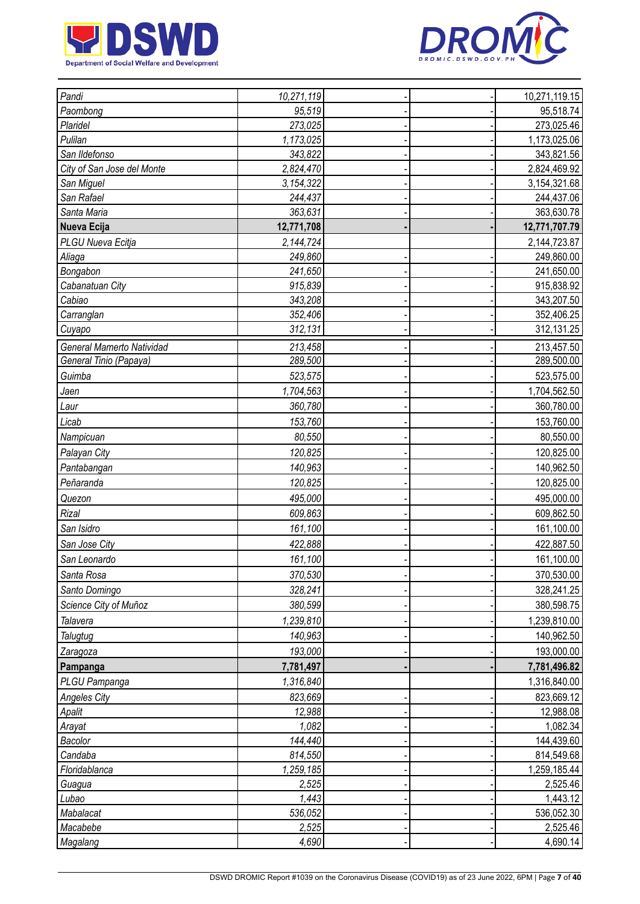| | | | | |
|---|---|---|---|---|
| *Pandi* | *10,271,119* | - | - | 10,271,119.15 |
| *Paombong* | *95,519* | - | - | 95,518.74 |
| *Plaridel* | *273,025* | - | - | 273,025.46 |
| *Pulilan* | *1,173,025* | - | - | 1,173,025.06 |
| *San Ildefonso* | *343,822* | - | - | 343,821.56 |
| *City of San Jose del Monte* | *2,824,470* | - | - | 2,824,469.92 |
| *San Miguel* | *3,154,322* | - | - | 3,154,321.68 |
| *San Rafael* | *244,437* | - | - | 244,437.06 |
| *Santa Maria* | *363,631* | - | - | 363,630.78 |
| **Nueva Ecija** | **12,771,708** | **-** | **-** | **12,771,707.79** |
| *PLGU Nueva Ecitja* | *2,144,724* | | | 2,144,723.87 |
| *Aliaga* | *249,860* | - | - | 249,860.00 |
| *Bongabon* | *241,650* | - | - | 241,650.00 |
| *Cabanatuan City* | *915,839* | - | - | 915,838.92 |
| *Cabiao* | *343,208* | - | - | 343,207.50 |
| *Carranglan* | *352,406* | - | - | 352,406.25 |
| *Cuyapo* | *312,131* | - | - | 312,131.25 |
| *General Mamerto Natividad* | *213,458* | - | - | 213,457.50 |
| *General Tinio (Papaya)* | *289,500* | - | - | 289,500.00 |
| *Guimba* | *523,575* | - | - | 523,575.00 |
| *Jaen* | *1,704,563* | - | - | 1,704,562.50 |
| *Laur* | *360,780* | - | - | 360,780.00 |
| *Licab* | *153,760* | - | - | 153,760.00 |
| *Nampicuan* | *80,550* | - | - | 80,550.00 |
| *Palayan City* | *120,825* | - | - | 120,825.00 |
| *Pantabangan* | *140,963* | - | - | 140,962.50 |
| *Peñaranda* | *120,825* | - | - | 120,825.00 |
| *Quezon* | *495,000* | - | - | 495,000.00 |
| *Rizal* | *609,863* | - | - | 609,862.50 |
| *San Isidro* | *161,100* | - | - | 161,100.00 |
| *San Jose City* | *422,888* | - | - | 422,887.50 |
| *San Leonardo* | *161,100* | - | - | 161,100.00 |
| *Santa Rosa* | *370,530* | - | - | 370,530.00 |
| *Santo Domingo* | *328,241* | - | - | 328,241.25 |
| *Science City of Muñoz* | *380,599* | - | - | 380,598.75 |
| *Talavera* | *1,239,810* | - | - | 1,239,810.00 |
| *Talugtug* | *140,963* | - | - | 140,962.50 |
| *Zaragoza* | *193,000* | - | - | 193,000.00 |
| **Pampanga** | **7,781,497** | **-** | **-** | **7,781,496.82** |
| *PLGU Pampanga* | *1,316,840* | | | 1,316,840.00 |
| *Angeles City* | *823,669* | - | - | 823,669.12 |
| *Apalit* | *12,988* | - | - | 12,988.08 |
| *Arayat* | *1,082* | - | - | 1,082.34 |
| *Bacolor* | *144,440* | - | - | 144,439.60 |
| *Candaba* | *814,550* | - | - | 814,549.68 |
| *Floridablanca* | *1,259,185* | - | - | 1,259,185.44 |
| *Guagua* | *2,525* | - | - | 2,525.46 |
| *Lubao* | *1,443* | - | - | 1,443.12 |
| *Mabalacat* | *536,052* | - | - | 536,052.30 |
| *Macabebe* | *2,525* | - | - | 2,525.46 |
| *Magalang* | *4,690* | - | - | 4,690.14 |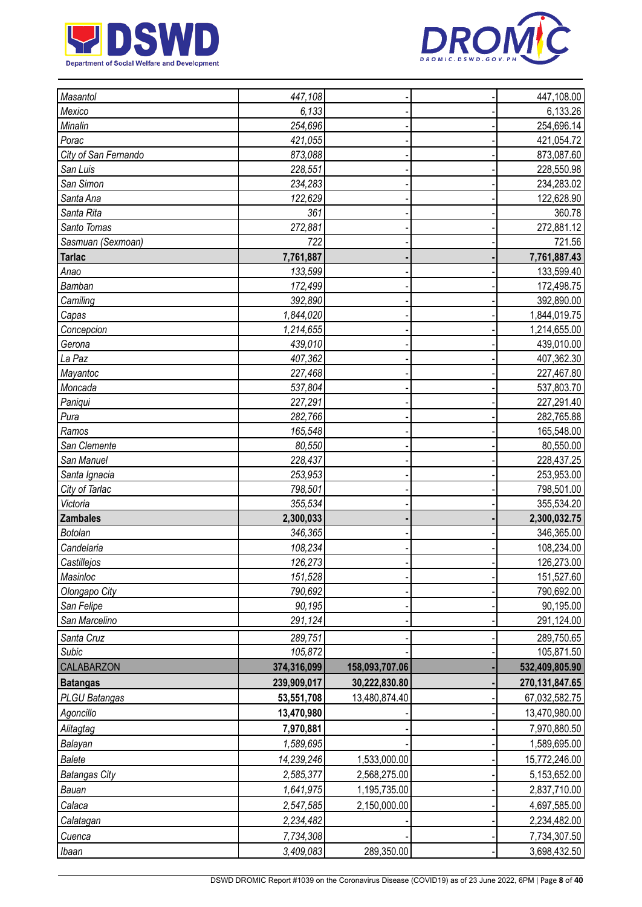| | | | | |
|---|---|---|---|---|
| *Masantol* | *447,108* | - | - | 447,108.00 |
| *Mexico* | *6,133* | - | - | 6,133.26 |
| *Minalin* | *254,696* | - | - | 254,696.14 |
| *Porac* | *421,055* | - | - | 421,054.72 |
| *City of San Fernando* | *873,088* | - | - | 873,087.60 |
| *San Luis* | *228,551* | - | - | 228,550.98 |
| *San Simon* | *234,283* | - | - | 234,283.02 |
| *Santa Ana* | *122,629* | - | - | 122,628.90 |
| *Santa Rita* | *361* | - | - | 360.78 |
| *Santo Tomas* | *272,881* | - | - | 272,881.12 |
| *Sasmuan (Sexmoan)* | *722* | - | - | 721.56 |
| **Tarlac** | **7,761,887** | **-** | **-** | **7,761,887.43** |
| *Anao* | *133,599* | - | - | 133,599.40 |
| *Bamban* | *172,499* | - | - | 172,498.75 |
| *Camiling* | *392,890* | - | - | 392,890.00 |
| *Capas* | *1,844,020* | - | - | 1,844,019.75 |
| *Concepcion* | *1,214,655* | - | - | 1,214,655.00 |
| *Gerona* | *439,010* | - | - | 439,010.00 |
| *La Paz* | *407,362* | - | - | 407,362.30 |
| *Mayantoc* | *227,468* | - | - | 227,467.80 |
| *Moncada* | *537,804* | - | - | 537,803.70 |
| *Paniqui* | *227,291* | - | - | 227,291.40 |
| *Pura* | *282,766* | - | - | 282,765.88 |
| *Ramos* | *165,548* | - | - | 165,548.00 |
| *San Clemente* | *80,550* | - | - | 80,550.00 |
| *San Manuel* | *228,437* | - | - | 228,437.25 |
| *Santa Ignacia* | *253,953* | - | - | 253,953.00 |
| *City of Tarlac* | *798,501* | - | - | 798,501.00 |
| *Victoria* | *355,534* | - | - | 355,534.20 |
| **Zambales** | **2,300,033** | **-** | **-** | **2,300,032.75** |
| *Botolan* | *346,365* | - | - | 346,365.00 |
| *Candelaria* | *108,234* | - | - | 108,234.00 |
| *Castillejos* | *126,273* | - | - | 126,273.00 |
| *Masinloc* | *151,528* | - | - | 151,527.60 |
| *Olongapo City* | *790,692* | - | - | 790,692.00 |
| *San Felipe* | *90,195* | - | - | 90,195.00 |
| *San Marcelino* | *291,124* | - | - | 291,124.00 |
| *Santa Cruz* | *289,751* | - | - | 289,750.65 |
| *Subic* | *105,872* | - | - | 105,871.50 |
| CALABARZON | **374,316,099** | **158,093,707.06** | **-** | **532,409,805.90** |
| **Batangas** | **239,909,017** | **30,222,830.80** | **-** | **270,131,847.65** |
| *PLGU Batangas* | **53,551,708** | 13,480,874.40 | - | 67,032,582.75 |
| *Agoncillo* | **13,470,980** | - | - | 13,470,980.00 |
| *Alitagtag* | **7,970,881** | - | - | 7,970,880.50 |
| *Balayan* | *1,589,695* | - | - | 1,589,695.00 |
| *Balete* | *14,239,246* | 1,533,000.00 | - | 15,772,246.00 |
| *Batangas City* | *2,585,377* | 2,568,275.00 | - | 5,153,652.00 |
| *Bauan* | *1,641,975* | 1,195,735.00 | - | 2,837,710.00 |
| *Calaca* | *2,547,585* | 2,150,000.00 | - | 4,697,585.00 |
| *Calatagan* | *2,234,482* | - | - | 2,234,482.00 |
| *Cuenca* | *7,734,308* | - | - | 7,734,307.50 |
| *Ibaan* | *3,409,083* | 289,350.00 | - | 3,698,432.50 |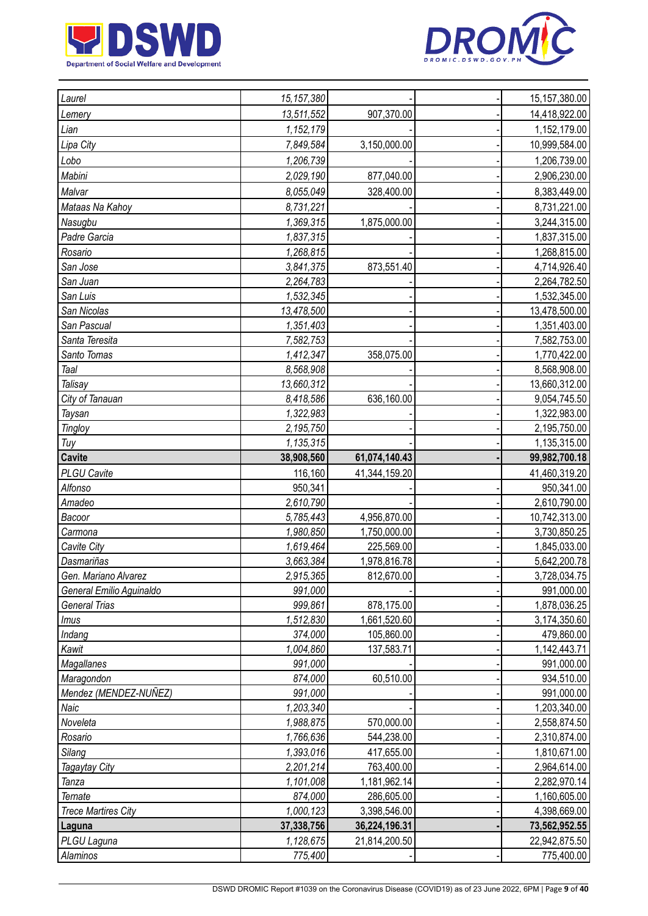| | | | | |
|---|---|---|---|---|
| *Laurel* | *15,157,380* | - | - | 15,157,380.00 |
| *Lemery* | *13,511,552* | 907,370.00 | - | 14,418,922.00 |
| *Lian* | *1,152,179* | - | - | 1,152,179.00 |
| *Lipa City* | *7,849,584* | 3,150,000.00 | - | 10,999,584.00 |
| *Lobo* | *1,206,739* | - | - | 1,206,739.00 |
| *Mabini* | *2,029,190* | 877,040.00 | - | 2,906,230.00 |
| *Malvar* | *8,055,049* | 328,400.00 | - | 8,383,449.00 |
| *Mataas Na Kahoy* | *8,731,221* | - | - | 8,731,221.00 |
| *Nasugbu* | *1,369,315* | 1,875,000.00 | - | 3,244,315.00 |
| *Padre Garcia* | *1,837,315* | - | - | 1,837,315.00 |
| *Rosario* | *1,268,815* | - | - | 1,268,815.00 |
| *San Jose* | *3,841,375* | 873,551.40 | - | 4,714,926.40 |
| *San Juan* | *2,264,783* | - | - | 2,264,782.50 |
| *San Luis* | *1,532,345* | - | - | 1,532,345.00 |
| *San Nicolas* | *13,478,500* | - | - | 13,478,500.00 |
| *San Pascual* | *1,351,403* | - | - | 1,351,403.00 |
| *Santa Teresita* | *7,582,753* | - | - | 7,582,753.00 |
| *Santo Tomas* | *1,412,347* | 358,075.00 | - | 1,770,422.00 |
| *Taal* | *8,568,908* | - | - | 8,568,908.00 |
| *Talisay* | *13,660,312* | - | - | 13,660,312.00 |
| *City of Tanauan* | *8,418,586* | 636,160.00 | - | 9,054,745.50 |
| *Taysan* | *1,322,983* | - | - | 1,322,983.00 |
| *Tingloy* | *2,195,750* | - | - | 2,195,750.00 |
| *Tuy* | *1,135,315* | - | - | 1,135,315.00 |
| **Cavite** | **38,908,560** | **61,074,140.43** | **-** | **99,982,700.18** |
| *PLGU Cavite* | 116,160 | 41,344,159.20 | | 41,460,319.20 |
| *Alfonso* | 950,341 | - | - | 950,341.00 |
| *Amadeo* | *2,610,790* | - | - | 2,610,790.00 |
| *Bacoor* | *5,785,443* | 4,956,870.00 | - | 10,742,313.00 |
| *Carmona* | *1,980,850* | 1,750,000.00 | - | 3,730,850.25 |
| *Cavite City* | *1,619,464* | 225,569.00 | - | 1,845,033.00 |
| *Dasmariñas* | *3,663,384* | 1,978,816.78 | - | 5,642,200.78 |
| *Gen. Mariano Alvarez* | *2,915,365* | 812,670.00 | - | 3,728,034.75 |
| *General Emilio Aguinaldo* | *991,000* | - | - | 991,000.00 |
| *General Trias* | *999,861* | 878,175.00 | - | 1,878,036.25 |
| *Imus* | *1,512,830* | 1,661,520.60 | - | 3,174,350.60 |
| *Indang* | *374,000* | 105,860.00 | - | 479,860.00 |
| *Kawit* | *1,004,860* | 137,583.71 | - | 1,142,443.71 |
| *Magallanes* | *991,000* | - | - | 991,000.00 |
| *Maragondon* | *874,000* | 60,510.00 | - | 934,510.00 |
| *Mendez (MENDEZ-NUÑEZ)* | *991,000* | - | - | 991,000.00 |
| *Naic* | *1,203,340* | - | - | 1,203,340.00 |
| *Noveleta* | *1,988,875* | 570,000.00 | - | 2,558,874.50 |
| *Rosario* | *1,766,636* | 544,238.00 | - | 2,310,874.00 |
| *Silang* | *1,393,016* | 417,655.00 | - | 1,810,671.00 |
| *Tagaytay City* | *2,201,214* | 763,400.00 | - | 2,964,614.00 |
| *Tanza* | *1,101,008* | 1,181,962.14 | - | 2,282,970.14 |
| *Ternate* | *874,000* | 286,605.00 | - | 1,160,605.00 |
| *Trece Martires City* | *1,000,123* | 3,398,546.00 | - | 4,398,669.00 |
| **Laguna** | **37,338,756** | **36,224,196.31** | **-** | **73,562,952.55** |
| *PLGU Laguna* | *1,128,675* | 21,814,200.50 | | 22,942,875.50 |
| *Alaminos* | *775,400* | - | - | 775,400.00 |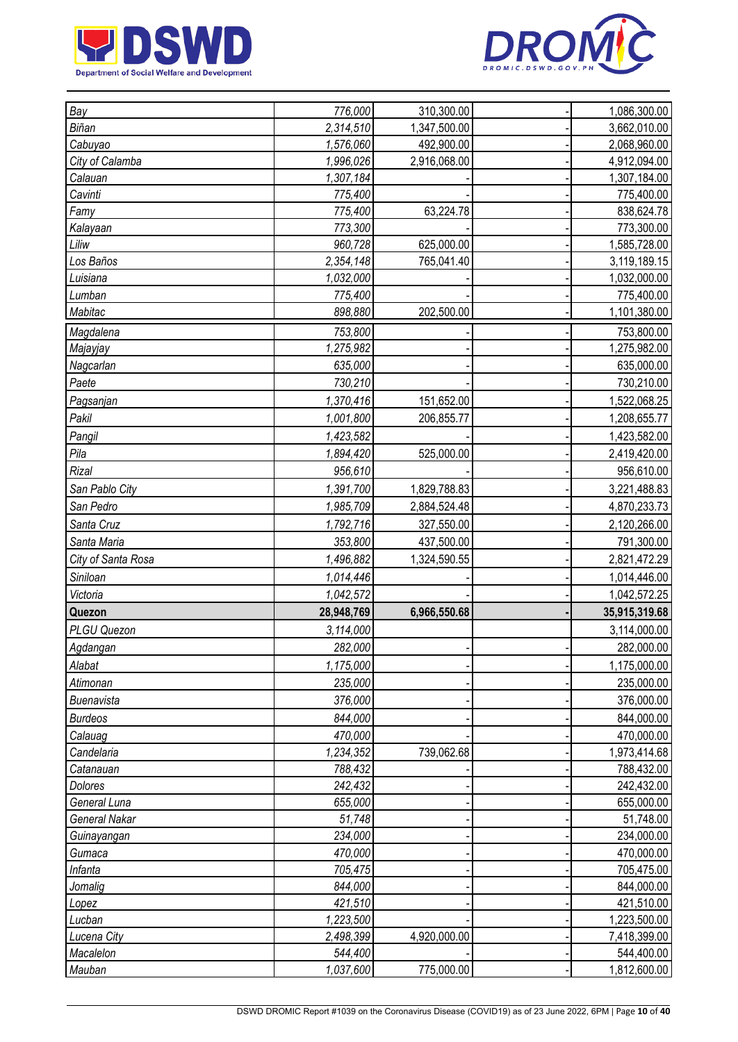| | | | | |
|---|---|---|---|---|
| *Bay* | *776,000* | 310,300.00 | - | 1,086,300.00 |
| *Biñan* | *2,314,510* | 1,347,500.00 | - | 3,662,010.00 |
| *Cabuyao* | *1,576,060* | 492,900.00 | - | 2,068,960.00 |
| *City of Calamba* | *1,996,026* | 2,916,068.00 | - | 4,912,094.00 |
| *Calauan* | *1,307,184* | - | - | 1,307,184.00 |
| *Cavinti* | *775,400* | - | - | 775,400.00 |
| *Famy* | *775,400* | 63,224.78 | - | 838,624.78 |
| *Kalayaan* | *773,300* | - | - | 773,300.00 |
| *Liliw* | *960,728* | 625,000.00 | - | 1,585,728.00 |
| *Los Baños* | *2,354,148* | 765,041.40 | - | 3,119,189.15 |
| *Luisiana* | *1,032,000* | - | - | 1,032,000.00 |
| *Lumban* | *775,400* | - | - | 775,400.00 |
| *Mabitac* | *898,880* | 202,500.00 | - | 1,101,380.00 |
| *Magdalena* | *753,800* | - | - | 753,800.00 |
| *Majayjay* | *1,275,982* | - | - | 1,275,982.00 |
| *Nagcarlan* | *635,000* | - | - | 635,000.00 |
| *Paete* | *730,210* | - | - | 730,210.00 |
| *Pagsanjan* | *1,370,416* | 151,652.00 | - | 1,522,068.25 |
| *Pakil* | *1,001,800* | 206,855.77 | - | 1,208,655.77 |
| *Pangil* | *1,423,582* | - | - | 1,423,582.00 |
| *Pila* | *1,894,420* | 525,000.00 | - | 2,419,420.00 |
| *Rizal* | *956,610* | - | - | 956,610.00 |
| *San Pablo City* | *1,391,700* | 1,829,788.83 | - | 3,221,488.83 |
| *San Pedro* | *1,985,709* | 2,884,524.48 | - | 4,870,233.73 |
| *Santa Cruz* | *1,792,716* | 327,550.00 | - | 2,120,266.00 |
| *Santa Maria* | *353,800* | 437,500.00 | - | 791,300.00 |
| *City of Santa Rosa* | *1,496,882* | 1,324,590.55 | - | 2,821,472.29 |
| *Siniloan* | *1,014,446* | - | - | 1,014,446.00 |
| *Victoria* | *1,042,572* | - | - | 1,042,572.25 |
| **Quezon** | **28,948,769** | **6,966,550.68** | **-** | **35,915,319.68** |
| *PLGU Quezon* | *3,114,000* | | | 3,114,000.00 |
| *Agdangan* | *282,000* | - | - | 282,000.00 |
| *Alabat* | *1,175,000* | - | - | 1,175,000.00 |
| *Atimonan* | *235,000* | - | - | 235,000.00 |
| *Buenavista* | *376,000* | - | - | 376,000.00 |
| *Burdeos* | *844,000* | - | - | 844,000.00 |
| *Calauag* | *470,000* | - | - | 470,000.00 |
| *Candelaria* | *1,234,352* | 739,062.68 | - | 1,973,414.68 |
| *Catanauan* | *788,432* | - | - | 788,432.00 |
| *Dolores* | *242,432* | - | - | 242,432.00 |
| *General Luna* | *655,000* | - | - | 655,000.00 |
| *General Nakar* | *51,748* | - | - | 51,748.00 |
| *Guinayangan* | *234,000* | - | - | 234,000.00 |
| *Gumaca* | *470,000* | - | - | 470,000.00 |
| *Infanta* | *705,475* | - | - | 705,475.00 |
| *Jomalig* | *844,000* | - | - | 844,000.00 |
| *Lopez* | *421,510* | - | - | 421,510.00 |
| *Lucban* | *1,223,500* | - | - | 1,223,500.00 |
| *Lucena City* | *2,498,399* | 4,920,000.00 | - | 7,418,399.00 |
| *Macalelon* | *544,400* | - | - | 544,400.00 |
| *Mauban* | *1,037,600* | 775,000.00 | - | 1,812,600.00 |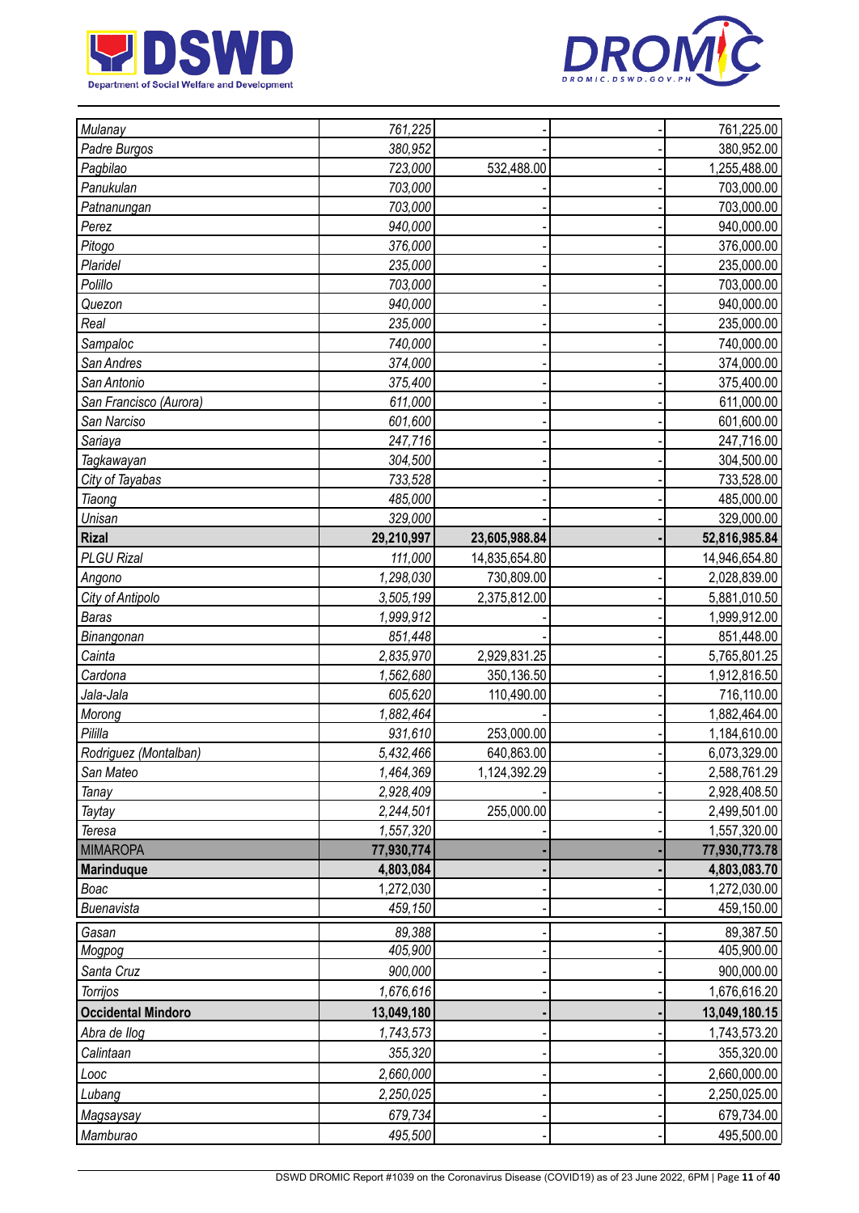| | | | | |
|---|---|---|---|---|
| *Mulanay* | *761,225* | - | - | 761,225.00 |
| *Padre Burgos* | *380,952* | - | - | 380,952.00 |
| *Pagbilao* | *723,000* | 532,488.00 | - | 1,255,488.00 |
| *Panukulan* | *703,000* | - | - | 703,000.00 |
| *Patnanungan* | *703,000* | - | - | 703,000.00 |
| *Perez* | *940,000* | - | - | 940,000.00 |
| *Pitogo* | *376,000* | - | - | 376,000.00 |
| *Plaridel* | *235,000* | - | - | 235,000.00 |
| *Polillo* | *703,000* | - | - | 703,000.00 |
| *Quezon* | *940,000* | - | - | 940,000.00 |
| *Real* | *235,000* | - | - | 235,000.00 |
| *Sampaloc* | *740,000* | - | - | 740,000.00 |
| *San Andres* | *374,000* | - | - | 374,000.00 |
| *San Antonio* | *375,400* | - | - | 375,400.00 |
| *San Francisco (Aurora)* | *611,000* | - | - | 611,000.00 |
| *San Narciso* | *601,600* | - | - | 601,600.00 |
| *Sariaya* | *247,716* | - | - | 247,716.00 |
| *Tagkawayan* | *304,500* | - | - | 304,500.00 |
| *City of Tayabas* | *733,528* | - | - | 733,528.00 |
| *Tiaong* | *485,000* | - | - | 485,000.00 |
| *Unisan* | *329,000* | - | - | 329,000.00 |
| **Rizal** | **29,210,997** | **23,605,988.84** | **-** | **52,816,985.84** |
| *PLGU Rizal* | *111,000* | 14,835,654.80 | | 14,946,654.80 |
| *Angono* | *1,298,030* | 730,809.00 | - | 2,028,839.00 |
| *City of Antipolo* | *3,505,199* | 2,375,812.00 | - | 5,881,010.50 |
| *Baras* | *1,999,912* | - | - | 1,999,912.00 |
| *Binangonan* | *851,448* | - | - | 851,448.00 |
| *Cainta* | *2,835,970* | 2,929,831.25 | - | 5,765,801.25 |
| *Cardona* | *1,562,680* | 350,136.50 | - | 1,912,816.50 |
| *Jala-Jala* | *605,620* | 110,490.00 | - | 716,110.00 |
| *Morong* | *1,882,464* | - | - | 1,882,464.00 |
| *Pililla* | *931,610* | 253,000.00 | - | 1,184,610.00 |
| *Rodriguez (Montalban)* | *5,432,466* | 640,863.00 | - | 6,073,329.00 |
| *San Mateo* | *1,464,369* | 1,124,392.29 | - | 2,588,761.29 |
| *Tanay* | *2,928,409* | - | - | 2,928,408.50 |
| *Taytay* | *2,244,501* | 255,000.00 | - | 2,499,501.00 |
| *Teresa* | *1,557,320* | - | - | 1,557,320.00 |
| MIMAROPA | **77,930,774** | **-** | **-** | **77,930,773.78** |
| **Marinduque** | **4,803,084** | **-** | **-** | **4,803,083.70** |
| *Boac* | 1,272,030 | - | - | 1,272,030.00 |
| *Buenavista* | *459,150* | - | - | 459,150.00 |
| *Gasan* | *89,388* | - | - | 89,387.50 |
| *Mogpog* | *405,900* | - | - | 405,900.00 |
| *Santa Cruz* | *900,000* | - | - | 900,000.00 |
| *Torrijos* | *1,676,616* | - | - | 1,676,616.20 |
| **Occidental Mindoro** | **13,049,180** | **-** | **-** | **13,049,180.15** |
| *Abra de Ilog* | *1,743,573* | - | - | 1,743,573.20 |
| *Calintaan* | *355,320* | - | - | 355,320.00 |
| *Looc* | *2,660,000* | - | - | 2,660,000.00 |
| *Lubang* | *2,250,025* | - | - | 2,250,025.00 |
| *Magsaysay* | *679,734* | - | - | 679,734.00 |
| *Mamburao* | *495,500* | - | - | 495,500.00 |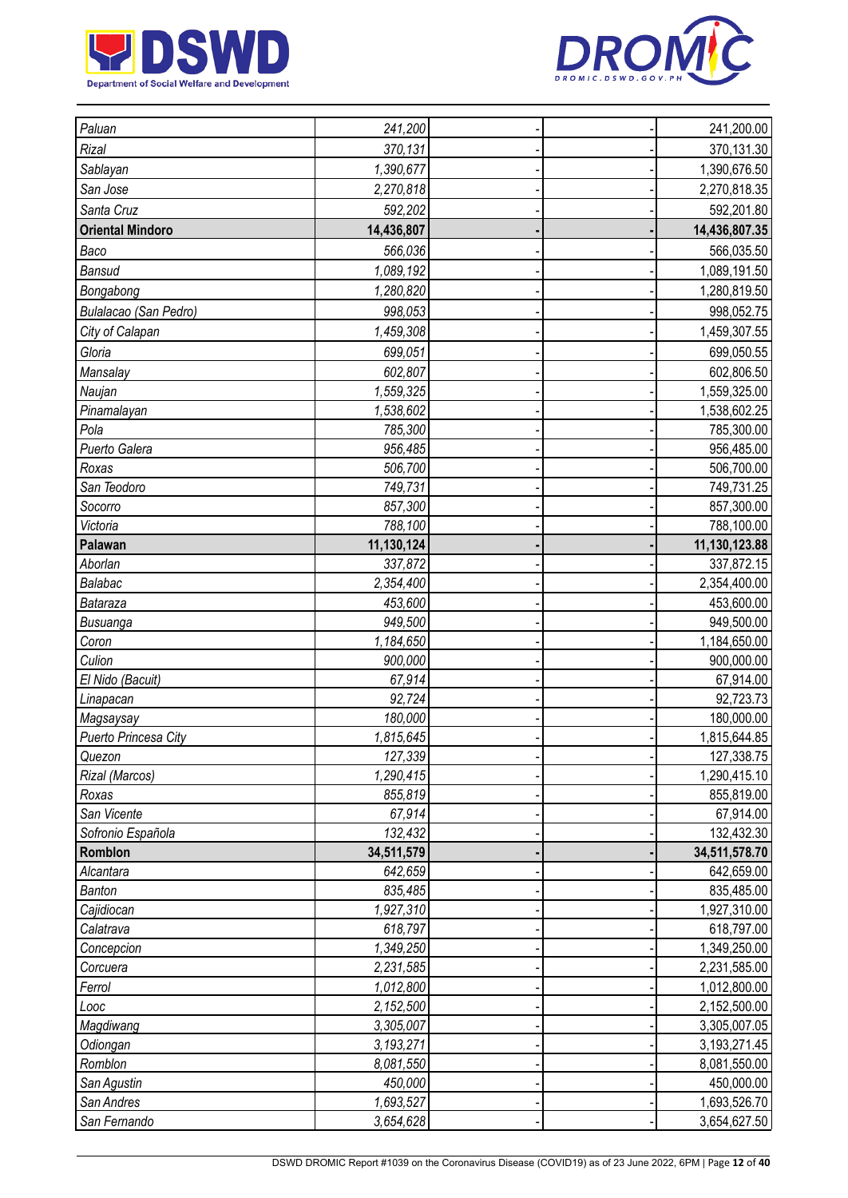| | | | | |
|---|---|---|---|---|
| *Paluan* | *241,200* | - | - | 241,200.00 |
| *Rizal* | *370,131* | - | - | 370,131.30 |
| *Sablayan* | *1,390,677* | - | - | 1,390,676.50 |
| *San Jose* | *2,270,818* | - | - | 2,270,818.35 |
| *Santa Cruz* | *592,202* | - | - | 592,201.80 |
| **Oriental Mindoro** | **14,436,807** | **-** | **-** | **14,436,807.35** |
| *Baco* | *566,036* | - | - | 566,035.50 |
| *Bansud* | *1,089,192* | - | - | 1,089,191.50 |
| *Bongabong* | *1,280,820* | - | - | 1,280,819.50 |
| *Bulalacao (San Pedro)* | *998,053* | - | - | 998,052.75 |
| *City of Calapan* | *1,459,308* | - | - | 1,459,307.55 |
| *Gloria* | *699,051* | - | - | 699,050.55 |
| *Mansalay* | *602,807* | - | - | 602,806.50 |
| *Naujan* | *1,559,325* | - | - | 1,559,325.00 |
| *Pinamalayan* | *1,538,602* | - | - | 1,538,602.25 |
| *Pola* | *785,300* | - | - | 785,300.00 |
| *Puerto Galera* | *956,485* | - | - | 956,485.00 |
| *Roxas* | *506,700* | - | - | 506,700.00 |
| *San Teodoro* | *749,731* | - | - | 749,731.25 |
| *Socorro* | *857,300* | - | - | 857,300.00 |
| *Victoria* | *788,100* | - | - | 788,100.00 |
| **Palawan** | **11,130,124** | **-** | **-** | **11,130,123.88** |
| *Aborlan* | *337,872* | - | - | 337,872.15 |
| *Balabac* | *2,354,400* | - | - | 2,354,400.00 |
| *Bataraza* | *453,600* | - | - | 453,600.00 |
| *Busuanga* | *949,500* | - | - | 949,500.00 |
| *Coron* | *1,184,650* | - | - | 1,184,650.00 |
| *Culion* | *900,000* | - | - | 900,000.00 |
| *El Nido (Bacuit)* | *67,914* | - | - | 67,914.00 |
| *Linapacan* | *92,724* | - | - | 92,723.73 |
| *Magsaysay* | *180,000* | - | - | 180,000.00 |
| *Puerto Princesa City* | *1,815,645* | - | - | 1,815,644.85 |
| *Quezon* | *127,339* | - | - | 127,338.75 |
| *Rizal (Marcos)* | *1,290,415* | - | - | 1,290,415.10 |
| *Roxas* | *855,819* | - | - | 855,819.00 |
| *San Vicente* | *67,914* | - | - | 67,914.00 |
| *Sofronio Española* | *132,432* | - | - | 132,432.30 |
| **Romblon** | **34,511,579** | **-** | **-** | **34,511,578.70** |
| *Alcantara* | *642,659* | - | - | 642,659.00 |
| *Banton* | *835,485* | - | - | 835,485.00 |
| *Cajidiocan* | *1,927,310* | - | - | 1,927,310.00 |
| *Calatrava* | *618,797* | - | - | 618,797.00 |
| *Concepcion* | *1,349,250* | - | - | 1,349,250.00 |
| *Corcuera* | *2,231,585* | - | - | 2,231,585.00 |
| *Ferrol* | *1,012,800* | - | - | 1,012,800.00 |
| *Looc* | *2,152,500* | - | - | 2,152,500.00 |
| *Magdiwang* | *3,305,007* | - | - | 3,305,007.05 |
| *Odiongan* | *3,193,271* | - | - | 3,193,271.45 |
| *Romblon* | *8,081,550* | - | - | 8,081,550.00 |
| *San Agustin* | *450,000* | - | - | 450,000.00 |
| *San Andres* | *1,693,527* | - | - | 1,693,526.70 |
| *San Fernando* | *3,654,628* | - | - | 3,654,627.50 |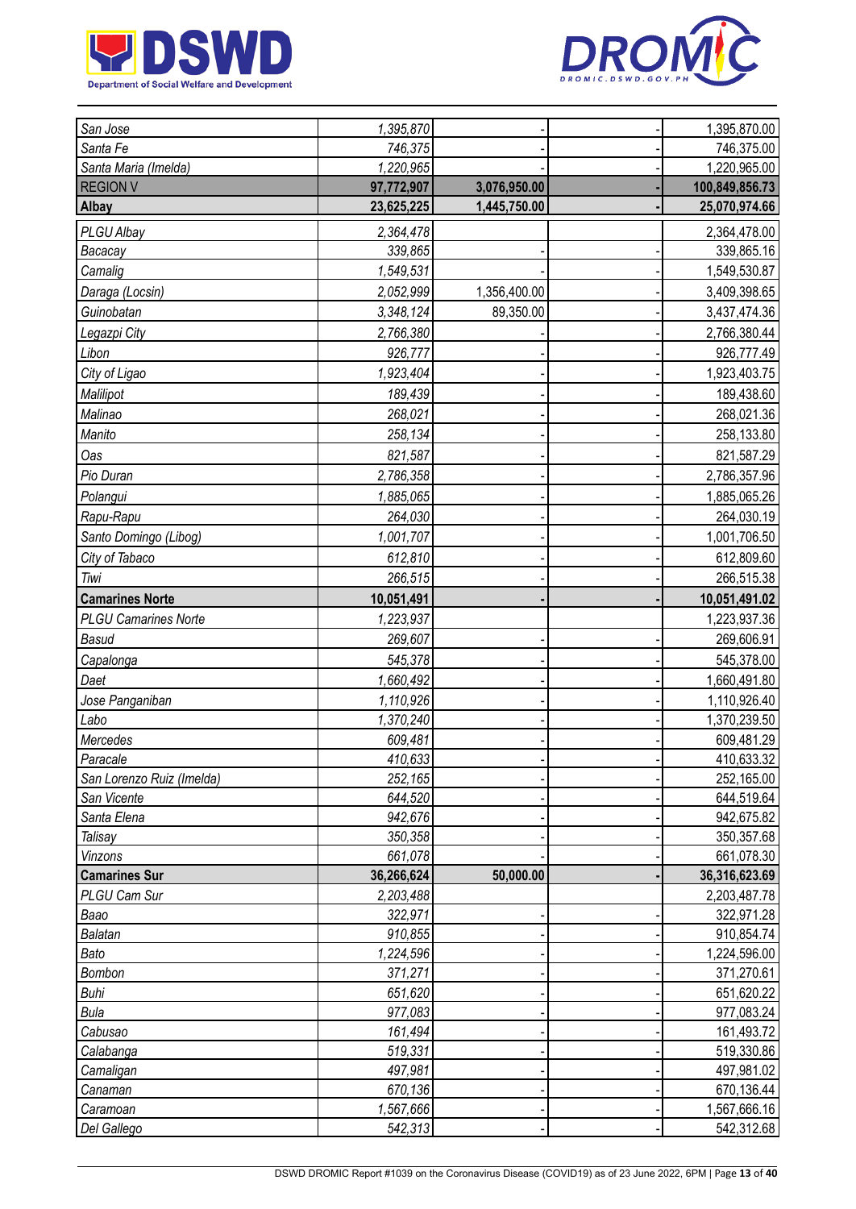| | | | | |
|---|---|---|---|---|
| San Jose | 1,395,870 | - | - | 1,395,870.00 |
| Santa Fe | 746,375 | - | - | 746,375.00 |
| Santa Maria (Imelda) | 1,220,965 | - | - | 1,220,965.00 |
| **REGION V** | **97,772,907** | **3,076,950.00** | **-** | **100,849,856.73** |
| **Albay** | **23,625,225** | **1,445,750.00** | **-** | **25,070,974.66** |
| PLGU Albay | 2,364,478 | | | 2,364,478.00 |
| Bacacay | 339,865 | - | - | 339,865.16 |
| Camalig | 1,549,531 | - | - | 1,549,530.87 |
| Daraga (Locsin) | 2,052,999 | 1,356,400.00 | - | 3,409,398.65 |
| Guinobatan | 3,348,124 | 89,350.00 | - | 3,437,474.36 |
| Legazpi City | 2,766,380 | - | - | 2,766,380.44 |
| Libon | 926,777 | - | - | 926,777.49 |
| City of Ligao | 1,923,404 | - | - | 1,923,403.75 |
| Malilipot | 189,439 | - | - | 189,438.60 |
| Malinao | 268,021 | - | - | 268,021.36 |
| Manito | 258,134 | - | - | 258,133.80 |
| Oas | 821,587 | - | - | 821,587.29 |
| Pio Duran | 2,786,358 | - | - | 2,786,357.96 |
| Polangui | 1,885,065 | - | - | 1,885,065.26 |
| Rapu-Rapu | 264,030 | - | - | 264,030.19 |
| Santo Domingo (Libog) | 1,001,707 | - | - | 1,001,706.50 |
| City of Tabaco | 612,810 | - | - | 612,809.60 |
| Tiwi | 266,515 | - | - | 266,515.38 |
| **Camarines Norte** | **10,051,491** | **-** | **-** | **10,051,491.02** |
| PLGU Camarines Norte | 1,223,937 | | | 1,223,937.36 |
| Basud | 269,607 | - | - | 269,606.91 |
| Capalonga | 545,378 | - | - | 545,378.00 |
| Daet | 1,660,492 | - | - | 1,660,491.80 |
| Jose Panganiban | 1,110,926 | - | - | 1,110,926.40 |
| Labo | 1,370,240 | - | - | 1,370,239.50 |
| Mercedes | 609,481 | - | - | 609,481.29 |
| Paracale | 410,633 | - | - | 410,633.32 |
| San Lorenzo Ruiz (Imelda) | 252,165 | - | - | 252,165.00 |
| San Vicente | 644,520 | - | - | 644,519.64 |
| Santa Elena | 942,676 | - | - | 942,675.82 |
| Talisay | 350,358 | - | - | 350,357.68 |
| Vinzons | 661,078 | - | - | 661,078.30 |
| **Camarines Sur** | **36,266,624** | **50,000.00** | **-** | **36,316,623.69** |
| PLGU Cam Sur | 2,203,488 | | | 2,203,487.78 |
| Baao | 322,971 | - | - | 322,971.28 |
| Balatan | 910,855 | - | - | 910,854.74 |
| Bato | 1,224,596 | - | - | 1,224,596.00 |
| Bombon | 371,271 | - | - | 371,270.61 |
| Buhi | 651,620 | - | - | 651,620.22 |
| Bula | 977,083 | - | - | 977,083.24 |
| Cabusao | 161,494 | - | - | 161,493.72 |
| Calabanga | 519,331 | - | - | 519,330.86 |
| Camaligan | 497,981 | - | - | 497,981.02 |
| Canaman | 670,136 | - | - | 670,136.44 |
| Caramoan | 1,567,666 | - | - | 1,567,666.16 |
| Del Gallego | 542,313 | - | - | 542,312.68 |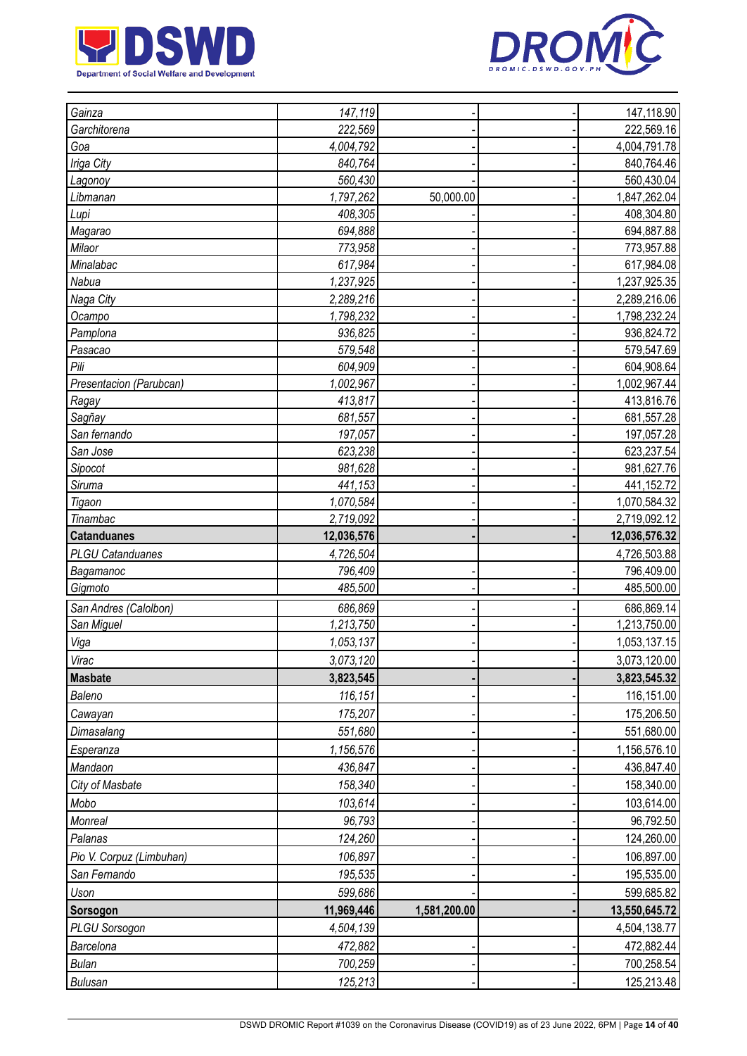| | | | | |
|---|---|---|---|---|
| Gainza | 147,119 | - | - | 147,118.90 |
| Garchitorena | 222,569 | - | - | 222,569.16 |
| Goa | 4,004,792 | - | - | 4,004,791.78 |
| Iriga City | 840,764 | - | - | 840,764.46 |
| Lagonoy | 560,430 | - | - | 560,430.04 |
| Libmanan | 1,797,262 | 50,000.00 | - | 1,847,262.04 |
| Lupi | 408,305 | - | - | 408,304.80 |
| Magarao | 694,888 | - | - | 694,887.88 |
| Milaor | 773,958 | - | - | 773,957.88 |
| Minalabac | 617,984 | - | - | 617,984.08 |
| Nabua | 1,237,925 | - | - | 1,237,925.35 |
| Naga City | 2,289,216 | - | - | 2,289,216.06 |
| Ocampo | 1,798,232 | - | - | 1,798,232.24 |
| Pamplona | 936,825 | - | - | 936,824.72 |
| Pasacao | 579,548 | - | - | 579,547.69 |
| Pili | 604,909 | - | - | 604,908.64 |
| Presentacion (Parubcan) | 1,002,967 | - | - | 1,002,967.44 |
| Ragay | 413,817 | - | - | 413,816.76 |
| Sagñay | 681,557 | - | - | 681,557.28 |
| San fernando | 197,057 | - | - | 197,057.28 |
| San Jose | 623,238 | - | - | 623,237.54 |
| Sipocot | 981,628 | - | - | 981,627.76 |
| Siruma | 441,153 | - | - | 441,152.72 |
| Tigaon | 1,070,584 | - | - | 1,070,584.32 |
| Tinambac | 2,719,092 | - | - | 2,719,092.12 |
| **Catanduanes** | **12,036,576** | **-** | **-** | **12,036,576.32** |
| PLGU Catanduanes | 4,726,504 | | | 4,726,503.88 |
| Bagamanoc | 796,409 | - | - | 796,409.00 |
| Gigmoto | 485,500 | - | - | 485,500.00 |
| San Andres (Calolbon) | 686,869 | - | - | 686,869.14 |
| San Miguel | 1,213,750 | - | - | 1,213,750.00 |
| Viga | 1,053,137 | - | - | 1,053,137.15 |
| Virac | 3,073,120 | - | - | 3,073,120.00 |
| **Masbate** | **3,823,545** | **-** | **-** | **3,823,545.32** |
| Baleno | 116,151 | - | - | 116,151.00 |
| Cawayan | 175,207 | - | - | 175,206.50 |
| Dimasalang | 551,680 | - | - | 551,680.00 |
| Esperanza | 1,156,576 | - | - | 1,156,576.10 |
| Mandaon | 436,847 | - | - | 436,847.40 |
| City of Masbate | 158,340 | - | - | 158,340.00 |
| Mobo | 103,614 | - | - | 103,614.00 |
| Monreal | 96,793 | - | - | 96,792.50 |
| Palanas | 124,260 | - | - | 124,260.00 |
| Pio V. Corpuz (Limbuhan) | 106,897 | - | - | 106,897.00 |
| San Fernando | 195,535 | - | - | 195,535.00 |
| Uson | 599,686 | - | - | 599,685.82 |
| **Sorsogon** | **11,969,446** | **1,581,200.00** | **-** | **13,550,645.72** |
| PLGU Sorsogon | 4,504,139 | | | 4,504,138.77 |
| Barcelona | 472,882 | - | - | 472,882.44 |
| Bulan | 700,259 | - | - | 700,258.54 |
| Bulusan | 125,213 | - | - | 125,213.48 |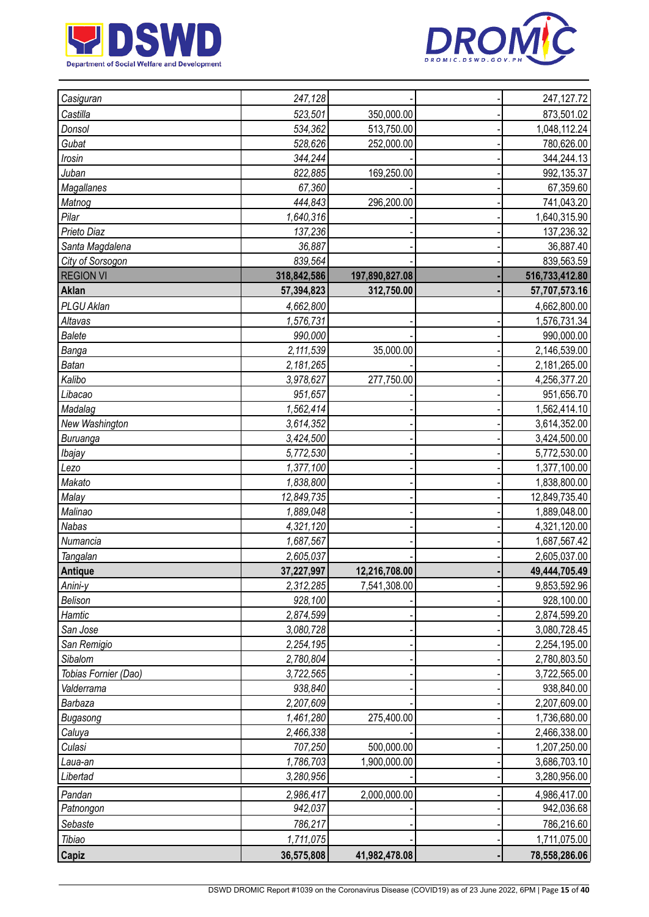| | | | | |
|---|---|---|---|---|
| *Casiguran* | *247,128* | - | - | 247,127.72 |
| *Castilla* | *523,501* | 350,000.00 | - | 873,501.02 |
| *Donsol* | *534,362* | 513,750.00 | - | 1,048,112.24 |
| *Gubat* | *528,626* | 252,000.00 | - | 780,626.00 |
| *Irosin* | *344,244* | - | - | 344,244.13 |
| *Juban* | *822,885* | 169,250.00 | - | 992,135.37 |
| *Magallanes* | *67,360* | - | - | 67,359.60 |
| *Matnog* | *444,843* | 296,200.00 | - | 741,043.20 |
| *Pilar* | *1,640,316* | - | - | 1,640,315.90 |
| *Prieto Diaz* | *137,236* | - | - | 137,236.32 |
| *Santa Magdalena* | *36,887* | - | - | 36,887.40 |
| *City of Sorsogon* | *839,564* | - | - | 839,563.59 |
| REGION VI | **318,842,586** | **197,890,827.08** | **-** | **516,733,412.80** |
| **Aklan** | **57,394,823** | **312,750.00** | **-** | **57,707,573.16** |
| *PLGU Aklan* | *4,662,800* | | | 4,662,800.00 |
| *Altavas* | *1,576,731* | - | - | 1,576,731.34 |
| *Balete* | *990,000* | - | - | 990,000.00 |
| *Banga* | *2,111,539* | 35,000.00 | - | 2,146,539.00 |
| *Batan* | *2,181,265* | - | - | 2,181,265.00 |
| *Kalibo* | *3,978,627* | 277,750.00 | - | 4,256,377.20 |
| *Libacao* | *951,657* | - | - | 951,656.70 |
| *Madalag* | *1,562,414* | - | - | 1,562,414.10 |
| *New Washington* | *3,614,352* | - | - | 3,614,352.00 |
| *Buruanga* | *3,424,500* | - | - | 3,424,500.00 |
| *Ibajay* | *5,772,530* | - | - | 5,772,530.00 |
| *Lezo* | *1,377,100* | - | - | 1,377,100.00 |
| *Makato* | *1,838,800* | - | - | 1,838,800.00 |
| *Malay* | *12,849,735* | - | - | 12,849,735.40 |
| *Malinao* | *1,889,048* | - | - | 1,889,048.00 |
| *Nabas* | *4,321,120* | - | - | 4,321,120.00 |
| *Numancia* | *1,687,567* | - | - | 1,687,567.42 |
| *Tangalan* | *2,605,037* | - | - | 2,605,037.00 |
| **Antique** | **37,227,997** | **12,216,708.00** | **-** | **49,444,705.49** |
| *Anini-y* | *2,312,285* | 7,541,308.00 | - | 9,853,592.96 |
| *Belison* | *928,100* | - | - | 928,100.00 |
| *Hamtic* | *2,874,599* | - | - | 2,874,599.20 |
| *San Jose* | *3,080,728* | - | - | 3,080,728.45 |
| *San Remigio* | *2,254,195* | - | - | 2,254,195.00 |
| *Sibalom* | *2,780,804* | - | - | 2,780,803.50 |
| *Tobias Fornier (Dao)* | *3,722,565* | - | - | 3,722,565.00 |
| *Valderrama* | *938,840* | - | - | 938,840.00 |
| *Barbaza* | *2,207,609* | - | - | 2,207,609.00 |
| *Bugasong* | *1,461,280* | 275,400.00 | - | 1,736,680.00 |
| *Caluya* | *2,466,338* | - | - | 2,466,338.00 |
| *Culasi* | *707,250* | 500,000.00 | - | 1,207,250.00 |
| *Laua-an* | *1,786,703* | 1,900,000.00 | - | 3,686,703.10 |
| *Libertad* | *3,280,956* | - | - | 3,280,956.00 |
| *Pandan* | *2,986,417* | 2,000,000.00 | - | 4,986,417.00 |
| *Patnongon* | *942,037* | - | - | 942,036.68 |
| *Sebaste* | *786,217* | - | - | 786,216.60 |
| *Tibiao* | *1,711,075* | - | - | 1,711,075.00 |
| **Capiz** | **36,575,808** | **41,982,478.08** | **-** | **78,558,286.06** |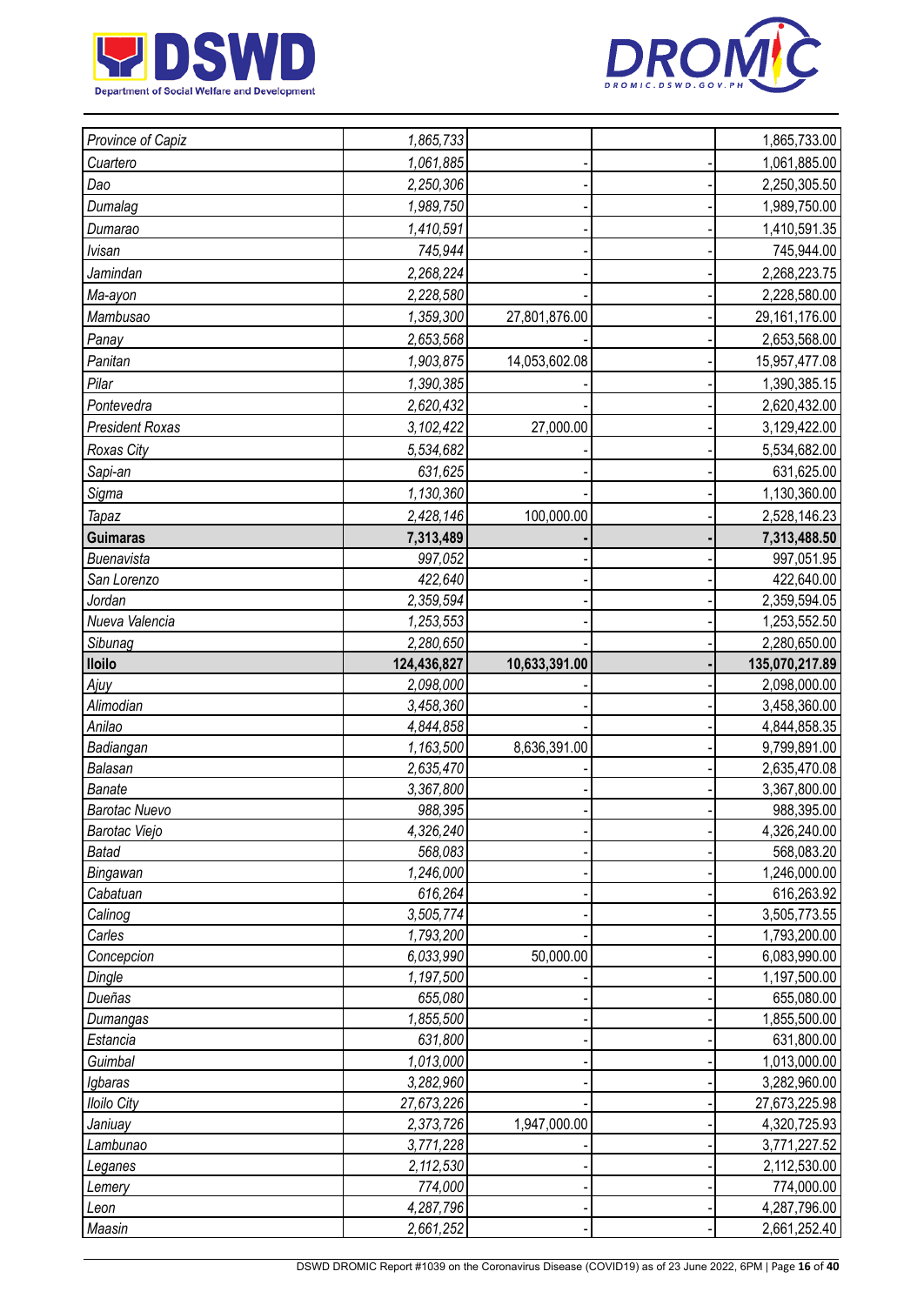| | | | | |
|---|---|---|---|---|
| *Province of Capiz* | *1,865,733* | | | 1,865,733.00 |
| *Cuartero* | *1,061,885* | - | - | 1,061,885.00 |
| *Dao* | *2,250,306* | - | - | 2,250,305.50 |
| *Dumalag* | *1,989,750* | - | - | 1,989,750.00 |
| *Dumarao* | *1,410,591* | - | - | 1,410,591.35 |
| *Ivisan* | *745,944* | - | - | 745,944.00 |
| *Jamindan* | *2,268,224* | - | - | 2,268,223.75 |
| *Ma-ayon* | *2,228,580* | - | - | 2,228,580.00 |
| *Mambusao* | *1,359,300* | 27,801,876.00 | - | 29,161,176.00 |
| *Panay* | *2,653,568* | - | - | 2,653,568.00 |
| *Panitan* | *1,903,875* | 14,053,602.08 | - | 15,957,477.08 |
| *Pilar* | *1,390,385* | - | - | 1,390,385.15 |
| *Pontevedra* | *2,620,432* | - | - | 2,620,432.00 |
| *President Roxas* | *3,102,422* | 27,000.00 | - | 3,129,422.00 |
| *Roxas City* | *5,534,682* | - | - | 5,534,682.00 |
| *Sapi-an* | *631,625* | - | - | 631,625.00 |
| *Sigma* | *1,130,360* | - | - | 1,130,360.00 |
| *Tapaz* | *2,428,146* | 100,000.00 | - | 2,528,146.23 |
| **Guimaras** | **7,313,489** | **-** | **-** | **7,313,488.50** |
| *Buenavista* | *997,052* | - | - | 997,051.95 |
| *San Lorenzo* | *422,640* | - | - | 422,640.00 |
| *Jordan* | *2,359,594* | - | - | 2,359,594.05 |
| *Nueva Valencia* | *1,253,553* | - | - | 1,253,552.50 |
| *Sibunag* | *2,280,650* | - | - | 2,280,650.00 |
| **Iloilo** | **124,436,827** | **10,633,391.00** | **-** | **135,070,217.89** |
| *Ajuy* | *2,098,000* | - | - | 2,098,000.00 |
| *Alimodian* | *3,458,360* | - | - | 3,458,360.00 |
| *Anilao* | *4,844,858* | - | - | 4,844,858.35 |
| *Badiangan* | *1,163,500* | 8,636,391.00 | - | 9,799,891.00 |
| *Balasan* | *2,635,470* | - | - | 2,635,470.08 |
| *Banate* | *3,367,800* | - | - | 3,367,800.00 |
| *Barotac Nuevo* | *988,395* | - | - | 988,395.00 |
| *Barotac Viejo* | *4,326,240* | - | - | 4,326,240.00 |
| *Batad* | *568,083* | - | - | 568,083.20 |
| *Bingawan* | *1,246,000* | - | - | 1,246,000.00 |
| *Cabatuan* | *616,264* | - | - | 616,263.92 |
| *Calinog* | *3,505,774* | - | - | 3,505,773.55 |
| *Carles* | *1,793,200* | - | - | 1,793,200.00 |
| *Concepcion* | *6,033,990* | 50,000.00 | - | 6,083,990.00 |
| *Dingle* | *1,197,500* | - | - | 1,197,500.00 |
| *Dueñas* | *655,080* | - | - | 655,080.00 |
| *Dumangas* | *1,855,500* | - | - | 1,855,500.00 |
| *Estancia* | *631,800* | - | - | 631,800.00 |
| *Guimbal* | *1,013,000* | - | - | 1,013,000.00 |
| *Igbaras* | *3,282,960* | - | - | 3,282,960.00 |
| *Iloilo City* | *27,673,226* | - | - | 27,673,225.98 |
| *Janiuay* | *2,373,726* | 1,947,000.00 | - | 4,320,725.93 |
| *Lambunao* | *3,771,228* | - | - | 3,771,227.52 |
| *Leganes* | *2,112,530* | - | - | 2,112,530.00 |
| *Lemery* | *774,000* | - | - | 774,000.00 |
| *Leon* | *4,287,796* | - | - | 4,287,796.00 |
| *Maasin* | *2,661,252* | - | - | 2,661,252.40 |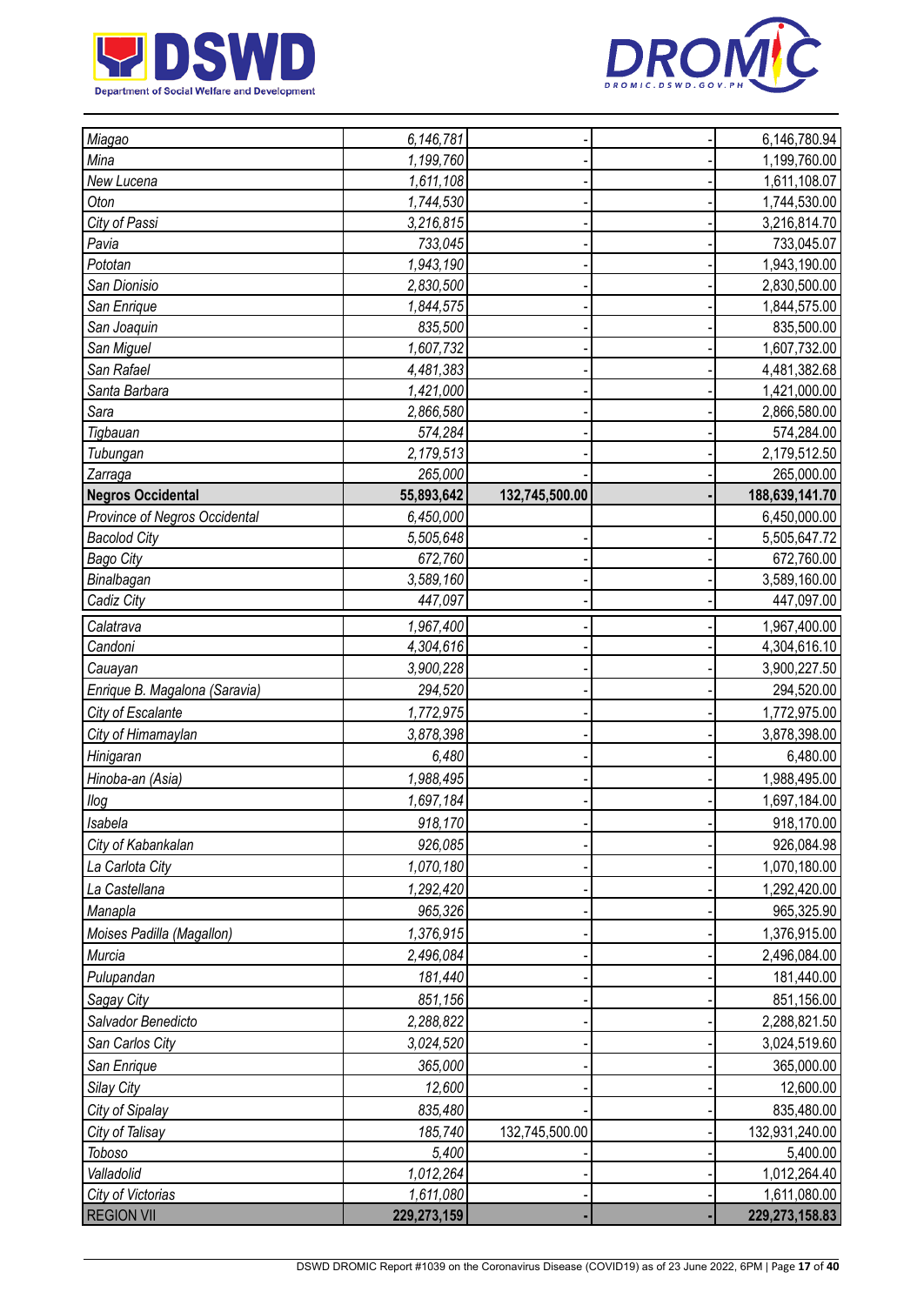| | | | | |
|---|---|---|---|---|
| Miagao | 6,146,781 | - | - | 6,146,780.94 |
| Mina | 1,199,760 | - | - | 1,199,760.00 |
| New Lucena | 1,611,108 | - | - | 1,611,108.07 |
| Oton | 1,744,530 | - | - | 1,744,530.00 |
| City of Passi | 3,216,815 | - | - | 3,216,814.70 |
| Pavia | 733,045 | - | - | 733,045.07 |
| Pototan | 1,943,190 | - | - | 1,943,190.00 |
| San Dionisio | 2,830,500 | - | - | 2,830,500.00 |
| San Enrique | 1,844,575 | - | - | 1,844,575.00 |
| San Joaquin | 835,500 | - | - | 835,500.00 |
| San Miguel | 1,607,732 | - | - | 1,607,732.00 |
| San Rafael | 4,481,383 | - | - | 4,481,382.68 |
| Santa Barbara | 1,421,000 | - | - | 1,421,000.00 |
| Sara | 2,866,580 | - | - | 2,866,580.00 |
| Tigbauan | 574,284 | - | - | 574,284.00 |
| Tubungan | 2,179,513 | - | - | 2,179,512.50 |
| Zarraga | 265,000 | - | - | 265,000.00 |
| **Negros Occidental** | **55,893,642** | **132,745,500.00** | **-** | **188,639,141.70** |
| Province of Negros Occidental | 6,450,000 | | | 6,450,000.00 |
| Bacolod City | 5,505,648 | - | - | 5,505,647.72 |
| Bago City | 672,760 | - | - | 672,760.00 |
| Binalbagan | 3,589,160 | - | - | 3,589,160.00 |
| Cadiz City | 447,097 | - | - | 447,097.00 |
| Calatrava | 1,967,400 | - | - | 1,967,400.00 |
| Candoni | 4,304,616 | - | - | 4,304,616.10 |
| Cauayan | 3,900,228 | - | - | 3,900,227.50 |
| Enrique B. Magalona (Saravia) | 294,520 | - | - | 294,520.00 |
| City of Escalante | 1,772,975 | - | - | 1,772,975.00 |
| City of Himamaylan | 3,878,398 | - | - | 3,878,398.00 |
| Hinigaran | 6,480 | - | - | 6,480.00 |
| Hinoba-an (Asia) | 1,988,495 | - | - | 1,988,495.00 |
| Ilog | 1,697,184 | - | - | 1,697,184.00 |
| Isabela | 918,170 | - | - | 918,170.00 |
| City of Kabankalan | 926,085 | - | - | 926,084.98 |
| La Carlota City | 1,070,180 | - | - | 1,070,180.00 |
| La Castellana | 1,292,420 | - | - | 1,292,420.00 |
| Manapla | 965,326 | - | - | 965,325.90 |
| Moises Padilla (Magallon) | 1,376,915 | - | - | 1,376,915.00 |
| Murcia | 2,496,084 | - | - | 2,496,084.00 |
| Pulupandan | 181,440 | - | - | 181,440.00 |
| Sagay City | 851,156 | - | - | 851,156.00 |
| Salvador Benedicto | 2,288,822 | - | - | 2,288,821.50 |
| San Carlos City | 3,024,520 | - | - | 3,024,519.60 |
| San Enrique | 365,000 | - | - | 365,000.00 |
| Silay City | 12,600 | - | - | 12,600.00 |
| City of Sipalay | 835,480 | - | - | 835,480.00 |
| City of Talisay | 185,740 | 132,745,500.00 | - | 132,931,240.00 |
| Toboso | 5,400 | - | - | 5,400.00 |
| Valladolid | 1,012,264 | - | - | 1,012,264.40 |
| City of Victorias | 1,611,080 | - | - | 1,611,080.00 |
| **REGION VII** | **229,273,159** | **-** | **-** | **229,273,158.83** |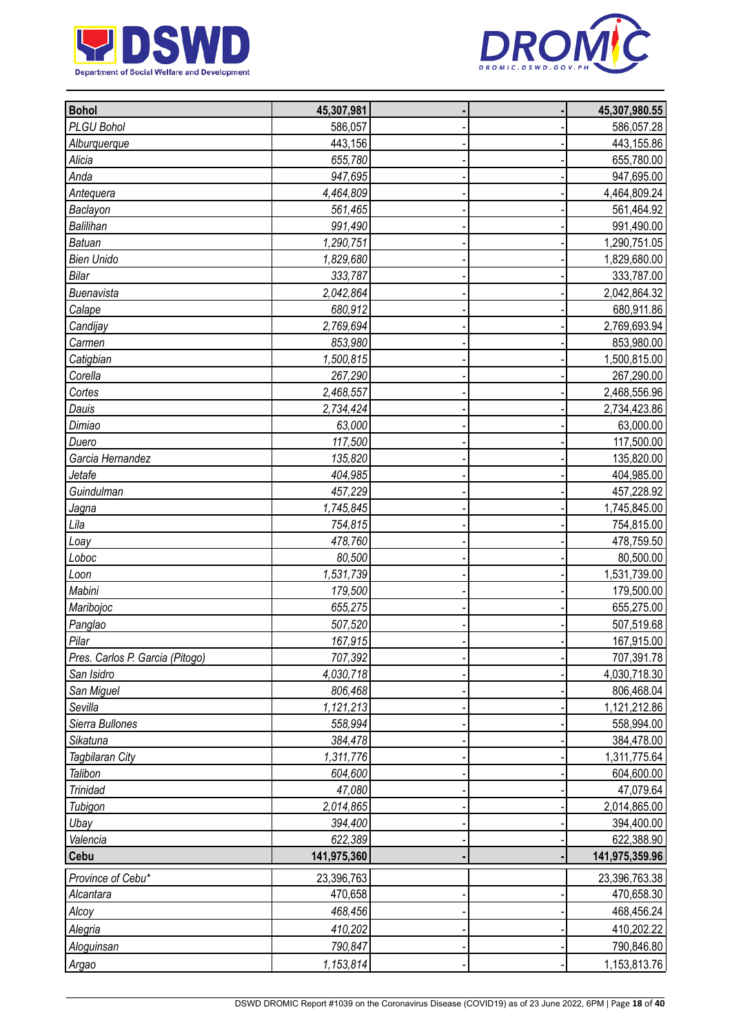| | | | | |
|---|---|---|---|---|
| **Bohol** | **45,307,981** | **-** | **-** | **45,307,980.55** |
| *PLGU Bohol* | 586,057 | - | - | 586,057.28 |
| *Alburquerque* | 443,156 | - | - | 443,155.86 |
| *Alicia* | *655,780* | - | - | 655,780.00 |
| *Anda* | *947,695* | - | - | 947,695.00 |
| *Antequera* | *4,464,809* | - | - | 4,464,809.24 |
| *Baclayon* | 561,465 | - | - | 561,464.92 |
| *Balilihan* | *991,490* | - | - | 991,490.00 |
| *Batuan* | *1,290,751* | - | - | 1,290,751.05 |
| *Bien Unido* | *1,829,680* | - | - | 1,829,680.00 |
| *Bilar* | *333,787* | - | - | 333,787.00 |
| *Buenavista* | *2,042,864* | - | - | 2,042,864.32 |
| *Calape* | *680,912* | - | - | 680,911.86 |
| *Candijay* | *2,769,694* | - | - | 2,769,693.94 |
| *Carmen* | *853,980* | - | - | 853,980.00 |
| *Catigbian* | *1,500,815* | - | - | 1,500,815.00 |
| *Corella* | *267,290* | - | - | 267,290.00 |
| *Cortes* | *2,468,557* | - | - | 2,468,556.96 |
| *Dauis* | *2,734,424* | - | - | 2,734,423.86 |
| *Dimiao* | *63,000* | - | - | 63,000.00 |
| *Duero* | *117,500* | - | - | 117,500.00 |
| *Garcia Hernandez* | *135,820* | - | - | 135,820.00 |
| *Jetafe* | *404,985* | - | - | 404,985.00 |
| *Guindulman* | *457,229* | - | - | 457,228.92 |
| *Jagna* | *1,745,845* | - | - | 1,745,845.00 |
| *Lila* | *754,815* | - | - | 754,815.00 |
| *Loay* | *478,760* | - | - | 478,759.50 |
| *Loboc* | *80,500* | - | - | 80,500.00 |
| *Loon* | *1,531,739* | - | - | 1,531,739.00 |
| *Mabini* | *179,500* | - | - | 179,500.00 |
| *Maribojoc* | *655,275* | - | - | 655,275.00 |
| *Panglao* | *507,520* | - | - | 507,519.68 |
| *Pilar* | *167,915* | - | - | 167,915.00 |
| *Pres. Carlos P. Garcia (Pitogo)* | *707,392* | - | - | 707,391.78 |
| *San Isidro* | *4,030,718* | - | - | 4,030,718.30 |
| *San Miguel* | *806,468* | - | - | 806,468.04 |
| *Sevilla* | *1,121,213* | - | - | 1,121,212.86 |
| *Sierra Bullones* | *558,994* | - | - | 558,994.00 |
| *Sikatuna* | *384,478* | - | - | 384,478.00 |
| *Tagbilaran City* | *1,311,776* | - | - | 1,311,775.64 |
| *Talibon* | *604,600* | - | - | 604,600.00 |
| *Trinidad* | *47,080* | - | - | 47,079.64 |
| *Tubigon* | *2,014,865* | - | - | 2,014,865.00 |
| *Ubay* | *394,400* | - | - | 394,400.00 |
| *Valencia* | *622,389* | - | - | 622,388.90 |
| **Cebu** | **141,975,360** | **-** | **-** | **141,975,359.96** |
| *Province of Cebu** | 23,396,763 | | | 23,396,763.38 |
| *Alcantara* | 470,658 | - | - | 470,658.30 |
| *Alcoy* | *468,456* | - | - | 468,456.24 |
| *Alegria* | *410,202* | - | - | 410,202.22 |
| *Aloguinsan* | *790,847* | - | - | 790,846.80 |
| *Argao* | *1,153,814* | - | - | 1,153,813.76 |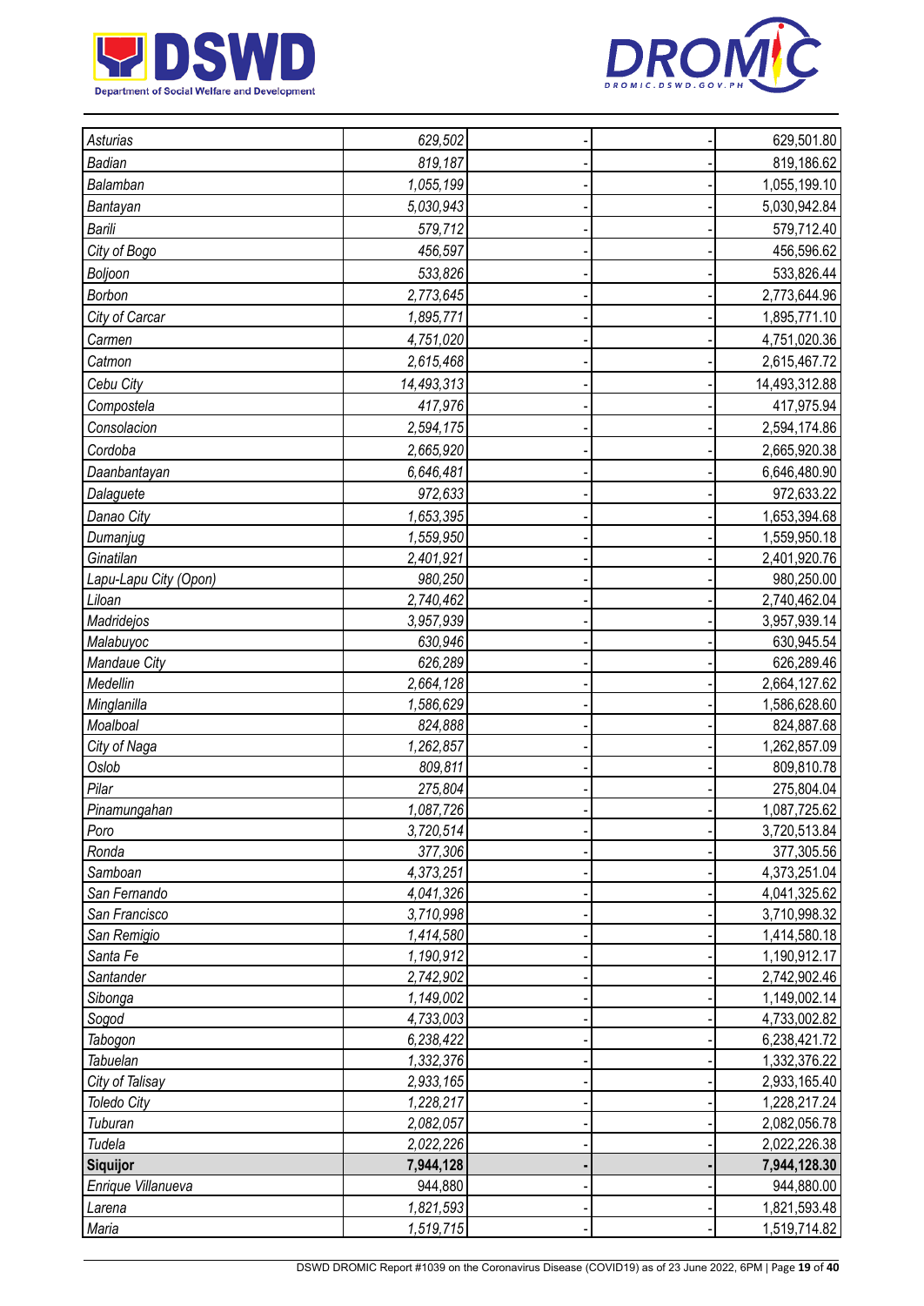| | | | | |
|---|---|---|---|---|
| *Asturias* | *629,502* | - | - | 629,501.80 |
| *Badian* | *819,187* | - | - | 819,186.62 |
| *Balamban* | *1,055,199* | - | - | 1,055,199.10 |
| *Bantayan* | *5,030,943* | - | - | 5,030,942.84 |
| *Barili* | *579,712* | - | - | 579,712.40 |
| *City of Bogo* | *456,597* | - | - | 456,596.62 |
| *Boljoon* | *533,826* | - | - | 533,826.44 |
| *Borbon* | *2,773,645* | - | - | 2,773,644.96 |
| *City of Carcar* | *1,895,771* | - | - | 1,895,771.10 |
| *Carmen* | *4,751,020* | - | - | 4,751,020.36 |
| *Catmon* | *2,615,468* | - | - | 2,615,467.72 |
| *Cebu City* | *14,493,313* | - | - | 14,493,312.88 |
| *Compostela* | *417,976* | - | - | 417,975.94 |
| *Consolacion* | *2,594,175* | - | - | 2,594,174.86 |
| *Cordoba* | *2,665,920* | - | - | 2,665,920.38 |
| *Daanbantayan* | *6,646,481* | - | - | 6,646,480.90 |
| *Dalaguete* | *972,633* | - | - | 972,633.22 |
| *Danao City* | *1,653,395* | - | - | 1,653,394.68 |
| *Dumanjug* | *1,559,950* | - | - | 1,559,950.18 |
| *Ginatilan* | *2,401,921* | - | - | 2,401,920.76 |
| *Lapu-Lapu City (Opon)* | *980,250* | - | - | 980,250.00 |
| *Liloan* | *2,740,462* | - | - | 2,740,462.04 |
| *Madridejos* | *3,957,939* | - | - | 3,957,939.14 |
| *Malabuyoc* | *630,946* | - | - | 630,945.54 |
| *Mandaue City* | *626,289* | - | - | 626,289.46 |
| *Medellin* | *2,664,128* | - | - | 2,664,127.62 |
| *Minglanilla* | *1,586,629* | - | - | 1,586,628.60 |
| *Moalboal* | *824,888* | - | - | 824,887.68 |
| *City of Naga* | *1,262,857* | - | - | 1,262,857.09 |
| *Oslob* | *809,811* | - | - | 809,810.78 |
| *Pilar* | *275,804* | - | - | 275,804.04 |
| *Pinamungahan* | *1,087,726* | - | - | 1,087,725.62 |
| *Poro* | *3,720,514* | - | - | 3,720,513.84 |
| *Ronda* | *377,306* | - | - | 377,305.56 |
| *Samboan* | *4,373,251* | - | - | 4,373,251.04 |
| *San Fernando* | *4,041,326* | - | - | 4,041,325.62 |
| *San Francisco* | *3,710,998* | - | - | 3,710,998.32 |
| *San Remigio* | *1,414,580* | - | - | 1,414,580.18 |
| *Santa Fe* | *1,190,912* | - | - | 1,190,912.17 |
| *Santander* | *2,742,902* | - | - | 2,742,902.46 |
| *Sibonga* | *1,149,002* | - | - | 1,149,002.14 |
| *Sogod* | *4,733,003* | - | - | 4,733,002.82 |
| *Tabogon* | *6,238,422* | - | - | 6,238,421.72 |
| *Tabuelan* | *1,332,376* | - | - | 1,332,376.22 |
| *City of Talisay* | *2,933,165* | - | - | 2,933,165.40 |
| *Toledo City* | *1,228,217* | - | - | 1,228,217.24 |
| *Tuburan* | *2,082,057* | - | - | 2,082,056.78 |
| *Tudela* | *2,022,226* | - | - | 2,022,226.38 |
| **Siquijor** | **7,944,128** | **-** | **-** | **7,944,128.30** |
| *Enrique Villanueva* | 944,880 | - | - | 944,880.00 |
| *Larena* | *1,821,593* | - | - | 1,821,593.48 |
| *Maria* | *1,519,715* | - | - | 1,519,714.82 |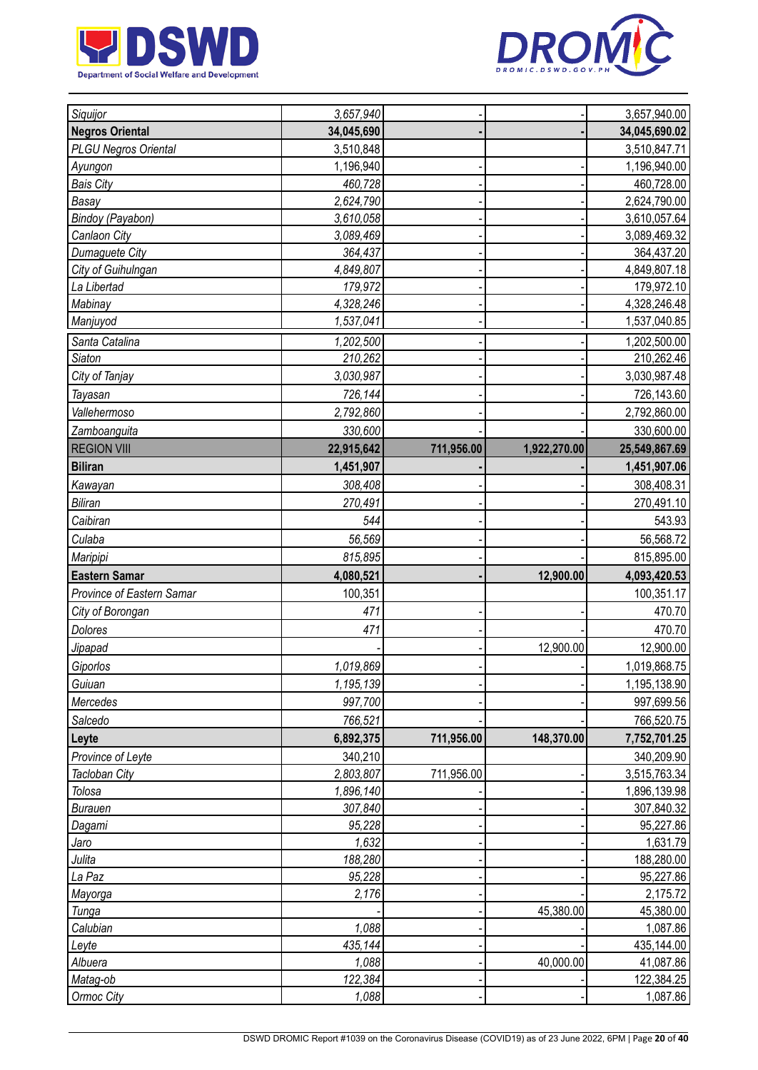| | | | | |
|---|---|---|---|---|
| *Siquijor* | *3,657,940* | - | - | 3,657,940.00 |
| **Negros Oriental** | **34,045,690** | **-** | **-** | **34,045,690.02** |
| *PLGU Negros Oriental* | 3,510,848 | | | 3,510,847.71 |
| *Ayungon* | 1,196,940 | - | - | 1,196,940.00 |
| *Bais City* | *460,728* | - | - | 460,728.00 |
| *Basay* | *2,624,790* | - | - | 2,624,790.00 |
| *Bindoy (Payabon)* | *3,610,058* | - | - | 3,610,057.64 |
| *Canlaon City* | *3,089,469* | - | - | 3,089,469.32 |
| *Dumaguete City* | *364,437* | - | - | 364,437.20 |
| *City of Guihulngan* | *4,849,807* | - | - | 4,849,807.18 |
| *La Libertad* | *179,972* | - | - | 179,972.10 |
| *Mabinay* | *4,328,246* | - | - | 4,328,246.48 |
| *Manjuyod* | *1,537,041* | - | - | 1,537,040.85 |
| *Santa Catalina* | *1,202,500* | - | - | 1,202,500.00 |
| *Siaton* | *210,262* | - | - | 210,262.46 |
| *City of Tanjay* | *3,030,987* | - | - | 3,030,987.48 |
| *Tayasan* | *726,144* | - | - | 726,143.60 |
| *Vallehermoso* | *2,792,860* | - | - | 2,792,860.00 |
| *Zamboanguita* | *330,600* | - | - | 330,600.00 |
| REGION VIII | **22,915,642** | **711,956.00** | **1,922,270.00** | **25,549,867.69** |
| **Biliran** | **1,451,907** | **-** | **-** | **1,451,907.06** |
| *Kawayan* | *308,408* | - | - | 308,408.31 |
| *Biliran* | *270,491* | - | - | 270,491.10 |
| *Caibiran* | *544* | - | - | 543.93 |
| *Culaba* | *56,569* | - | - | 56,568.72 |
| *Maripipi* | *815,895* | - | - | 815,895.00 |
| **Eastern Samar** | **4,080,521** | **-** | **12,900.00** | **4,093,420.53** |
| *Province of Eastern Samar* | 100,351 | | | 100,351.17 |
| *City of Borongan* | *471* | - | - | 470.70 |
| *Dolores* | *471* | - | - | 470.70 |
| *Jipapad* | - | - | 12,900.00 | 12,900.00 |
| *Giporlos* | *1,019,869* | - | - | 1,019,868.75 |
| *Guiuan* | *1,195,139* | - | - | 1,195,138.90 |
| *Mercedes* | *997,700* | - | - | 997,699.56 |
| *Salcedo* | *766,521* | - | - | 766,520.75 |
| **Leyte** | **6,892,375** | **711,956.00** | **148,370.00** | **7,752,701.25** |
| *Province of Leyte* | 340,210 | | | 340,209.90 |
| *Tacloban City* | 2,803,807 | 711,956.00 | - | 3,515,763.34 |
| *Tolosa* | 1,896,140 | - | - | 1,896,139.98 |
| *Burauen* | 307,840 | - | - | 307,840.32 |
| *Dagami* | *95,228* | - | - | 95,227.86 |
| *Jaro* | *1,632* | - | - | 1,631.79 |
| *Julita* | *188,280* | - | - | 188,280.00 |
| *La Paz* | *95,228* | - | - | 95,227.86 |
| *Mayorga* | *2,176* | - | - | 2,175.72 |
| *Tunga* | - | - | 45,380.00 | 45,380.00 |
| *Calubian* | *1,088* | - | - | 1,087.86 |
| *Leyte* | *435,144* | - | - | 435,144.00 |
| *Albuera* | *1,088* | - | 40,000.00 | 41,087.86 |
| *Matag-ob* | *122,384* | - | - | 122,384.25 |
| *Ormoc City* | *1,088* | - | - | 1,087.86 |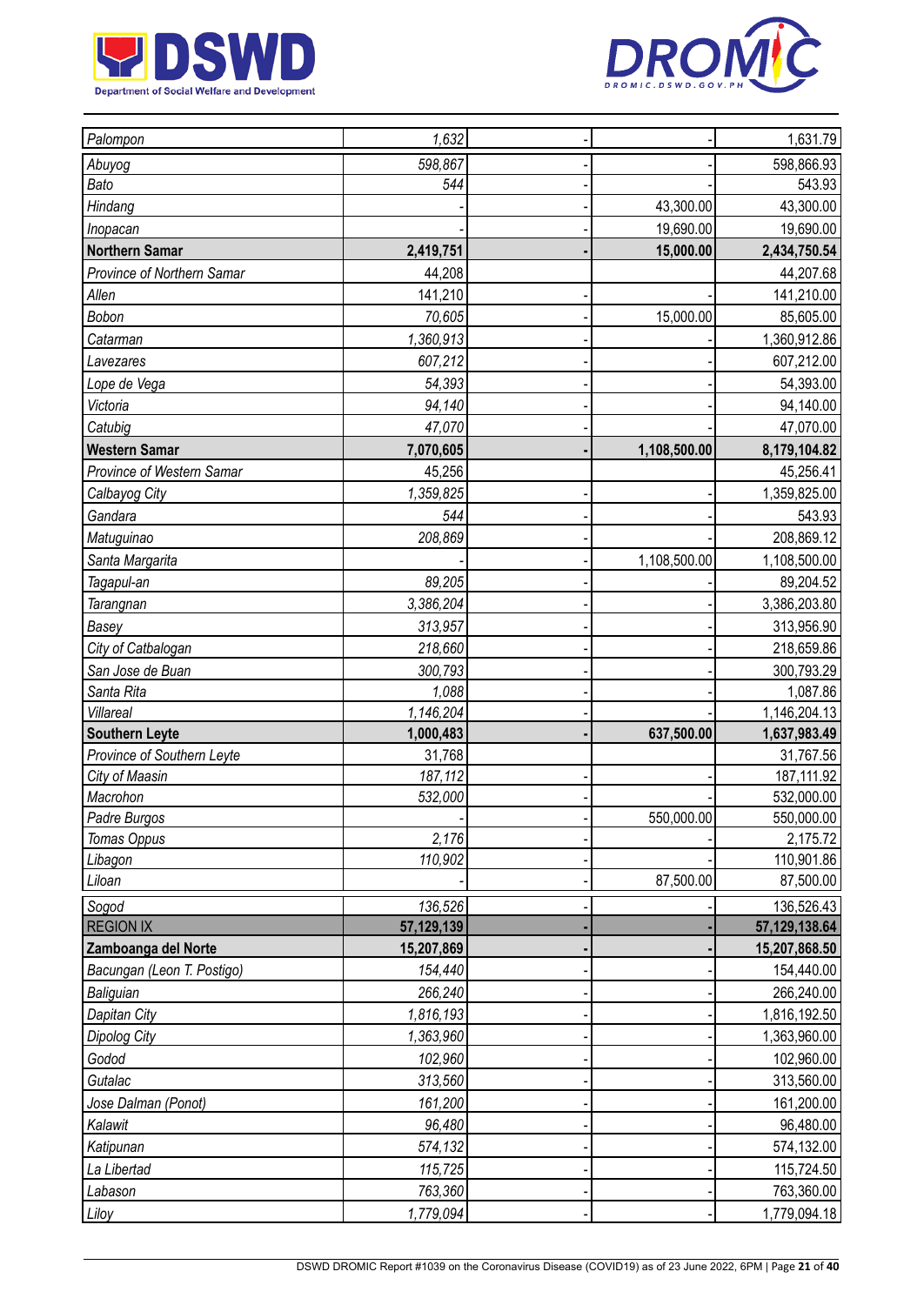| | | | | |
|---|---|---|---|---|
| Palompon | 1,632 | - | - | 1,631.79 |
| Abuyog | 598,867 | - | - | 598,866.93 |
| Bato | 544 | - | - | 543.93 |
| Hindang | - | - | 43,300.00 | 43,300.00 |
| Inopacan | - | - | 19,690.00 | 19,690.00 |
| **Northern Samar** | **2,419,751** | **-** | **15,000.00** | **2,434,750.54** |
| Province of Northern Samar | 44,208 | | | 44,207.68 |
| Allen | 141,210 | - | - | 141,210.00 |
| Bobon | 70,605 | - | 15,000.00 | 85,605.00 |
| Catarman | 1,360,913 | - | - | 1,360,912.86 |
| Lavezares | 607,212 | - | - | 607,212.00 |
| Lope de Vega | 54,393 | - | - | 54,393.00 |
| Victoria | 94,140 | - | - | 94,140.00 |
| Catubig | 47,070 | - | - | 47,070.00 |
| **Western Samar** | **7,070,605** | **-** | **1,108,500.00** | **8,179,104.82** |
| Province of Western Samar | 45,256 | | | 45,256.41 |
| Calbayog City | 1,359,825 | - | - | 1,359,825.00 |
| Gandara | 544 | - | - | 543.93 |
| Matuguinao | 208,869 | - | - | 208,869.12 |
| Santa Margarita | - | - | 1,108,500.00 | 1,108,500.00 |
| Tagapul-an | 89,205 | - | - | 89,204.52 |
| Tarangnan | 3,386,204 | - | - | 3,386,203.80 |
| Basey | 313,957 | - | - | 313,956.90 |
| City of Catbalogan | 218,660 | - | - | 218,659.86 |
| San Jose de Buan | 300,793 | - | - | 300,793.29 |
| Santa Rita | 1,088 | - | - | 1,087.86 |
| Villareal | 1,146,204 | - | - | 1,146,204.13 |
| **Southern Leyte** | **1,000,483** | **-** | **637,500.00** | **1,637,983.49** |
| Province of Southern Leyte | 31,768 | | | 31,767.56 |
| City of Maasin | 187,112 | - | - | 187,111.92 |
| Macrohon | 532,000 | - | - | 532,000.00 |
| Padre Burgos | - | - | 550,000.00 | 550,000.00 |
| Tomas Oppus | 2,176 | - | - | 2,175.72 |
| Libagon | 110,902 | - | - | 110,901.86 |
| Liloan | - | - | 87,500.00 | 87,500.00 |
| Sogod | 136,526 | - | - | 136,526.43 |
| REGION IX | 57,129,139 | - | - | 57,129,138.64 |
| **Zamboanga del Norte** | **15,207,869** | **-** | **-** | **15,207,868.50** |
| Bacungan (Leon T. Postigo) | 154,440 | - | - | 154,440.00 |
| Baliguian | 266,240 | - | - | 266,240.00 |
| Dapitan City | 1,816,193 | - | - | 1,816,192.50 |
| Dipolog City | 1,363,960 | - | - | 1,363,960.00 |
| Godod | 102,960 | - | - | 102,960.00 |
| Gutalac | 313,560 | - | - | 313,560.00 |
| Jose Dalman (Ponot) | 161,200 | - | - | 161,200.00 |
| Kalawit | 96,480 | - | - | 96,480.00 |
| Katipunan | 574,132 | - | - | 574,132.00 |
| La Libertad | 115,725 | - | - | 115,724.50 |
| Labason | 763,360 | - | - | 763,360.00 |
| Liloy | 1,779,094 | - | - | 1,779,094.18 |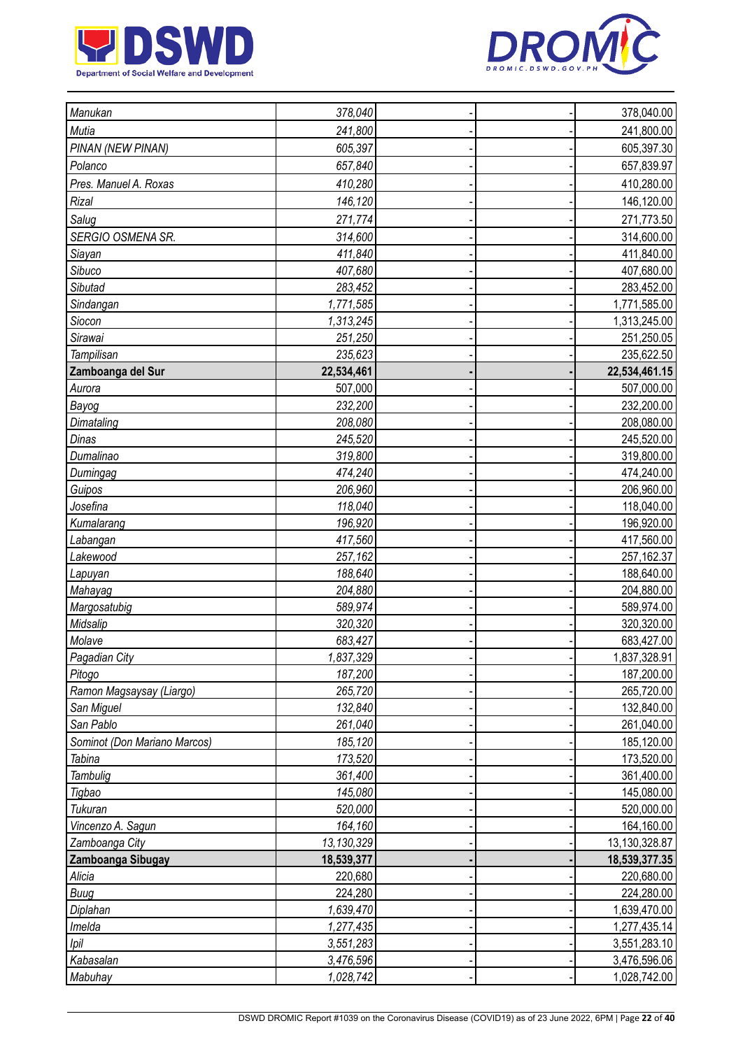| | | | | |
|---|---|---|---|---|
| *Manukan* | *378,040* | - | - | 378,040.00 |
| *Mutia* | *241,800* | - | - | 241,800.00 |
| *PINAN (NEW PINAN)* | *605,397* | - | - | 605,397.30 |
| *Polanco* | *657,840* | - | - | 657,839.97 |
| *Pres. Manuel A. Roxas* | *410,280* | - | - | 410,280.00 |
| *Rizal* | *146,120* | - | - | 146,120.00 |
| *Salug* | *271,774* | - | - | 271,773.50 |
| *SERGIO OSMENA SR.* | *314,600* | - | - | 314,600.00 |
| *Siayan* | *411,840* | - | - | 411,840.00 |
| *Sibuco* | *407,680* | - | - | 407,680.00 |
| *Sibutad* | *283,452* | - | - | 283,452.00 |
| *Sindangan* | *1,771,585* | - | - | 1,771,585.00 |
| *Siocon* | *1,313,245* | - | - | 1,313,245.00 |
| *Sirawai* | *251,250* | - | - | 251,250.05 |
| *Tampilisan* | *235,623* | - | - | 235,622.50 |
| **Zamboanga del Sur** | **22,534,461** | **-** | **-** | **22,534,461.15** |
| *Aurora* | 507,000 | - | - | 507,000.00 |
| *Bayog* | *232,200* | - | - | 232,200.00 |
| *Dimataling* | *208,080* | - | - | 208,080.00 |
| *Dinas* | *245,520* | - | - | 245,520.00 |
| *Dumalinao* | *319,800* | - | - | 319,800.00 |
| *Dumingag* | *474,240* | - | - | 474,240.00 |
| *Guipos* | *206,960* | - | - | 206,960.00 |
| *Josefina* | *118,040* | - | - | 118,040.00 |
| *Kumalarang* | *196,920* | - | - | 196,920.00 |
| *Labangan* | *417,560* | - | - | 417,560.00 |
| *Lakewood* | *257,162* | - | - | 257,162.37 |
| *Lapuyan* | *188,640* | - | - | 188,640.00 |
| *Mahayag* | *204,880* | - | - | 204,880.00 |
| *Margosatubig* | *589,974* | - | - | 589,974.00 |
| *Midsalip* | *320,320* | - | - | 320,320.00 |
| *Molave* | *683,427* | - | - | 683,427.00 |
| *Pagadian City* | *1,837,329* | - | - | 1,837,328.91 |
| *Pitogo* | *187,200* | - | - | 187,200.00 |
| *Ramon Magsaysay (Liargo)* | *265,720* | - | - | 265,720.00 |
| *San Miguel* | *132,840* | - | - | 132,840.00 |
| *San Pablo* | *261,040* | - | - | 261,040.00 |
| *Sominot (Don Mariano Marcos)* | *185,120* | - | - | 185,120.00 |
| *Tabina* | *173,520* | - | - | 173,520.00 |
| *Tambulig* | *361,400* | - | - | 361,400.00 |
| *Tigbao* | *145,080* | - | - | 145,080.00 |
| *Tukuran* | *520,000* | - | - | 520,000.00 |
| *Vincenzo A. Sagun* | *164,160* | - | - | 164,160.00 |
| *Zamboanga City* | *13,130,329* | - | - | 13,130,328.87 |
| **Zamboanga Sibugay** | **18,539,377** | **-** | **-** | **18,539,377.35** |
| *Alicia* | 220,680 | - | - | 220,680.00 |
| *Buug* | 224,280 | - | - | 224,280.00 |
| *Diplahan* | *1,639,470* | - | - | 1,639,470.00 |
| *Imelda* | *1,277,435* | - | - | 1,277,435.14 |
| *Ipil* | *3,551,283* | - | - | 3,551,283.10 |
| *Kabasalan* | *3,476,596* | - | - | 3,476,596.06 |
| *Mabuhay* | *1,028,742* | - | - | 1,028,742.00 |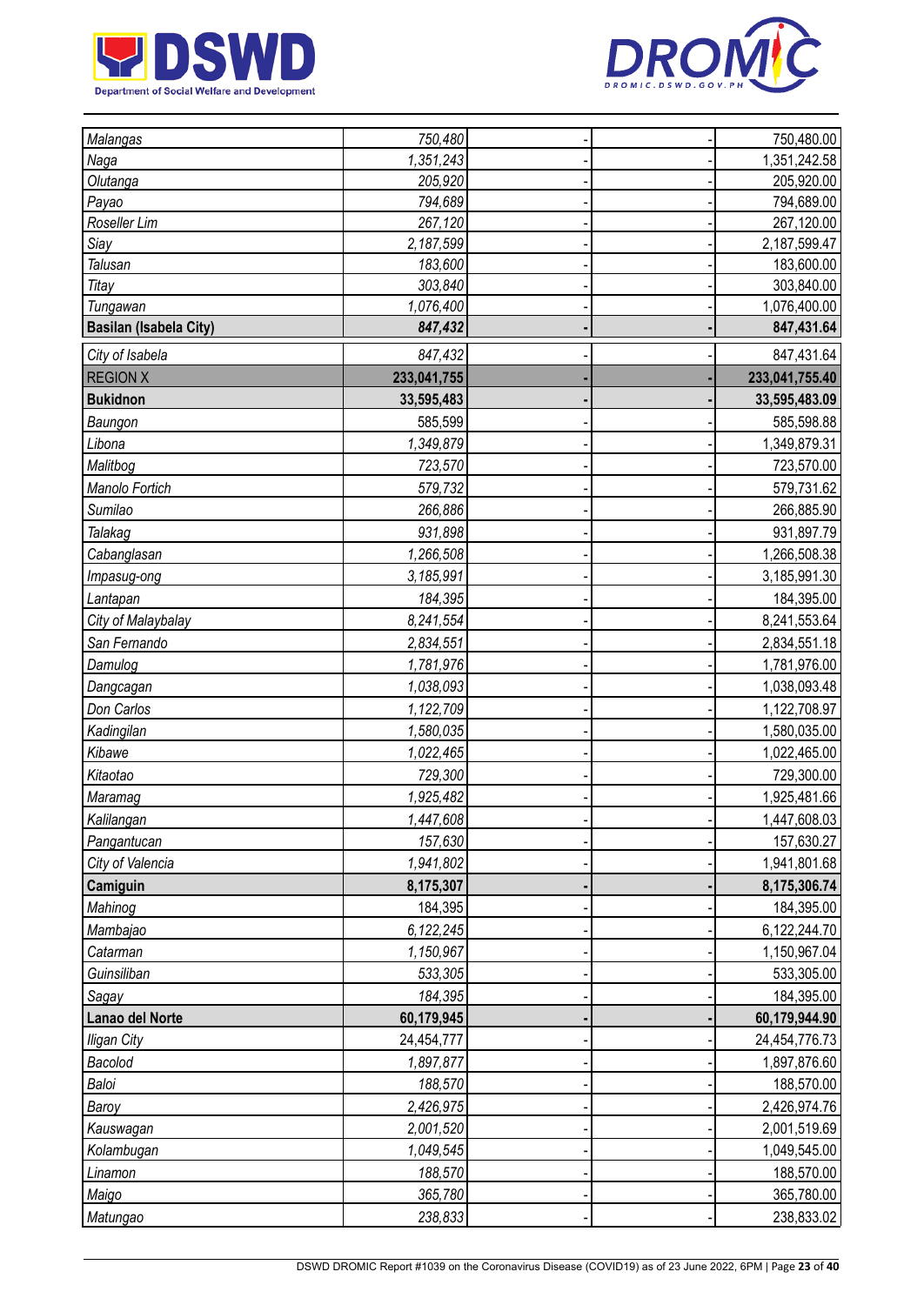| | | | | |
|---|---|---|---|---|
| *Malangas* | *750,480* | - | - | 750,480.00 |
| *Naga* | *1,351,243* | - | - | 1,351,242.58 |
| *Olutanga* | *205,920* | - | - | 205,920.00 |
| *Payao* | *794,689* | - | - | 794,689.00 |
| *Roseller Lim* | *267,120* | - | - | 267,120.00 |
| *Siay* | *2,187,599* | - | - | 2,187,599.47 |
| *Talusan* | *183,600* | - | - | 183,600.00 |
| *Titay* | *303,840* | - | - | 303,840.00 |
| *Tungawan* | *1,076,400* | - | - | 1,076,400.00 |
| **Basilan (Isabela City)** | ***847,432*** | **-** | **-** | **847,431.64** |
| *City of Isabela* | *847,432* | - | - | 847,431.64 |
| REGION X | **233,041,755** | **-** | **-** | **233,041,755.40** |
| **Bukidnon** | **33,595,483** | **-** | **-** | **33,595,483.09** |
| *Baungon* | 585,599 | - | - | 585,598.88 |
| *Libona* | *1,349,879* | - | - | 1,349,879.31 |
| *Malitbog* | *723,570* | - | - | 723,570.00 |
| *Manolo Fortich* | *579,732* | - | - | 579,731.62 |
| *Sumilao* | *266,886* | - | - | 266,885.90 |
| *Talakag* | *931,898* | - | - | 931,897.79 |
| *Cabanglasan* | *1,266,508* | - | - | 1,266,508.38 |
| *Impasug-ong* | *3,185,991* | - | - | 3,185,991.30 |
| *Lantapan* | *184,395* | - | - | 184,395.00 |
| *City of Malaybalay* | *8,241,554* | - | - | 8,241,553.64 |
| *San Fernando* | *2,834,551* | - | - | 2,834,551.18 |
| *Damulog* | *1,781,976* | - | - | 1,781,976.00 |
| *Dangcagan* | *1,038,093* | - | - | 1,038,093.48 |
| *Don Carlos* | *1,122,709* | - | - | 1,122,708.97 |
| *Kadingilan* | *1,580,035* | - | - | 1,580,035.00 |
| *Kibawe* | *1,022,465* | - | - | 1,022,465.00 |
| *Kitaotao* | *729,300* | - | - | 729,300.00 |
| *Maramag* | *1,925,482* | - | - | 1,925,481.66 |
| *Kalilangan* | *1,447,608* | - | - | 1,447,608.03 |
| *Pangantucan* | *157,630* | - | - | 157,630.27 |
| *City of Valencia* | *1,941,802* | - | - | 1,941,801.68 |
| **Camiguin** | **8,175,307** | **-** | **-** | **8,175,306.74** |
| *Mahinog* | 184,395 | - | - | 184,395.00 |
| *Mambajao* | *6,122,245* | - | - | 6,122,244.70 |
| *Catarman* | *1,150,967* | - | - | 1,150,967.04 |
| *Guinsiliban* | *533,305* | - | - | 533,305.00 |
| *Sagay* | *184,395* | - | - | 184,395.00 |
| **Lanao del Norte** | **60,179,945** | **-** | **-** | **60,179,944.90** |
| *Iligan City* | 24,454,777 | - | - | 24,454,776.73 |
| *Bacolod* | *1,897,877* | - | - | 1,897,876.60 |
| *Baloi* | *188,570* | - | - | 188,570.00 |
| *Baroy* | *2,426,975* | - | - | 2,426,974.76 |
| *Kauswagan* | *2,001,520* | - | - | 2,001,519.69 |
| *Kolambugan* | *1,049,545* | - | - | 1,049,545.00 |
| *Linamon* | *188,570* | - | - | 188,570.00 |
| *Maigo* | *365,780* | - | - | 365,780.00 |
| *Matungao* | *238,833* | - | - | 238,833.02 |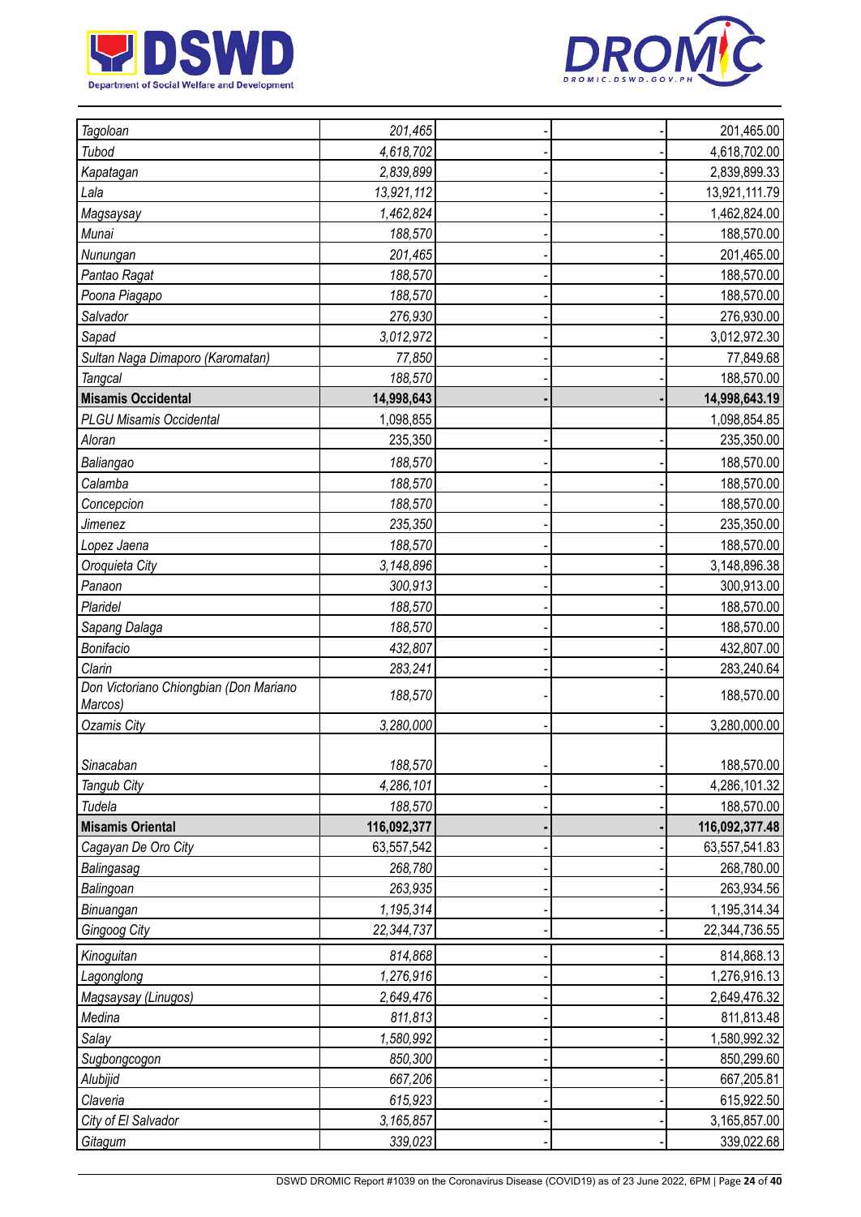| | | | | |
|---|---|---|---|---|
| *Tagoloan* | *201,465* | - | - | 201,465.00 |
| *Tubod* | *4,618,702* | - | - | 4,618,702.00 |
| *Kapatagan* | *2,839,899* | - | - | 2,839,899.33 |
| *Lala* | *13,921,112* | - | - | 13,921,111.79 |
| *Magsaysay* | *1,462,824* | - | - | 1,462,824.00 |
| *Munai* | *188,570* | - | - | 188,570.00 |
| *Nunungan* | *201,465* | - | - | 201,465.00 |
| *Pantao Ragat* | *188,570* | - | - | 188,570.00 |
| *Poona Piagapo* | *188,570* | - | - | 188,570.00 |
| *Salvador* | *276,930* | - | - | 276,930.00 |
| *Sapad* | *3,012,972* | - | - | 3,012,972.30 |
| *Sultan Naga Dimaporo (Karomatan)* | *77,850* | - | - | 77,849.68 |
| *Tangcal* | *188,570* | - | - | 188,570.00 |
| **Misamis Occidental** | **14,998,643** | **-** | **-** | **14,998,643.19** |
| *PLGU Misamis Occidental* | 1,098,855 | | | 1,098,854.85 |
| *Aloran* | 235,350 | - | - | 235,350.00 |
| *Baliangao* | *188,570* | - | - | 188,570.00 |
| *Calamba* | *188,570* | - | - | 188,570.00 |
| *Concepcion* | *188,570* | - | - | 188,570.00 |
| *Jimenez* | *235,350* | - | - | 235,350.00 |
| *Lopez Jaena* | *188,570* | - | - | 188,570.00 |
| *Oroquieta City* | *3,148,896* | - | - | 3,148,896.38 |
| *Panaon* | *300,913* | - | - | 300,913.00 |
| *Plaridel* | *188,570* | - | - | 188,570.00 |
| *Sapang Dalaga* | *188,570* | - | - | 188,570.00 |
| *Bonifacio* | *432,807* | - | - | 432,807.00 |
| *Clarin* | *283,241* | - | - | 283,240.64 |
| *Don Victoriano Chiongbian (Don Mariano Marcos)* | *188,570* | - | - | 188,570.00 |
| *Ozamis City* | *3,280,000* | - | - | 3,280,000.00 |
| *Sinacaban* | *188,570* | - | - | 188,570.00 |
| *Tangub City* | *4,286,101* | - | - | 4,286,101.32 |
| *Tudela* | *188,570* | - | - | 188,570.00 |
| **Misamis Oriental** | **116,092,377** | **-** | **-** | **116,092,377.48** |
| *Cagayan De Oro City* | 63,557,542 | - | - | 63,557,541.83 |
| *Balingasag* | *268,780* | - | - | 268,780.00 |
| *Balingoan* | *263,935* | - | - | 263,934.56 |
| *Binuangan* | *1,195,314* | - | - | 1,195,314.34 |
| *Gingoog City* | *22,344,737* | - | - | 22,344,736.55 |
| *Kinoguitan* | *814,868* | - | - | 814,868.13 |
| *Lagonglong* | *1,276,916* | - | - | 1,276,916.13 |
| *Magsaysay (Linugos)* | *2,649,476* | - | - | 2,649,476.32 |
| *Medina* | *811,813* | - | - | 811,813.48 |
| *Salay* | *1,580,992* | - | - | 1,580,992.32 |
| *Sugbongcogon* | *850,300* | - | - | 850,299.60 |
| *Alubijid* | *667,206* | - | - | 667,205.81 |
| *Claveria* | *615,923* | - | - | 615,922.50 |
| *City of El Salvador* | *3,165,857* | - | - | 3,165,857.00 |
| *Gitagum* | *339,023* | - | - | 339,022.68 |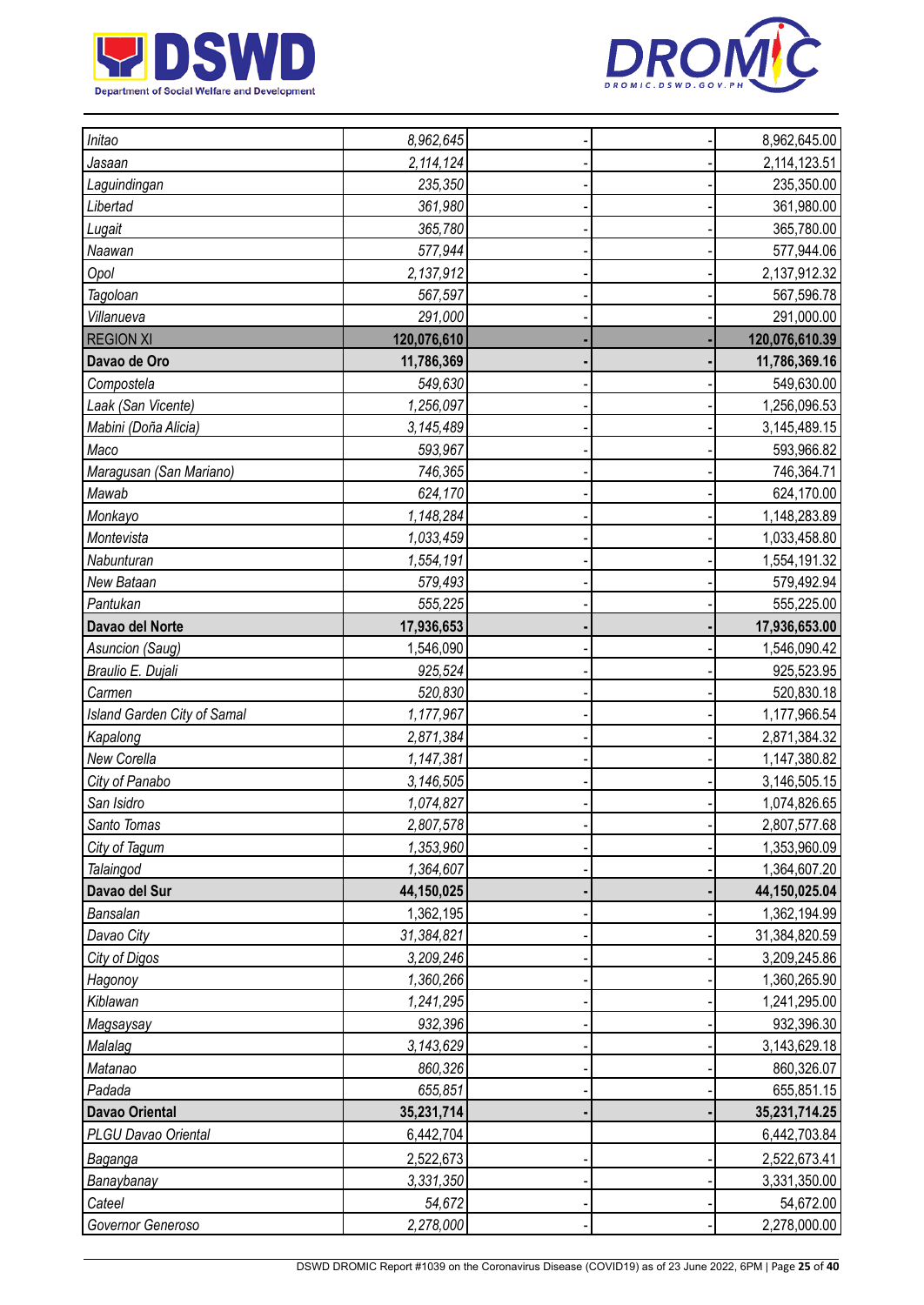| | | | | |
|---|---|---|---|---|
| *Initao* | *8,962,645* | - | - | 8,962,645.00 |
| *Jasaan* | *2,114,124* | - | - | 2,114,123.51 |
| *Laguindingan* | *235,350* | - | - | 235,350.00 |
| *Libertad* | *361,980* | - | - | 361,980.00 |
| *Lugait* | *365,780* | - | - | 365,780.00 |
| *Naawan* | *577,944* | - | - | 577,944.06 |
| *Opol* | *2,137,912* | - | - | 2,137,912.32 |
| *Tagoloan* | *567,597* | - | - | 567,596.78 |
| *Villanueva* | *291,000* | - | - | 291,000.00 |
| REGION XI | **120,076,610** | **-** | **-** | **120,076,610.39** |
| **Davao de Oro** | **11,786,369** | **-** | **-** | **11,786,369.16** |
| *Compostela* | *549,630* | - | - | 549,630.00 |
| *Laak (San Vicente)* | *1,256,097* | - | - | 1,256,096.53 |
| *Mabini (Doña Alicia)* | *3,145,489* | - | - | 3,145,489.15 |
| *Maco* | *593,967* | - | - | 593,966.82 |
| *Maragusan (San Mariano)* | *746,365* | - | - | 746,364.71 |
| *Mawab* | *624,170* | - | - | 624,170.00 |
| *Monkayo* | *1,148,284* | - | - | 1,148,283.89 |
| *Montevista* | *1,033,459* | - | - | 1,033,458.80 |
| *Nabunturan* | *1,554,191* | - | - | 1,554,191.32 |
| *New Bataan* | *579,493* | - | - | 579,492.94 |
| *Pantukan* | *555,225* | - | - | 555,225.00 |
| **Davao del Norte** | **17,936,653** | **-** | **-** | **17,936,653.00** |
| *Asuncion (Saug)* | 1,546,090 | - | - | 1,546,090.42 |
| *Braulio E. Dujali* | *925,524* | - | - | 925,523.95 |
| *Carmen* | *520,830* | - | - | 520,830.18 |
| *Island Garden City of Samal* | *1,177,967* | - | - | 1,177,966.54 |
| *Kapalong* | *2,871,384* | - | - | 2,871,384.32 |
| *New Corella* | *1,147,381* | - | - | 1,147,380.82 |
| *City of Panabo* | *3,146,505* | - | - | 3,146,505.15 |
| *San Isidro* | *1,074,827* | - | - | 1,074,826.65 |
| *Santo Tomas* | *2,807,578* | - | - | 2,807,577.68 |
| *City of Tagum* | *1,353,960* | - | - | 1,353,960.09 |
| *Talaingod* | *1,364,607* | - | - | 1,364,607.20 |
| **Davao del Sur** | **44,150,025** | **-** | **-** | **44,150,025.04** |
| *Bansalan* | 1,362,195 | - | - | 1,362,194.99 |
| *Davao City* | *31,384,821* | - | - | 31,384,820.59 |
| *City of Digos* | *3,209,246* | - | - | 3,209,245.86 |
| *Hagonoy* | *1,360,266* | - | - | 1,360,265.90 |
| *Kiblawan* | *1,241,295* | - | - | 1,241,295.00 |
| *Magsaysay* | *932,396* | - | - | 932,396.30 |
| *Malalag* | *3,143,629* | - | - | 3,143,629.18 |
| *Matanao* | *860,326* | - | - | 860,326.07 |
| *Padada* | *655,851* | - | - | 655,851.15 |
| **Davao Oriental** | **35,231,714** | **-** | **-** | **35,231,714.25** |
| *PLGU Davao Oriental* | 6,442,704 | | | 6,442,703.84 |
| *Baganga* | 2,522,673 | - | - | 2,522,673.41 |
| *Banaybanay* | *3,331,350* | - | - | 3,331,350.00 |
| *Cateel* | *54,672* | - | - | 54,672.00 |
| *Governor Generoso* | *2,278,000* | - | - | 2,278,000.00 |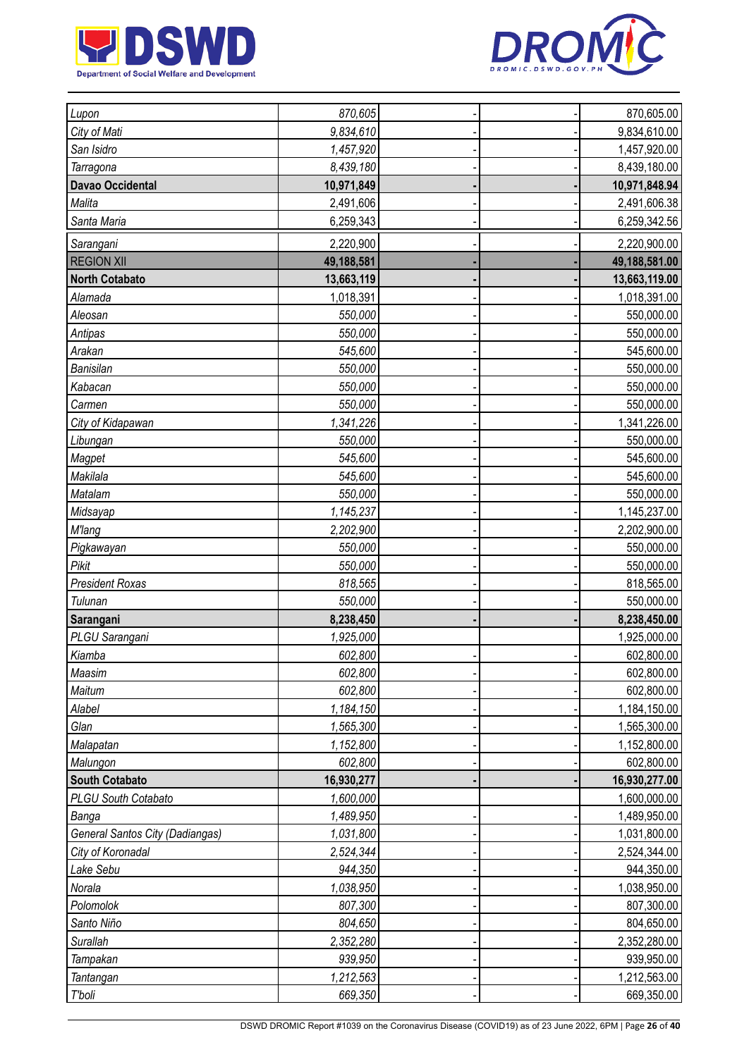| | | | | |
|---|---|---|---|---|
| *Lupon* | *870,605* | - | - | 870,605.00 |
| *City of Mati* | *9,834,610* | - | - | 9,834,610.00 |
| *San Isidro* | *1,457,920* | - | - | 1,457,920.00 |
| *Tarragona* | *8,439,180* | - | - | 8,439,180.00 |
| **Davao Occidental** | **10,971,849** | **-** | **-** | **10,971,848.94** |
| *Malita* | 2,491,606 | - | - | 2,491,606.38 |
| *Santa Maria* | 6,259,343 | - | - | 6,259,342.56 |
| *Sarangani* | 2,220,900 | - | - | 2,220,900.00 |
| REGION XII | **49,188,581** | **-** | **-** | **49,188,581.00** |
| **North Cotabato** | **13,663,119** | **-** | **-** | **13,663,119.00** |
| *Alamada* | 1,018,391 | - | - | 1,018,391.00 |
| *Aleosan* | *550,000* | - | - | 550,000.00 |
| *Antipas* | *550,000* | - | - | 550,000.00 |
| *Arakan* | *545,600* | - | - | 545,600.00 |
| *Banisilan* | *550,000* | - | - | 550,000.00 |
| *Kabacan* | *550,000* | - | - | 550,000.00 |
| *Carmen* | *550,000* | - | - | 550,000.00 |
| *City of Kidapawan* | *1,341,226* | - | - | 1,341,226.00 |
| *Libungan* | *550,000* | - | - | 550,000.00 |
| *Magpet* | *545,600* | - | - | 545,600.00 |
| *Makilala* | *545,600* | - | - | 545,600.00 |
| *Matalam* | *550,000* | - | - | 550,000.00 |
| *Midsayap* | *1,145,237* | - | - | 1,145,237.00 |
| *M'lang* | *2,202,900* | - | - | 2,202,900.00 |
| *Pigkawayan* | *550,000* | - | - | 550,000.00 |
| *Pikit* | *550,000* | - | - | 550,000.00 |
| *President Roxas* | *818,565* | - | - | 818,565.00 |
| *Tulunan* | *550,000* | - | - | 550,000.00 |
| **Sarangani** | **8,238,450** | **-** | **-** | **8,238,450.00** |
| *PLGU Sarangani* | *1,925,000* | | | 1,925,000.00 |
| *Kiamba* | *602,800* | - | - | 602,800.00 |
| *Maasim* | *602,800* | - | - | 602,800.00 |
| *Maitum* | *602,800* | - | - | 602,800.00 |
| *Alabel* | *1,184,150* | - | - | 1,184,150.00 |
| *Glan* | *1,565,300* | - | - | 1,565,300.00 |
| *Malapatan* | *1,152,800* | - | - | 1,152,800.00 |
| *Malungon* | *602,800* | - | - | 602,800.00 |
| **South Cotabato** | **16,930,277** | **-** | **-** | **16,930,277.00** |
| *PLGU South Cotabato* | *1,600,000* | | | 1,600,000.00 |
| *Banga* | *1,489,950* | - | - | 1,489,950.00 |
| *General Santos City (Dadiangas)* | *1,031,800* | - | - | 1,031,800.00 |
| *City of Koronadal* | *2,524,344* | - | - | 2,524,344.00 |
| *Lake Sebu* | *944,350* | - | - | 944,350.00 |
| *Norala* | *1,038,950* | - | - | 1,038,950.00 |
| *Polomolok* | *807,300* | - | - | 807,300.00 |
| *Santo Niño* | *804,650* | - | - | 804,650.00 |
| *Surallah* | *2,352,280* | - | - | 2,352,280.00 |
| *Tampakan* | *939,950* | - | - | 939,950.00 |
| *Tantangan* | *1,212,563* | - | - | 1,212,563.00 |
| *T'boli* | *669,350* | - | - | 669,350.00 |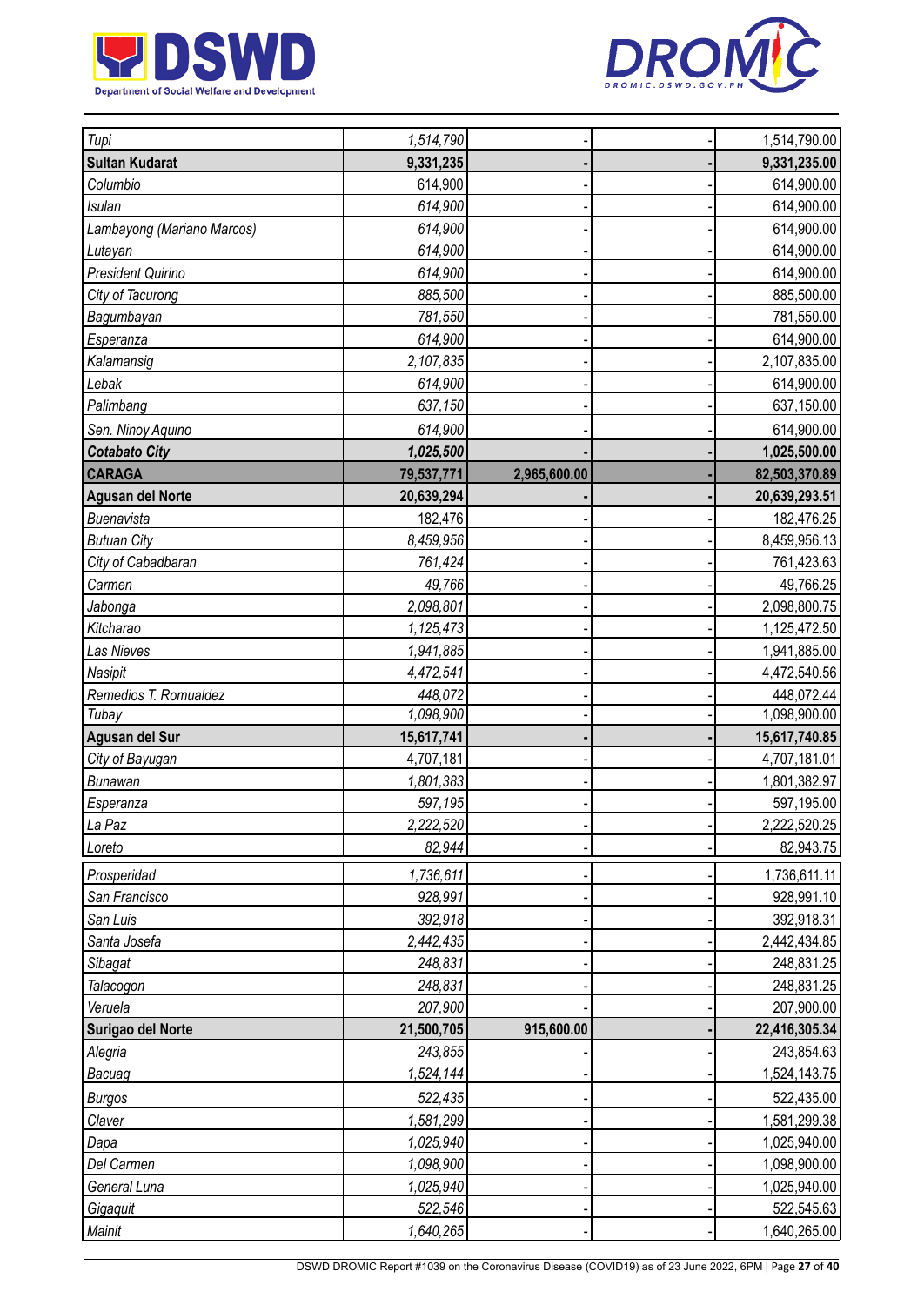| | | | | |
|---|---|---|---|---|
| *Tupi* | *1,514,790* | - | - | 1,514,790.00 |
| **Sultan Kudarat** | **9,331,235** | - | - | **9,331,235.00** |
| *Columbio* | 614,900 | - | - | 614,900.00 |
| *Isulan* | *614,900* | - | - | 614,900.00 |
| *Lambayong (Mariano Marcos)* | *614,900* | - | - | 614,900.00 |
| *Lutayan* | *614,900* | - | - | 614,900.00 |
| *President Quirino* | *614,900* | - | - | 614,900.00 |
| *City of Tacurong* | *885,500* | - | - | 885,500.00 |
| *Bagumbayan* | *781,550* | - | - | 781,550.00 |
| *Esperanza* | *614,900* | - | - | 614,900.00 |
| *Kalamansig* | *2,107,835* | - | - | 2,107,835.00 |
| *Lebak* | *614,900* | - | - | 614,900.00 |
| *Palimbang* | *637,150* | - | - | 637,150.00 |
| *Sen. Ninoy Aquino* | *614,900* | - | - | 614,900.00 |
| ***Cotabato City*** | ***1,025,500*** | - | - | **1,025,500.00** |
| **CARAGA** | **79,537,771** | **2,965,600.00** | - | **82,503,370.89** |
| **Agusan del Norte** | **20,639,294** | - | - | **20,639,293.51** |
| *Buenavista* | 182,476 | - | - | 182,476.25 |
| *Butuan City* | *8,459,956* | - | - | 8,459,956.13 |
| *City of Cabadbaran* | *761,424* | - | - | 761,423.63 |
| *Carmen* | *49,766* | - | - | 49,766.25 |
| *Jabonga* | *2,098,801* | - | - | 2,098,800.75 |
| *Kitcharao* | *1,125,473* | - | - | 1,125,472.50 |
| *Las Nieves* | *1,941,885* | - | - | 1,941,885.00 |
| *Nasipit* | *4,472,541* | - | - | 4,472,540.56 |
| *Remedios T. Romualdez* | *448,072* | - | - | 448,072.44 |
| *Tubay* | *1,098,900* | - | - | 1,098,900.00 |
| **Agusan del Sur** | **15,617,741** | - | - | **15,617,740.85** |
| *City of Bayugan* | 4,707,181 | - | - | 4,707,181.01 |
| *Bunawan* | *1,801,383* | - | - | 1,801,382.97 |
| *Esperanza* | *597,195* | - | - | 597,195.00 |
| *La Paz* | *2,222,520* | - | - | 2,222,520.25 |
| *Loreto* | *82,944* | - | - | 82,943.75 |
| *Prosperidad* | *1,736,611* | - | - | 1,736,611.11 |
| *San Francisco* | *928,991* | - | - | 928,991.10 |
| *San Luis* | *392,918* | - | - | 392,918.31 |
| *Santa Josefa* | *2,442,435* | - | - | 2,442,434.85 |
| *Sibagat* | *248,831* | - | - | 248,831.25 |
| *Talacogon* | *248,831* | - | - | 248,831.25 |
| *Veruela* | *207,900* | - | - | 207,900.00 |
| **Surigao del Norte** | **21,500,705** | **915,600.00** | - | **22,416,305.34** |
| *Alegria* | *243,855* | - | - | 243,854.63 |
| *Bacuag* | *1,524,144* | - | - | 1,524,143.75 |
| *Burgos* | *522,435* | - | - | 522,435.00 |
| *Claver* | *1,581,299* | - | - | 1,581,299.38 |
| *Dapa* | *1,025,940* | - | - | 1,025,940.00 |
| *Del Carmen* | *1,098,900* | - | - | 1,098,900.00 |
| *General Luna* | *1,025,940* | - | - | 1,025,940.00 |
| *Gigaquit* | *522,546* | - | - | 522,545.63 |
| *Mainit* | *1,640,265* | - | - | 1,640,265.00 |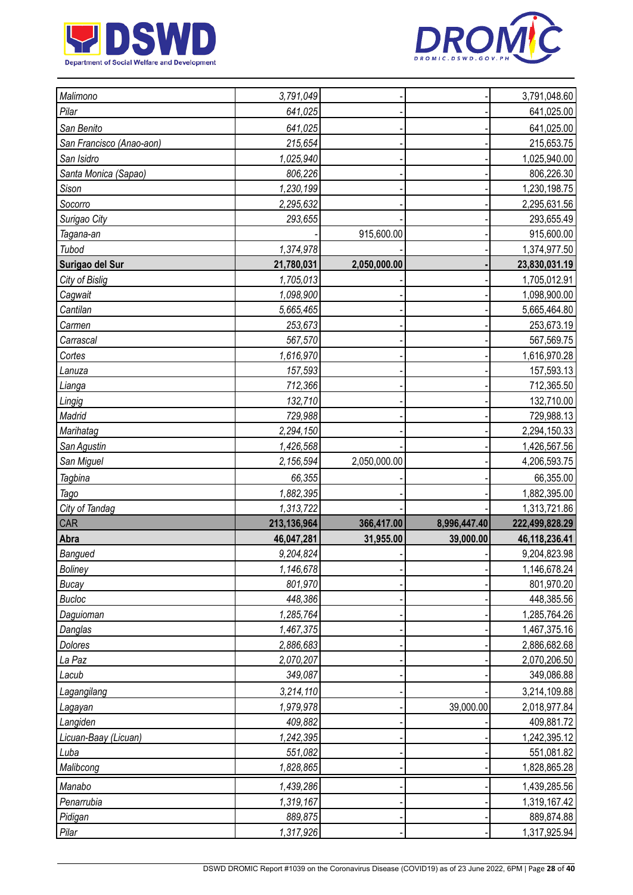| | | | | |
|---|---|---|---|---|
| *Malimono* | *3,791,049* | - | - | 3,791,048.60 |
| *Pilar* | *641,025* | - | - | 641,025.00 |
| *San Benito* | *641,025* | - | - | 641,025.00 |
| *San Francisco (Anao-aon)* | *215,654* | - | - | 215,653.75 |
| *San Isidro* | *1,025,940* | - | - | 1,025,940.00 |
| *Santa Monica (Sapao)* | *806,226* | - | - | 806,226.30 |
| *Sison* | *1,230,199* | - | - | 1,230,198.75 |
| *Socorro* | *2,295,632* | - | - | 2,295,631.56 |
| *Surigao City* | *293,655* | - | - | 293,655.49 |
| *Tagana-an* | - | 915,600.00 | - | 915,600.00 |
| *Tubod* | *1,374,978* | - | - | 1,374,977.50 |
| **Surigao del Sur** | **21,780,031** | **2,050,000.00** | **-** | **23,830,031.19** |
| *City of Bislig* | *1,705,013* | - | - | 1,705,012.91 |
| *Cagwait* | *1,098,900* | - | - | 1,098,900.00 |
| *Cantilan* | *5,665,465* | - | - | 5,665,464.80 |
| *Carmen* | *253,673* | - | - | 253,673.19 |
| *Carrascal* | *567,570* | - | - | 567,569.75 |
| *Cortes* | *1,616,970* | - | - | 1,616,970.28 |
| *Lanuza* | *157,593* | - | - | 157,593.13 |
| *Lianga* | *712,366* | - | - | 712,365.50 |
| *Lingig* | *132,710* | - | - | 132,710.00 |
| *Madrid* | *729,988* | - | - | 729,988.13 |
| *Marihatag* | *2,294,150* | - | - | 2,294,150.33 |
| *San Agustin* | *1,426,568* | - | - | 1,426,567.56 |
| *San Miguel* | *2,156,594* | 2,050,000.00 | - | 4,206,593.75 |
| *Tagbina* | *66,355* | - | - | 66,355.00 |
| *Tago* | *1,882,395* | - | - | 1,882,395.00 |
| *City of Tandag* | *1,313,722* | - | - | 1,313,721.86 |
| CAR | **213,136,964** | **366,417.00** | **8,996,447.40** | **222,499,828.29** |
| **Abra** | **46,047,281** | **31,955.00** | **39,000.00** | **46,118,236.41** |
| *Bangued* | *9,204,824* | - | - | 9,204,823.98 |
| *Boliney* | *1,146,678* | - | - | 1,146,678.24 |
| *Bucay* | *801,970* | - | - | 801,970.20 |
| *Bucloc* | *448,386* | - | - | 448,385.56 |
| *Daguioman* | *1,285,764* | - | - | 1,285,764.26 |
| *Danglas* | *1,467,375* | - | - | 1,467,375.16 |
| *Dolores* | *2,886,683* | - | - | 2,886,682.68 |
| *La Paz* | *2,070,207* | - | - | 2,070,206.50 |
| *Lacub* | *349,087* | - | - | 349,086.88 |
| *Lagangilang* | *3,214,110* | - | - | 3,214,109.88 |
| *Lagayan* | *1,979,978* | - | 39,000.00 | 2,018,977.84 |
| *Langiden* | *409,882* | - | - | 409,881.72 |
| *Licuan-Baay (Licuan)* | *1,242,395* | - | - | 1,242,395.12 |
| *Luba* | *551,082* | - | - | 551,081.82 |
| *Malibcong* | *1,828,865* | - | - | 1,828,865.28 |
| *Manabo* | *1,439,286* | - | - | 1,439,285.56 |
| *Penarrubia* | *1,319,167* | - | - | 1,319,167.42 |
| *Pidigan* | *889,875* | - | - | 889,874.88 |
| *Pilar* | *1,317,926* | - | - | 1,317,925.94 |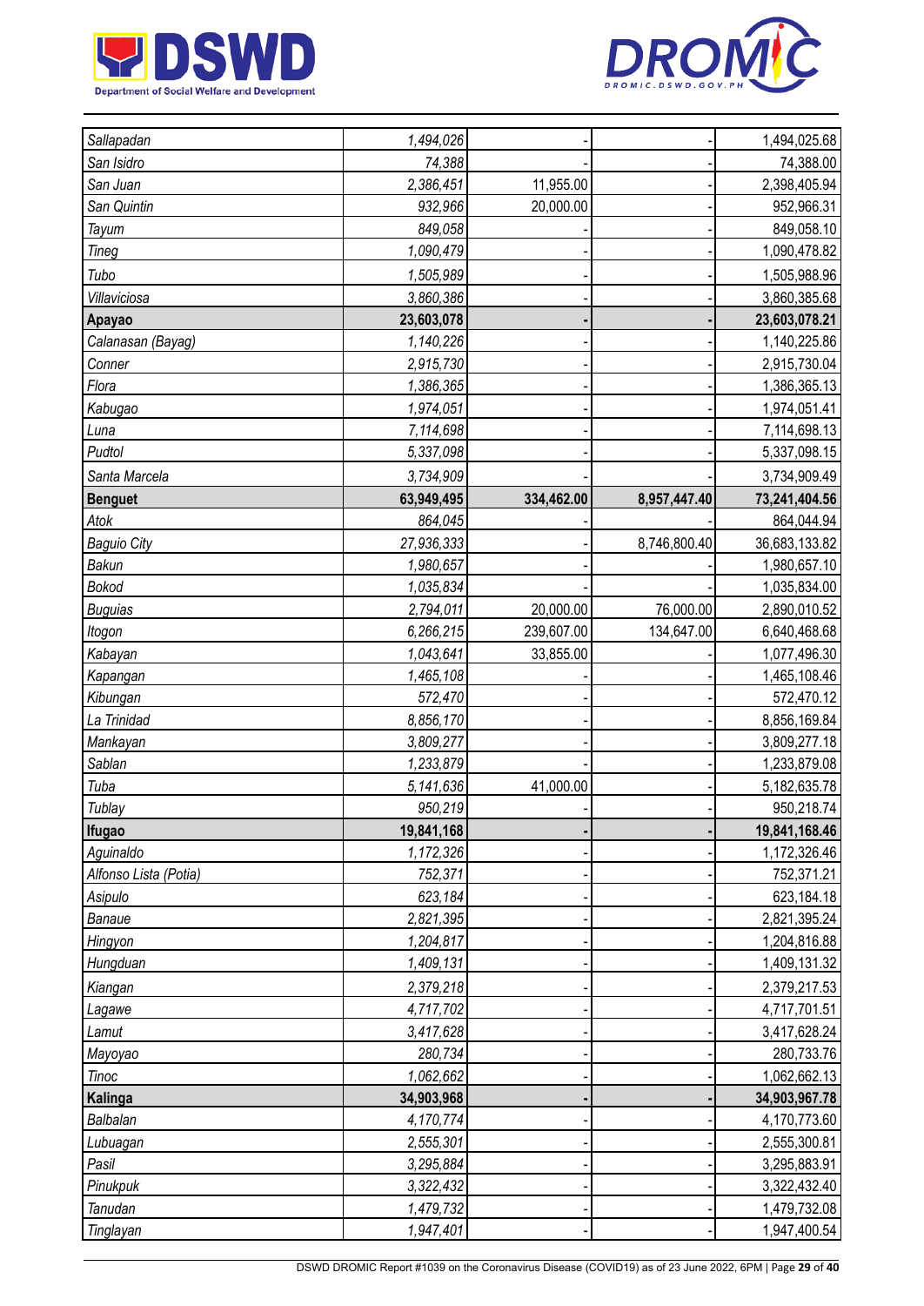| | | | | |
|---|---|---|---|---|
| *Sallapadan* | *1,494,026* | - | - | 1,494,025.68 |
| *San Isidro* | *74,388* | - | - | 74,388.00 |
| *San Juan* | *2,386,451* | 11,955.00 | - | 2,398,405.94 |
| *San Quintin* | *932,966* | 20,000.00 | - | 952,966.31 |
| *Tayum* | *849,058* | - | - | 849,058.10 |
| *Tineg* | *1,090,479* | - | - | 1,090,478.82 |
| *Tubo* | *1,505,989* | - | - | 1,505,988.96 |
| *Villaviciosa* | *3,860,386* | - | - | 3,860,385.68 |
| **Apayao** | **23,603,078** | **-** | **-** | **23,603,078.21** |
| *Calanasan (Bayag)* | *1,140,226* | - | - | 1,140,225.86 |
| *Conner* | *2,915,730* | - | - | 2,915,730.04 |
| *Flora* | *1,386,365* | - | - | 1,386,365.13 |
| *Kabugao* | *1,974,051* | - | - | 1,974,051.41 |
| *Luna* | *7,114,698* | - | - | 7,114,698.13 |
| *Pudtol* | *5,337,098* | - | - | 5,337,098.15 |
| *Santa Marcela* | *3,734,909* | - | - | 3,734,909.49 |
| **Benguet** | **63,949,495** | **334,462.00** | **8,957,447.40** | **73,241,404.56** |
| *Atok* | *864,045* | - | - | 864,044.94 |
| *Baguio City* | *27,936,333* | - | 8,746,800.40 | 36,683,133.82 |
| *Bakun* | *1,980,657* | - | - | 1,980,657.10 |
| *Bokod* | *1,035,834* | - | - | 1,035,834.00 |
| *Buguias* | *2,794,011* | 20,000.00 | 76,000.00 | 2,890,010.52 |
| *Itogon* | *6,266,215* | 239,607.00 | 134,647.00 | 6,640,468.68 |
| *Kabayan* | *1,043,641* | 33,855.00 | - | 1,077,496.30 |
| *Kapangan* | *1,465,108* | - | - | 1,465,108.46 |
| *Kibungan* | *572,470* | - | - | 572,470.12 |
| *La Trinidad* | *8,856,170* | - | - | 8,856,169.84 |
| *Mankayan* | *3,809,277* | - | - | 3,809,277.18 |
| *Sablan* | *1,233,879* | - | - | 1,233,879.08 |
| *Tuba* | *5,141,636* | 41,000.00 | - | 5,182,635.78 |
| *Tublay* | *950,219* | - | - | 950,218.74 |
| **Ifugao** | **19,841,168** | **-** | **-** | **19,841,168.46** |
| *Aguinaldo* | *1,172,326* | - | - | 1,172,326.46 |
| *Alfonso Lista (Potia)* | *752,371* | - | - | 752,371.21 |
| *Asipulo* | *623,184* | - | - | 623,184.18 |
| *Banaue* | *2,821,395* | - | - | 2,821,395.24 |
| *Hingyon* | *1,204,817* | - | - | 1,204,816.88 |
| *Hungduan* | *1,409,131* | - | - | 1,409,131.32 |
| *Kiangan* | *2,379,218* | - | - | 2,379,217.53 |
| *Lagawe* | *4,717,702* | - | - | 4,717,701.51 |
| *Lamut* | *3,417,628* | - | - | 3,417,628.24 |
| *Mayoyao* | *280,734* | - | - | 280,733.76 |
| *Tinoc* | *1,062,662* | - | - | 1,062,662.13 |
| **Kalinga** | **34,903,968** | **-** | **-** | **34,903,967.78** |
| *Balbalan* | *4,170,774* | - | - | 4,170,773.60 |
| *Lubuagan* | *2,555,301* | - | - | 2,555,300.81 |
| *Pasil* | *3,295,884* | - | - | 3,295,883.91 |
| *Pinukpuk* | *3,322,432* | - | - | 3,322,432.40 |
| *Tanudan* | *1,479,732* | - | - | 1,479,732.08 |
| *Tinglayan* | *1,947,401* | - | - | 1,947,400.54 |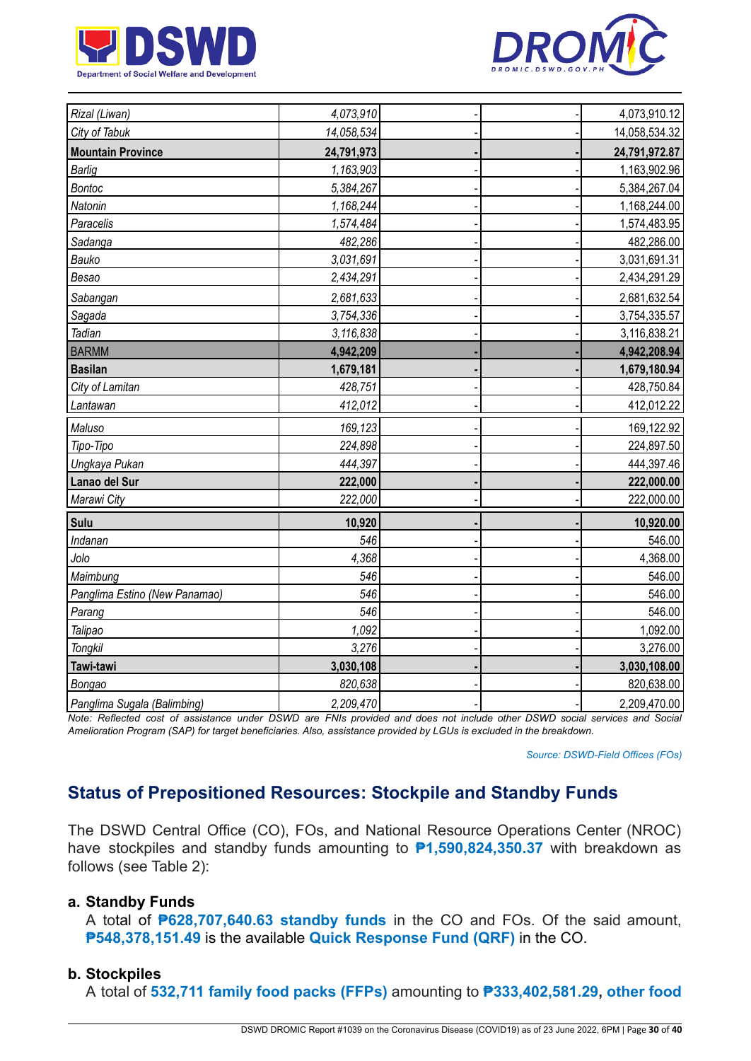| | | | | |
|---|---|---|---|---|
| *Rizal (Liwan)* | *4,073,910* | - | - | 4,073,910.12 |
| *City of Tabuk* | *14,058,534* | - | - | 14,058,534.32 |
| **Mountain Province** | **24,791,973** | **-** | **-** | **24,791,972.87** |
| *Barlig* | *1,163,903* | - | - | 1,163,902.96 |
| *Bontoc* | *5,384,267* | - | - | 5,384,267.04 |
| *Natonin* | *1,168,244* | - | - | 1,168,244.00 |
| *Paracelis* | *1,574,484* | - | - | 1,574,483.95 |
| *Sadanga* | *482,286* | - | - | 482,286.00 |
| *Bauko* | *3,031,691* | - | - | 3,031,691.31 |
| *Besao* | *2,434,291* | - | - | 2,434,291.29 |
| *Sabangan* | *2,681,633* | - | - | 2,681,632.54 |
| *Sagada* | *3,754,336* | - | - | 3,754,335.57 |
| *Tadian* | *3,116,838* | - | - | 3,116,838.21 |
| BARMM | **4,942,209** | **-** | **-** | **4,942,208.94** |
| **Basilan** | **1,679,181** | **-** | **-** | **1,679,180.94** |
| *City of Lamitan* | *428,751* | - | - | 428,750.84 |
| *Lantawan* | *412,012* | - | - | 412,012.22 |
| *Maluso* | *169,123* | - | - | 169,122.92 |
| *Tipo-Tipo* | *224,898* | - | - | 224,897.50 |
| *Ungkaya Pukan* | *444,397* | - | - | 444,397.46 |
| **Lanao del Sur** | **222,000** | **-** | **-** | **222,000.00** |
| *Marawi City* | *222,000* | - | - | 222,000.00 |
| **Sulu** | **10,920** | **-** | **-** | **10,920.00** |
| *Indanan* | *546* | - | - | 546.00 |
| *Jolo* | *4,368* | - | - | 4,368.00 |
| *Maimbung* | *546* | - | - | 546.00 |
| *Panglima Estino (New Panamao)* | *546* | - | - | 546.00 |
| *Parang* | *546* | - | - | 546.00 |
| *Talipao* | *1,092* | - | - | 1,092.00 |
| *Tongkil* | *3,276* | - | - | 3,276.00 |
| **Tawi-tawi** | **3,030,108** | **-** | **-** | **3,030,108.00** |
| *Bongao* | *820,638* | - | - | 820,638.00 |
| *Panglima Sugala (Balimbing)* | *2,209,470* | - | - | 2,209,470.00 |

*Note: Reflected cost of assistance under DSWD are FNIs provided and does not include other DSWD social services and Social Amelioration Program (SAP) for target beneficiaries. Also, assistance provided by LGUs is excluded in the breakdown.*

*Source: DSWD-Field Offices (FOs)*

## Status of Prepositioned Resources: Stockpile and Standby Funds

The DSWD Central Office (CO), FOs, and National Resource Operations Center (NROC) have stockpiles and standby funds amounting to **₱1,590,824,350.37** with breakdown as follows (see Table 2):

**a. Standby Funds**

A total of **₱628,707,640.63 standby funds** in the CO and FOs. Of the said amount, **₱548,378,151.49** is the available **Quick Response Fund (QRF)** in the CO.

**b. Stockpiles**

A total of **532,711 family food packs (FFPs)** amounting to **₱333,402,581.29**, **other food**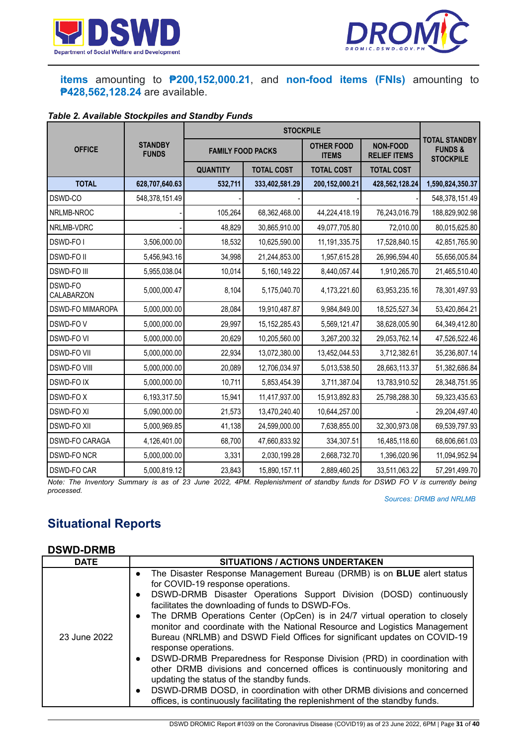**items** amounting to **₱200,152,000.21**, and **non-food items (FNIs)** amounting to **₱428,562,128.24** are available.

***Table 2. Available Stockpiles and Standby Funds***

| OFFICE | STANDBY FUNDS | STOCKPILE | | | | TOTAL STANDBY FUNDS & STOCKPILE |
|---|---|---|---|---|---|---|
| | | FAMILY FOOD PACKS | | OTHER FOOD ITEMS | NON-FOOD RELIEF ITEMS | |
| | | QUANTITY | TOTAL COST | TOTAL COST | TOTAL COST | |
| **TOTAL** | **628,707,640.63** | **532,711** | **333,402,581.29** | **200,152,000.21** | **428,562,128.24** | **1,590,824,350.37** |
| DSWD-CO | 548,378,151.49 | - | - | - | - | 548,378,151.49 |
| NRLMB-NROC | - | 105,264 | 68,362,468.00 | 44,224,418.19 | 76,243,016.79 | 188,829,902.98 |
| NRLMB-VDRC | - | 48,829 | 30,865,910.00 | 49,077,705.80 | 72,010.00 | 80,015,625.80 |
| DSWD-FO I | 3,506,000.00 | 18,532 | 10,625,590.00 | 11,191,335.75 | 17,528,840.15 | 42,851,765.90 |
| DSWD-FO II | 5,456,943.16 | 34,998 | 21,244,853.00 | 1,957,615.28 | 26,996,594.40 | 55,656,005.84 |
| DSWD-FO III | 5,955,038.04 | 10,014 | 5,160,149.22 | 8,440,057.44 | 1,910,265.70 | 21,465,510.40 |
| DSWD-FO CALABARZON | 5,000,000.47 | 8,104 | 5,175,040.70 | 4,173,221.60 | 63,953,235.16 | 78,301,497.93 |
| DSWD-FO MIMAROPA | 5,000,000.00 | 28,084 | 19,910,487.87 | 9,984,849.00 | 18,525,527.34 | 53,420,864.21 |
| DSWD-FO V | 5,000,000.00 | 29,997 | 15,152,285.43 | 5,569,121.47 | 38,628,005.90 | 64,349,412.80 |
| DSWD-FO VI | 5,000,000.00 | 20,629 | 10,205,560.00 | 3,267,200.32 | 29,053,762.14 | 47,526,522.46 |
| DSWD-FO VII | 5,000,000.00 | 22,934 | 13,072,380.00 | 13,452,044.53 | 3,712,382.61 | 35,236,807.14 |
| DSWD-FO VIII | 5,000,000.00 | 20,089 | 12,706,034.97 | 5,013,538.50 | 28,663,113.37 | 51,382,686.84 |
| DSWD-FO IX | 5,000,000.00 | 10,711 | 5,853,454.39 | 3,711,387.04 | 13,783,910.52 | 28,348,751.95 |
| DSWD-FO X | 6,193,317.50 | 15,941 | 11,417,937.00 | 15,913,892.83 | 25,798,288.30 | 59,323,435.63 |
| DSWD-FO XI | 5,090,000.00 | 21,573 | 13,470,240.40 | 10,644,257.00 | - | 29,204,497.40 |
| DSWD-FO XII | 5,000,969.85 | 41,138 | 24,599,000.00 | 7,638,855.00 | 32,300,973.08 | 69,539,797.93 |
| DSWD-FO CARAGA | 4,126,401.00 | 68,700 | 47,660,833.92 | 334,307.51 | 16,485,118.60 | 68,606,661.03 |
| DSWD-FO NCR | 5,000,000.00 | 3,331 | 2,030,199.28 | 2,668,732.70 | 1,396,020.96 | 11,094,952.94 |
| DSWD-FO CAR | 5,000,819.12 | 23,843 | 15,890,157.11 | 2,889,460.25 | 33,511,063.22 | 57,291,499.70 |

*Note: The Inventory Summary is as of 23 June 2022, 4PM. Replenishment of standby funds for DSWD FO V is currently being processed.*

*Sources: DRMB and NRLMB*

## Situational Reports

### DSWD-DRMB

| DATE | SITUATIONS / ACTIONS UNDERTAKEN |
|---|---|
| 23 June 2022 | • The Disaster Response Management Bureau (DRMB) is on **BLUE** alert status for COVID-19 response operations.<br>• DSWD-DRMB Disaster Operations Support Division (DOSD) continuously facilitates the downloading of funds to DSWD-FOs.<br>• The DRMB Operations Center (OpCen) is in 24/7 virtual operation to closely monitor and coordinate with the National Resource and Logistics Management Bureau (NRLMB) and DSWD Field Offices for significant updates on COVID-19 response operations.<br>• DSWD-DRMB Preparedness for Response Division (PRD) in coordination with other DRMB divisions and concerned offices is continuously monitoring and updating the status of the standby funds.<br>• DSWD-DRMB DOSD, in coordination with other DRMB divisions and concerned offices, is continuously facilitating the replenishment of the standby funds. |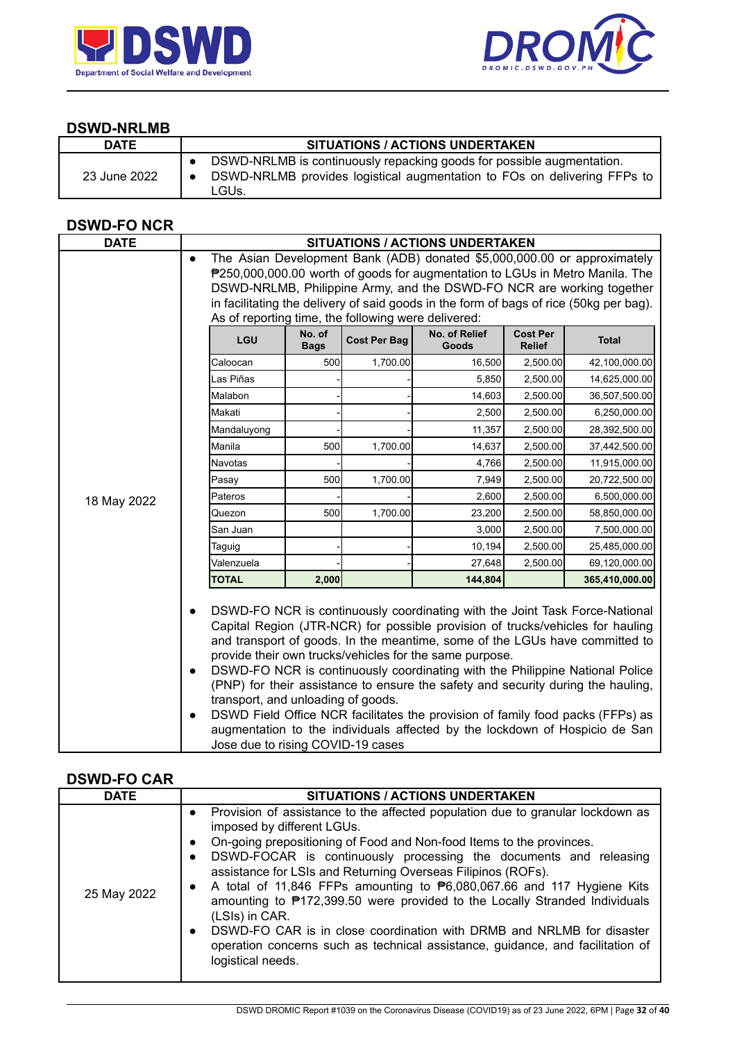### DSWD-NRLMB

| DATE | SITUATIONS / ACTIONS UNDERTAKEN |
|---|---|
| 23 June 2022 | • DSWD-NRLMB is continuously repacking goods for possible augmentation.<br>• DSWD-NRLMB provides logistical augmentation to FOs on delivering FFPs to LGUs. |

### DSWD-FO NCR

| DATE | SITUATIONS / ACTIONS UNDERTAKEN |
|---|---|
| 18 May 2022 | • The Asian Development Bank (ADB) donated $5,000,000.00 or approximately ₱250,000,000.00 worth of goods for augmentation to LGUs in Metro Manila. The DSWD-NRLMB, Philippine Army, and the DSWD-FO NCR are working together in facilitating the delivery of said goods in the form of bags of rice (50kg per bag). As of reporting time, the following were delivered: |

| LGU | No. of Bags | Cost Per Bag | No. of Relief Goods | Cost Per Relief | Total |
|---|---|---|---|---|---|
| Caloocan | 500 | 1,700.00 | 16,500 | 2,500.00 | 42,100,000.00 |
| Las Piñas | - | - | 5,850 | 2,500.00 | 14,625,000.00 |
| Malabon | - | - | 14,603 | 2,500.00 | 36,507,500.00 |
| Makati | - | - | 2,500 | 2,500.00 | 6,250,000.00 |
| Mandaluyong | - | - | 11,357 | 2,500.00 | 28,392,500.00 |
| Manila | 500 | 1,700.00 | 14,637 | 2,500.00 | 37,442,500.00 |
| Navotas | - | - | 4,766 | 2,500.00 | 11,915,000.00 |
| Pasay | 500 | 1,700.00 | 7,949 | 2,500.00 | 20,722,500.00 |
| Pateros | - | - | 2,600 | 2,500.00 | 6,500,000.00 |
| Quezon | 500 | 1,700.00 | 23,200 | 2,500.00 | 58,850,000.00 |
| San Juan | | | 3,000 | 2,500.00 | 7,500,000.00 |
| Taguig | - | - | 10,194 | 2,500.00 | 25,485,000.00 |
| Valenzuela | - | - | 27,648 | 2,500.00 | 69,120,000.00 |
| **TOTAL** | **2,000** | | **144,804** | | **365,410,000.00** |

- DSWD-FO NCR is continuously coordinating with the Joint Task Force-National Capital Region (JTR-NCR) for possible provision of trucks/vehicles for hauling and transport of goods. In the meantime, some of the LGUs have committed to provide their own trucks/vehicles for the same purpose.
- DSWD-FO NCR is continuously coordinating with the Philippine National Police (PNP) for their assistance to ensure the safety and security during the hauling, transport, and unloading of goods.
- DSWD Field Office NCR facilitates the provision of family food packs (FFPs) as augmentation to the individuals affected by the lockdown of Hospicio de San Jose due to rising COVID-19 cases

### DSWD-FO CAR

| DATE | SITUATIONS / ACTIONS UNDERTAKEN |
|---|---|
| 25 May 2022 | • Provision of assistance to the affected population due to granular lockdown as imposed by different LGUs.<br>• On-going prepositioning of Food and Non-food Items to the provinces.<br>• DSWD-FOCAR is continuously processing the documents and releasing assistance for LSIs and Returning Overseas Filipinos (ROFs).<br>• A total of 11,846 FFPs amounting to ₱6,080,067.66 and 117 Hygiene Kits amounting to ₱172,399.50 were provided to the Locally Stranded Individuals (LSIs) in CAR.<br>• DSWD-FO CAR is in close coordination with DRMB and NRLMB for disaster operation concerns such as technical assistance, guidance, and facilitation of logistical needs. |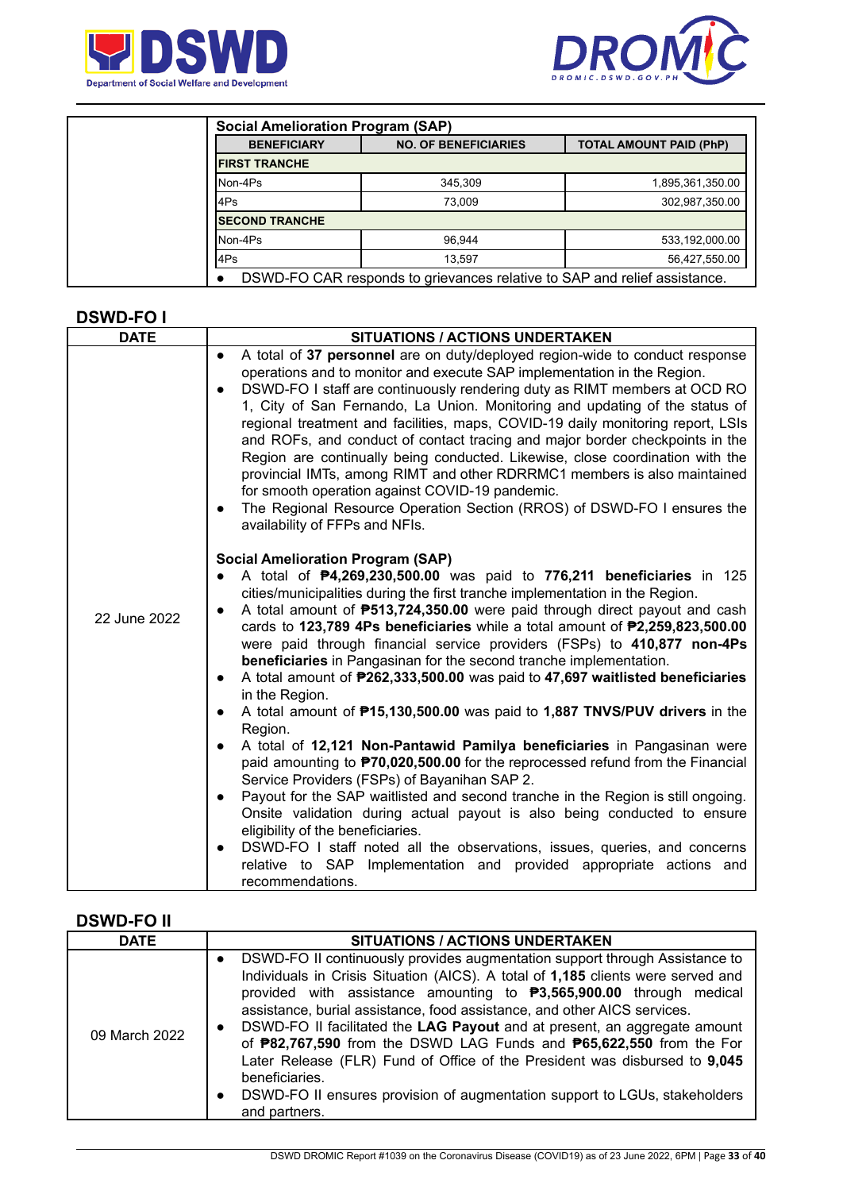| | Social Amelioration Program (SAP) | | |
|---|---|---|---|
| | **BENEFICIARY** | **NO. OF BENEFICIARIES** | **TOTAL AMOUNT PAID (PhP)** |
| | **FIRST TRANCHE** | | |
| | Non-4Ps | 345,309 | 1,895,361,350.00 |
| | 4Ps | 73,009 | 302,987,350.00 |
| | **SECOND TRANCHE** | | |
| | Non-4Ps | 96,944 | 533,192,000.00 |
| | 4Ps | 13,597 | 56,427,550.00 |
| | ● DSWD-FO CAR responds to grievances relative to SAP and relief assistance. | | |

## DSWD-FO I

| DATE | SITUATIONS / ACTIONS UNDERTAKEN |
|---|---|
| 22 June 2022 | ● A total of **37 personnel** are on duty/deployed region-wide to conduct response operations and to monitor and execute SAP implementation in the Region.<br>● DSWD-FO I staff are continuously rendering duty as RIMT members at OCD RO 1, City of San Fernando, La Union. Monitoring and updating of the status of regional treatment and facilities, maps, COVID-19 daily monitoring report, LSIs and ROFs, and conduct of contact tracing and major border checkpoints in the Region are continually being conducted. Likewise, close coordination with the provincial IMTs, among RIMT and other RDRRMC1 members is also maintained for smooth operation against COVID-19 pandemic.<br>● The Regional Resource Operation Section (RROS) of DSWD-FO I ensures the availability of FFPs and NFIs.<br><br>**Social Amelioration Program (SAP)**<br>● A total of **₱4,269,230,500.00** was paid to **776,211 beneficiaries** in 125 cities/municipalities during the first tranche implementation in the Region.<br>● A total amount of **₱513,724,350.00** were paid through direct payout and cash cards to **123,789 4Ps beneficiaries** while a total amount of **₱2,259,823,500.00** were paid through financial service providers (FSPs) to **410,877 non-4Ps beneficiaries** in Pangasinan for the second tranche implementation.<br>● A total amount of **₱262,333,500.00** was paid to **47,697 waitlisted beneficiaries** in the Region.<br>● A total amount of **₱15,130,500.00** was paid to **1,887 TNVS/PUV drivers** in the Region.<br>● A total of **12,121 Non-Pantawid Pamilya beneficiaries** in Pangasinan were paid amounting to **₱70,020,500.00** for the reprocessed refund from the Financial Service Providers (FSPs) of Bayanihan SAP 2.<br>● Payout for the SAP waitlisted and second tranche in the Region is still ongoing. Onsite validation during actual payout is also being conducted to ensure eligibility of the beneficiaries.<br>● DSWD-FO I staff noted all the observations, issues, queries, and concerns relative to SAP Implementation and provided appropriate actions and recommendations. |

## DSWD-FO II

| DATE | SITUATIONS / ACTIONS UNDERTAKEN |
|---|---|
| 09 March 2022 | ● DSWD-FO II continuously provides augmentation support through Assistance to Individuals in Crisis Situation (AICS). A total of **1,185** clients were served and provided with assistance amounting to **₱3,565,900.00** through medical assistance, burial assistance, food assistance, and other AICS services.<br>● DSWD-FO II facilitated the **LAG Payout** and at present, an aggregate amount of **₱82,767,590** from the DSWD LAG Funds and **₱65,622,550** from the For Later Release (FLR) Fund of Office of the President was disbursed to **9,045** beneficiaries.<br>● DSWD-FO II ensures provision of augmentation support to LGUs, stakeholders and partners. |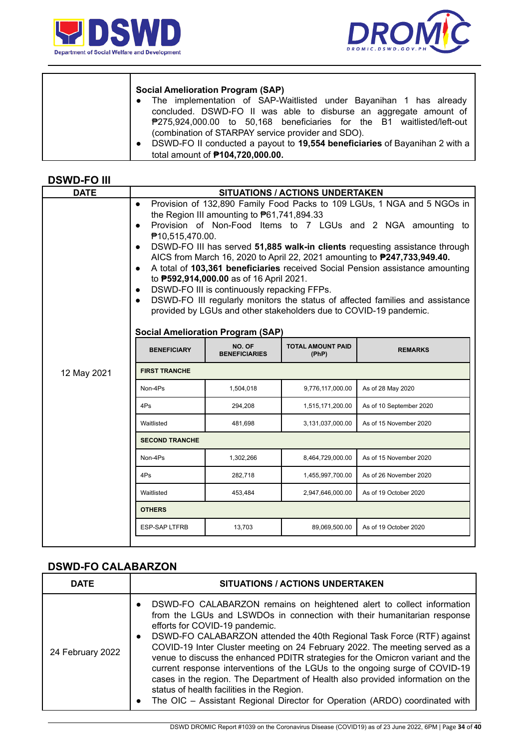| | |
|---|---|
| | **Social Amelioration Program (SAP)**<br>● The implementation of SAP-Waitlisted under Bayanihan 1 has already concluded. DSWD-FO II was able to disburse an aggregate amount of ₱275,924,000.00 to 50,168 beneficiaries for the B1 waitlisted/left-out (combination of STARPAY service provider and SDO).<br>● DSWD-FO II conducted a payout to **19,554 beneficiaries** of Bayanihan 2 with a total amount of **₱104,720,000.00.** |

## DSWD-FO III

| DATE | SITUATIONS / ACTIONS UNDERTAKEN |
|---|---|
| 12 May 2021 | ● Provision of 132,890 Family Food Packs to 109 LGUs, 1 NGA and 5 NGOs in the Region III amounting to ₱61,741,894.33<br>● Provision of Non-Food Items to 7 LGUs and 2 NGA amounting to ₱10,515,470.00.<br>● DSWD-FO III has served **51,885 walk-in clients** requesting assistance through AICS from March 16, 2020 to April 22, 2021 amounting to **₱247,733,949.40.**<br>● A total of **103,361 beneficiaries** received Social Pension assistance amounting to **₱592,914,000.00** as of 16 April 2021.<br>● DSWD-FO III is continuously repacking FFPs.<br>● DSWD-FO III regularly monitors the status of affected families and assistance provided by LGUs and other stakeholders due to COVID-19 pandemic.<br><br>**Social Amelioration Program (SAP)** |

| BENEFICIARY | NO. OF BENEFICIARIES | TOTAL AMOUNT PAID (PhP) | REMARKS |
|---|---|---|---|
| **FIRST TRANCHE** | | | |
| Non-4Ps | 1,504,018 | 9,776,117,000.00 | As of 28 May 2020 |
| 4Ps | 294,208 | 1,515,171,200.00 | As of 10 September 2020 |
| Waitlisted | 481,698 | 3,131,037,000.00 | As of 15 November 2020 |
| **SECOND TRANCHE** | | | |
| Non-4Ps | 1,302,266 | 8,464,729,000.00 | As of 15 November 2020 |
| 4Ps | 282,718 | 1,455,997,700.00 | As of 26 November 2020 |
| Waitlisted | 453,484 | 2,947,646,000.00 | As of 19 October 2020 |
| **OTHERS** | | | |
| ESP-SAP LTFRB | 13,703 | 89,069,500.00 | As of 19 October 2020 |

## DSWD-FO CALABARZON

| DATE | SITUATIONS / ACTIONS UNDERTAKEN |
|---|---|
| 24 February 2022 | ● DSWD-FO CALABARZON remains on heightened alert to collect information from the LGUs and LSWDOs in connection with their humanitarian response efforts for COVID-19 pandemic.<br>● DSWD-FO CALABARZON attended the 40th Regional Task Force (RTF) against COVID-19 Inter Cluster meeting on 24 February 2022. The meeting served as a venue to discuss the enhanced PDITR strategies for the Omicron variant and the current response interventions of the LGUs to the ongoing surge of COVID-19 cases in the region. The Department of Health also provided information on the status of health facilities in the Region.<br>● The OIC – Assistant Regional Director for Operation (ARDO) coordinated with |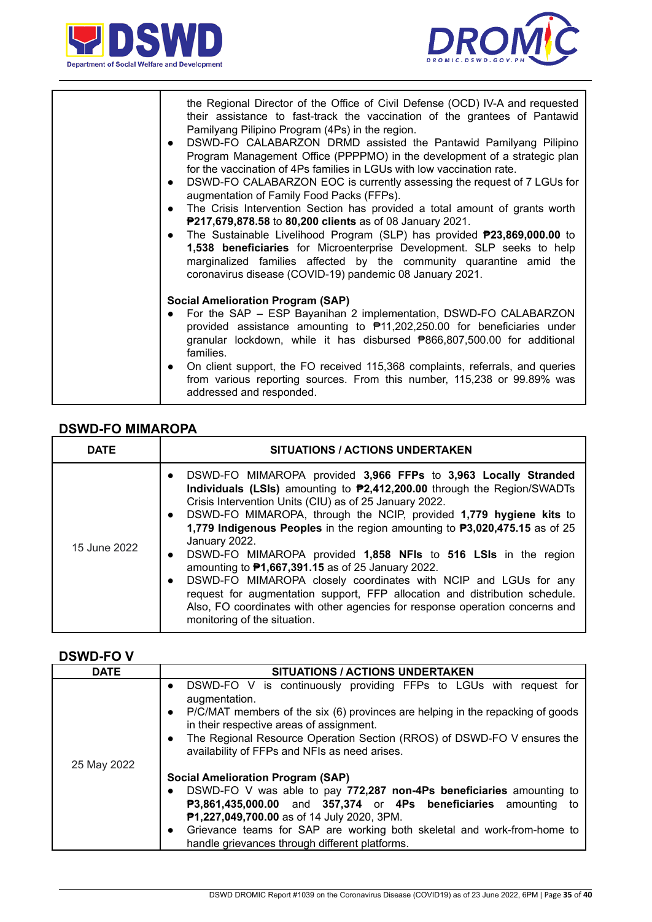|  |  |
|---|---|
|  | the Regional Director of the Office of Civil Defense (OCD) IV-A and requested their assistance to fast-track the vaccination of the grantees of Pantawid Pamilyang Pilipino Program (4Ps) in the region.<br>● DSWD-FO CALABARZON DRMD assisted the Pantawid Pamilyang Pilipino Program Management Office (PPPPMO) in the development of a strategic plan for the vaccination of 4Ps families in LGUs with low vaccination rate.<br>● DSWD-FO CALABARZON EOC is currently assessing the request of 7 LGUs for augmentation of Family Food Packs (FFPs).<br>● The Crisis Intervention Section has provided a total amount of grants worth **₱217,679,878.58** to **80,200 clients** as of 08 January 2021.<br>● The Sustainable Livelihood Program (SLP) has provided **₱23,869,000.00** to **1,538 beneficiaries** for Microenterprise Development. SLP seeks to help marginalized families affected by the community quarantine amid the coronavirus disease (COVID-19) pandemic 08 January 2021.<br><br>**Social Amelioration Program (SAP)**<br>● For the SAP – ESP Bayanihan 2 implementation, DSWD-FO CALABARZON provided assistance amounting to ₱11,202,250.00 for beneficiaries under granular lockdown, while it has disbursed ₱866,807,500.00 for additional families.<br>● On client support, the FO received 115,368 complaints, referrals, and queries from various reporting sources. From this number, 115,238 or 99.89% was addressed and responded. |

## DSWD-FO MIMAROPA

| DATE | SITUATIONS / ACTIONS UNDERTAKEN |
|---|---|
| 15 June 2022 | ● DSWD-FO MIMAROPA provided **3,966 FFPs** to **3,963 Locally Stranded Individuals (LSIs)** amounting to **₱2,412,200.00** through the Region/SWADTs Crisis Intervention Units (CIU) as of 25 January 2022.<br>● DSWD-FO MIMAROPA, through the NCIP, provided **1,779 hygiene kits** to **1,779 Indigenous Peoples** in the region amounting to **₱3,020,475.15** as of 25 January 2022.<br>● DSWD-FO MIMAROPA provided **1,858 NFIs** to **516 LSIs** in the region amounting to **₱1,667,391.15** as of 25 January 2022.<br>● DSWD-FO MIMAROPA closely coordinates with NCIP and LGUs for any request for augmentation support, FFP allocation and distribution schedule. Also, FO coordinates with other agencies for response operation concerns and monitoring of the situation. |

## DSWD-FO V

| DATE | SITUATIONS / ACTIONS UNDERTAKEN |
|---|---|
| 25 May 2022 | ● DSWD-FO V is continuously providing FFPs to LGUs with request for augmentation.<br>● P/C/MAT members of the six (6) provinces are helping in the repacking of goods in their respective areas of assignment.<br>● The Regional Resource Operation Section (RROS) of DSWD-FO V ensures the availability of FFPs and NFIs as need arises.<br><br>**Social Amelioration Program (SAP)**<br>● DSWD-FO V was able to pay **772,287 non-4Ps beneficiaries** amounting to **₱3,861,435,000.00** and **357,374** or **4Ps beneficiaries** amounting to **₱1,227,049,700.00** as of 14 July 2020, 3PM.<br>● Grievance teams for SAP are working both skeletal and work-from-home to handle grievances through different platforms. |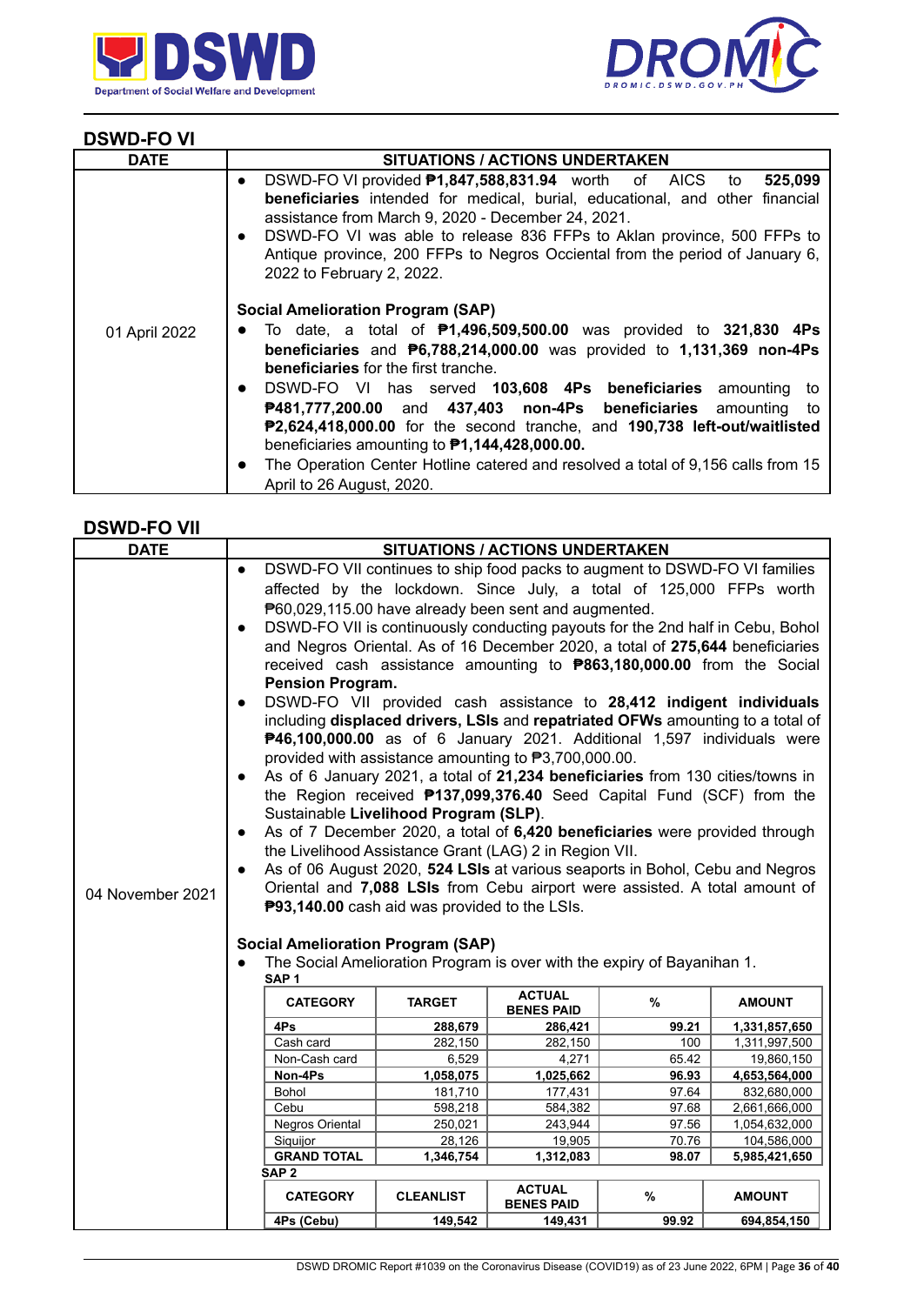## DSWD-FO VI

| DATE | SITUATIONS / ACTIONS UNDERTAKEN |
|---|---|
| 01 April 2022 | • DSWD-FO VI provided **₱1,847,588,831.94** worth of AICS to **525,099 beneficiaries** intended for medical, burial, educational, and other financial assistance from March 9, 2020 - December 24, 2021.<br>• DSWD-FO VI was able to release 836 FFPs to Aklan province, 500 FFPs to Antique province, 200 FFPs to Negros Occiental from the period of January 6, 2022 to February 2, 2022.<br><br>**Social Amelioration Program (SAP)**<br>• To date, a total of **₱1,496,509,500.00** was provided to **321,830 4Ps beneficiaries** and **₱6,788,214,000.00** was provided to **1,131,369 non-4Ps beneficiaries** for the first tranche.<br>• DSWD-FO VI has served **103,608 4Ps beneficiaries** amounting to **₱481,777,200.00** and **437,403 non-4Ps beneficiaries** amounting to **₱2,624,418,000.00** for the second tranche, and **190,738 left-out/waitlisted** beneficiaries amounting to **₱1,144,428,000.00.**<br>• The Operation Center Hotline catered and resolved a total of 9,156 calls from 15 April to 26 August, 2020. |

## DSWD-FO VII

| DATE | SITUATIONS / ACTIONS UNDERTAKEN |
|---|---|
| 04 November 2021 | • DSWD-FO VII continues to ship food packs to augment to DSWD-FO VI families affected by the lockdown. Since July, a total of 125,000 FFPs worth ₱60,029,115.00 have already been sent and augmented.<br>• DSWD-FO VII is continuously conducting payouts for the 2nd half in Cebu, Bohol and Negros Oriental. As of 16 December 2020, a total of **275,644** beneficiaries received cash assistance amounting to **₱863,180,000.00** from the Social **Pension Program.**<br>• DSWD-FO VII provided cash assistance to **28,412 indigent individuals** including **displaced drivers, LSIs** and **repatriated OFWs** amounting to a total of **₱46,100,000.00** as of 6 January 2021. Additional 1,597 individuals were provided with assistance amounting to ₱3,700,000.00.<br>• As of 6 January 2021, a total of **21,234 beneficiaries** from 130 cities/towns in the Region received **₱137,099,376.40** Seed Capital Fund (SCF) from the Sustainable **Livelihood Program (SLP)**.<br>• As of 7 December 2020, a total of **6,420 beneficiaries** were provided through the Livelihood Assistance Grant (LAG) 2 in Region VII.<br>• As of 06 August 2020, **524 LSIs** at various seaports in Bohol, Cebu and Negros Oriental and **7,088 LSIs** from Cebu airport were assisted. A total amount of **₱93,140.00** cash aid was provided to the LSIs.<br><br>**Social Amelioration Program (SAP)**<br>• The Social Amelioration Program is over with the expiry of Bayanihan 1. |

**SAP 1**

| CATEGORY | TARGET | ACTUAL BENES PAID | % | AMOUNT |
|---|---|---|---|---|
| **4Ps** | **288,679** | **286,421** | **99.21** | **1,331,857,650** |
| Cash card | 282,150 | 282,150 | 100 | 1,311,997,500 |
| Non-Cash card | 6,529 | 4,271 | 65.42 | 19,860,150 |
| **Non-4Ps** | **1,058,075** | **1,025,662** | **96.93** | **4,653,564,000** |
| Bohol | 181,710 | 177,431 | 97.64 | 832,680,000 |
| Cebu | 598,218 | 584,382 | 97.68 | 2,661,666,000 |
| Negros Oriental | 250,021 | 243,944 | 97.56 | 1,054,632,000 |
| Siquijor | 28,126 | 19,905 | 70.76 | 104,586,000 |
| **GRAND TOTAL** | **1,346,754** | **1,312,083** | **98.07** | **5,985,421,650** |

**SAP 2**

| CATEGORY | CLEANLIST | ACTUAL BENES PAID | % | AMOUNT |
|---|---|---|---|---|
| **4Ps (Cebu)** | **149,542** | **149,431** | **99.92** | **694,854,150** |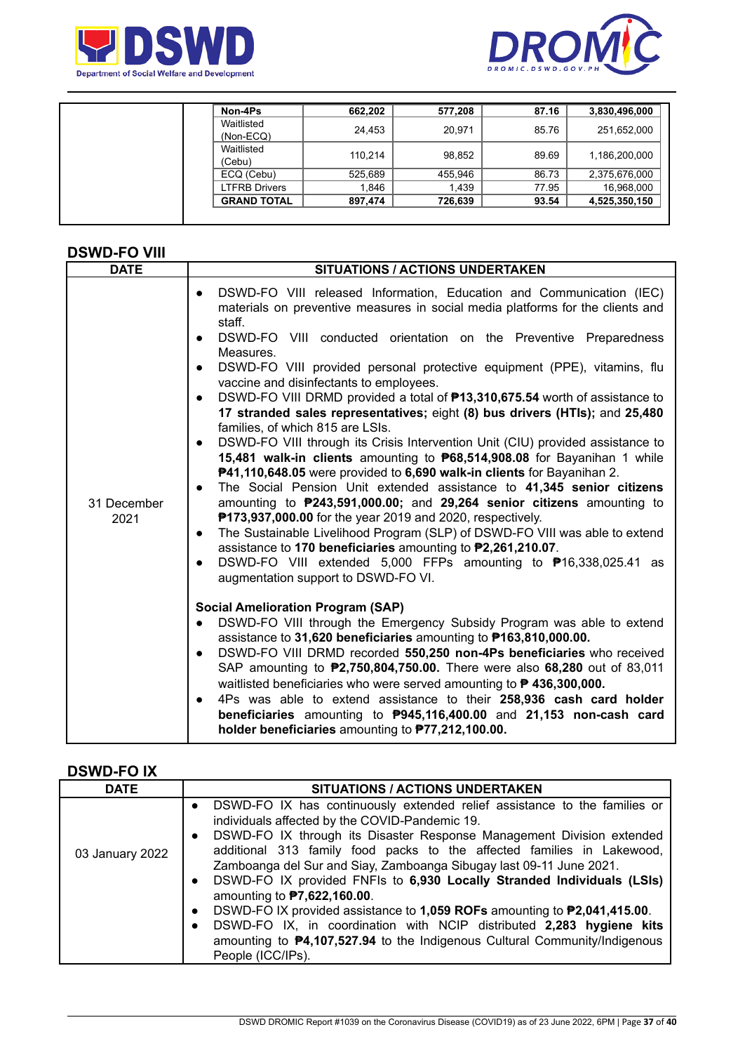| | | | | |
|---|---|---|---|---|
| **Non-4Ps** | **662,202** | **577,208** | **87.16** | **3,830,496,000** |
| Waitlisted (Non-ECQ) | 24,453 | 20,971 | 85.76 | 251,652,000 |
| Waitlisted (Cebu) | 110,214 | 98,852 | 89.69 | 1,186,200,000 |
| ECQ (Cebu) | 525,689 | 455,946 | 86.73 | 2,375,676,000 |
| LTFRB Drivers | 1,846 | 1,439 | 77.95 | 16,968,000 |
| **GRAND TOTAL** | **897,474** | **726,639** | **93.54** | **4,525,350,150** |

## DSWD-FO VIII

| DATE | SITUATIONS / ACTIONS UNDERTAKEN |
|---|---|
| 31 December 2021 | • DSWD-FO VIII released Information, Education and Communication (IEC) materials on preventive measures in social media platforms for the clients and staff.<br>• DSWD-FO VIII conducted orientation on the Preventive Preparedness Measures.<br>• DSWD-FO VIII provided personal protective equipment (PPE), vitamins, flu vaccine and disinfectants to employees.<br>• DSWD-FO VIII DRMD provided a total of **₱13,310,675.54** worth of assistance to **17 stranded sales representatives;** eight **(8)** bus drivers **(HTIs);** and **25,480** families, of which 815 are LSIs.<br>• DSWD-FO VIII through its Crisis Intervention Unit (CIU) provided assistance to **15,481 walk-in clients** amounting to **₱68,514,908.08** for Bayanihan 1 while **₱41,110,648.05** were provided to **6,690 walk-in clients** for Bayanihan 2.<br>• The Social Pension Unit extended assistance to **41,345 senior citizens** amounting to **₱243,591,000.00;** and **29,264 senior citizens** amounting to **₱173,937,000.00** for the year 2019 and 2020, respectively.<br>• The Sustainable Livelihood Program (SLP) of DSWD-FO VIII was able to extend assistance to **170 beneficiaries** amounting to **₱2,261,210.07**.<br>• DSWD-FO VIII extended 5,000 FFPs amounting to ₱16,338,025.41 as augmentation support to DSWD-FO VI.<br><br>**Social Amelioration Program (SAP)**<br>• DSWD-FO VIII through the Emergency Subsidy Program was able to extend assistance to **31,620 beneficiaries** amounting to **₱163,810,000.00.**<br>• DSWD-FO VIII DRMD recorded **550,250 non-4Ps beneficiaries** who received SAP amounting to **₱2,750,804,750.00.** There were also **68,280** out of 83,011 waitlisted beneficiaries who were served amounting to **₱ 436,300,000.**<br>• 4Ps was able to extend assistance to their **258,936 cash card holder beneficiaries** amounting to **₱945,116,400.00** and **21,153 non-cash card holder beneficiaries** amounting to **₱77,212,100.00.** |

## DSWD-FO IX

| DATE | SITUATIONS / ACTIONS UNDERTAKEN |
|---|---|
| 03 January 2022 | • DSWD-FO IX has continuously extended relief assistance to the families or individuals affected by the COVID-Pandemic 19.<br>• DSWD-FO IX through its Disaster Response Management Division extended additional 313 family food packs to the affected families in Lakewood, Zamboanga del Sur and Siay, Zamboanga Sibugay last 09-11 June 2021.<br>• DSWD-FO IX provided FNFIs to **6,930 Locally Stranded Individuals (LSIs)** amounting to **₱7,622,160.00**.<br>• DSWD-FO IX provided assistance to **1,059 ROFs** amounting to **₱2,041,415.00**.<br>• DSWD-FO IX, in coordination with NCIP distributed **2,283 hygiene kits** amounting to **₱4,107,527.94** to the Indigenous Cultural Community/Indigenous People (ICC/IPs). |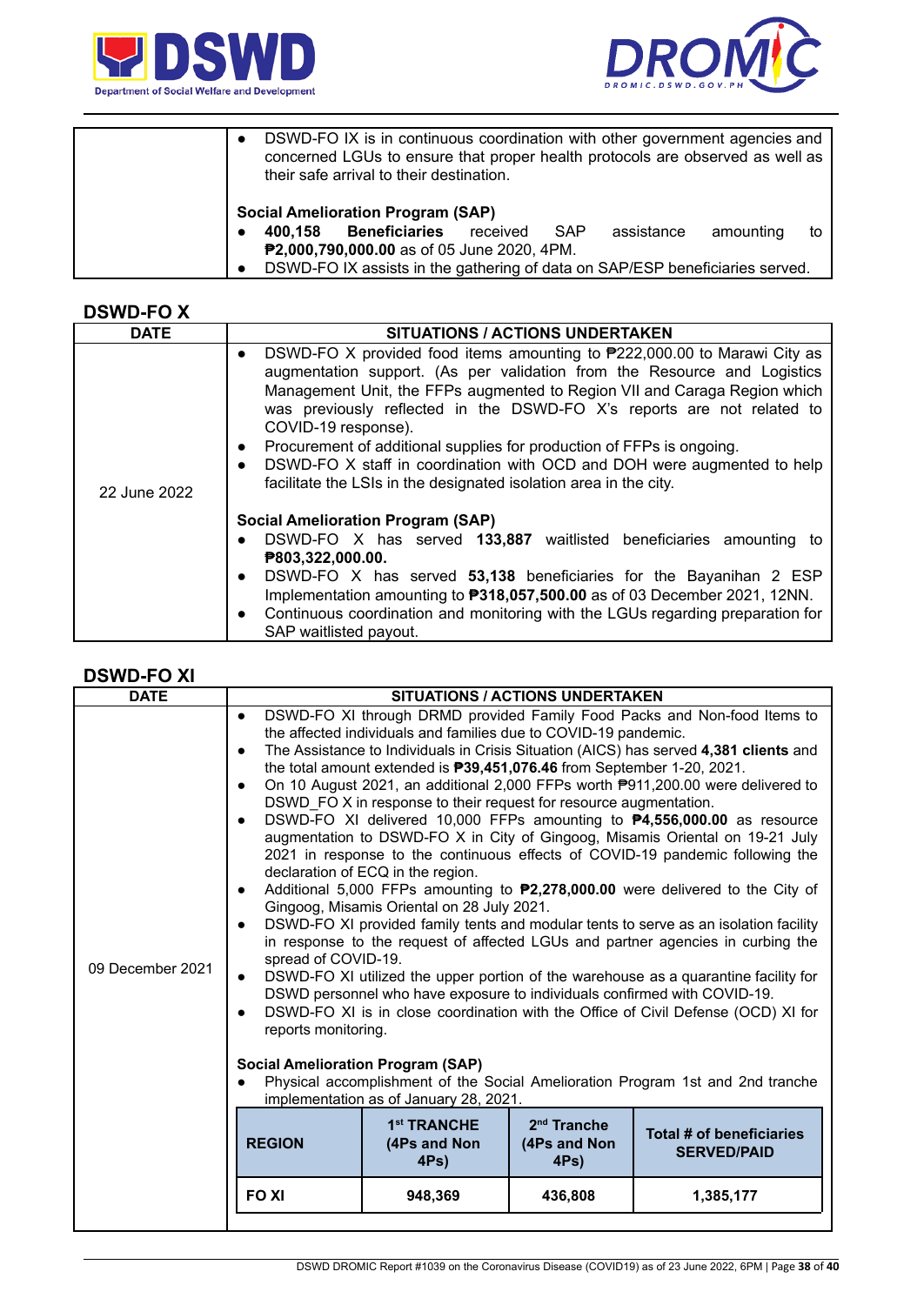| | |
|---|---|
| | • DSWD-FO IX is in continuous coordination with other government agencies and concerned LGUs to ensure that proper health protocols are observed as well as their safe arrival to their destination.<br><br>**Social Amelioration Program (SAP)**<br>• **400,158 Beneficiaries** received SAP assistance amounting to **₱2,000,790,000.00** as of 05 June 2020, 4PM.<br>• DSWD-FO IX assists in the gathering of data on SAP/ESP beneficiaries served. |

## DSWD-FO X

| DATE | SITUATIONS / ACTIONS UNDERTAKEN |
|---|---|
| 22 June 2022 | • DSWD-FO X provided food items amounting to ₱222,000.00 to Marawi City as augmentation support. (As per validation from the Resource and Logistics Management Unit, the FFPs augmented to Region VII and Caraga Region which was previously reflected in the DSWD-FO X's reports are not related to COVID-19 response).<br>• Procurement of additional supplies for production of FFPs is ongoing.<br>• DSWD-FO X staff in coordination with OCD and DOH were augmented to help facilitate the LSIs in the designated isolation area in the city.<br><br>**Social Amelioration Program (SAP)**<br>• DSWD-FO X has served **133,887** waitlisted beneficiaries amounting to **₱803,322,000.00.**<br>• DSWD-FO X has served **53,138** beneficiaries for the Bayanihan 2 ESP Implementation amounting to **₱318,057,500.00** as of 03 December 2021, 12NN.<br>• Continuous coordination and monitoring with the LGUs regarding preparation for SAP waitlisted payout. |

## DSWD-FO XI

| DATE | SITUATIONS / ACTIONS UNDERTAKEN |
|---|---|
| 09 December 2021 | • DSWD-FO XI through DRMD provided Family Food Packs and Non-food Items to the affected individuals and families due to COVID-19 pandemic.<br>• The Assistance to Individuals in Crisis Situation (AICS) has served **4,381 clients** and the total amount extended is **₱39,451,076.46** from September 1-20, 2021.<br>• On 10 August 2021, an additional 2,000 FFPs worth ₱911,200.00 were delivered to DSWD_FO X in response to their request for resource augmentation.<br>• DSWD-FO XI delivered 10,000 FFPs amounting to **₱4,556,000.00** as resource augmentation to DSWD-FO X in City of Gingoog, Misamis Oriental on 19-21 July 2021 in response to the continuous effects of COVID-19 pandemic following the declaration of ECQ in the region.<br>• Additional 5,000 FFPs amounting to **₱2,278,000.00** were delivered to the City of Gingoog, Misamis Oriental on 28 July 2021.<br>• DSWD-FO XI provided family tents and modular tents to serve as an isolation facility in response to the request of affected LGUs and partner agencies in curbing the spread of COVID-19.<br>• DSWD-FO XI utilized the upper portion of the warehouse as a quarantine facility for DSWD personnel who have exposure to individuals confirmed with COVID-19.<br>• DSWD-FO XI is in close coordination with the Office of Civil Defense (OCD) XI for reports monitoring.<br><br>**Social Amelioration Program (SAP)**<br>• Physical accomplishment of the Social Amelioration Program 1st and 2nd tranche implementation as of January 28, 2021. |

| REGION | 1st TRANCHE (4Ps and Non 4Ps) | 2nd Tranche (4Ps and Non 4Ps) | Total # of beneficiaries SERVED/PAID |
|---|---|---|---|
| FO XI | 948,369 | 436,808 | 1,385,177 |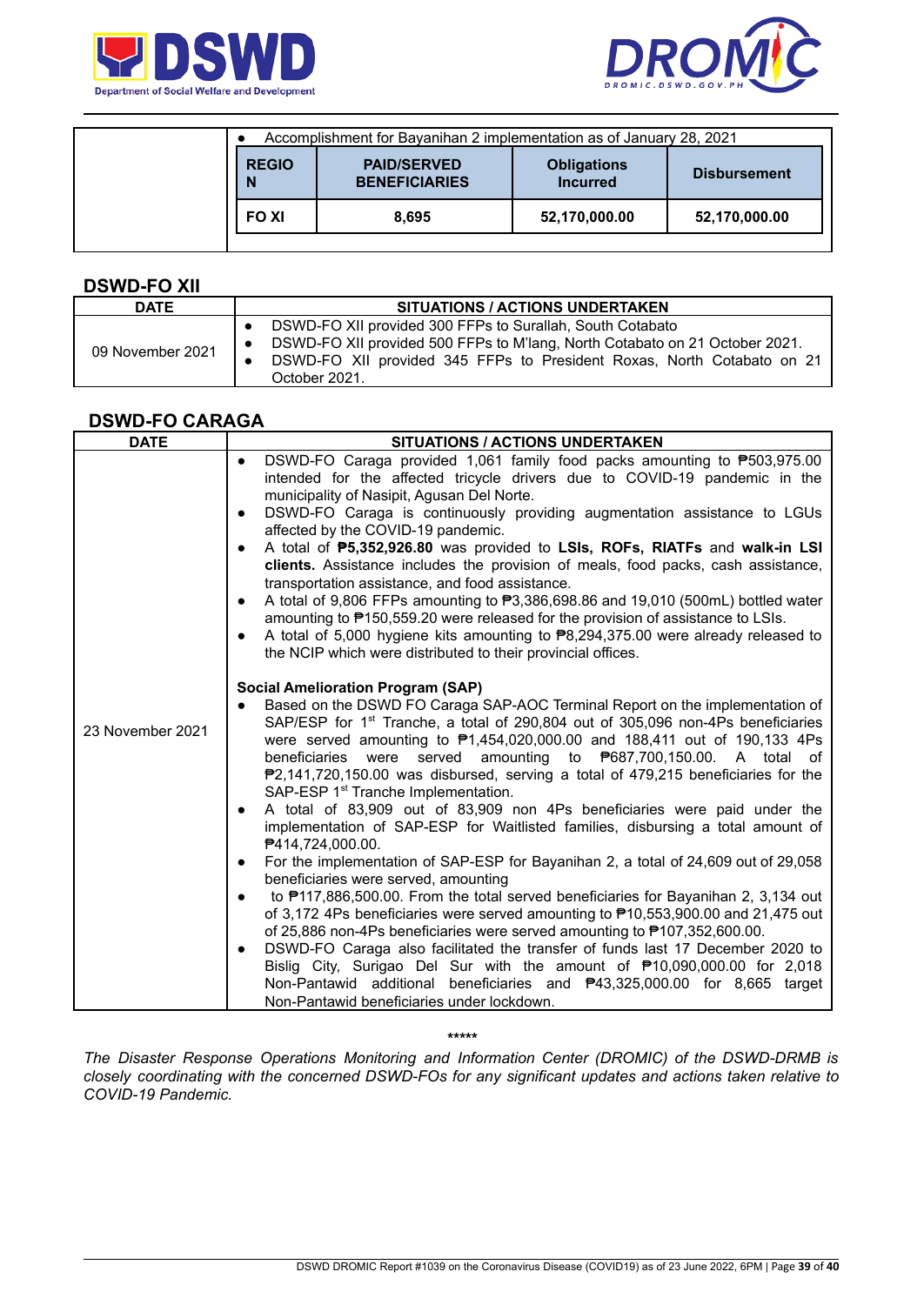| | • Accomplishment for Bayanihan 2 implementation as of January 28, 2021 |
|---|---|

| REGION | PAID/SERVED BENEFICIARIES | Obligations Incurred | Disbursement |
|---|---|---|---|
| FO XI | 8,695 | 52,170,000.00 | 52,170,000.00 |

## DSWD-FO XII

| DATE | SITUATIONS / ACTIONS UNDERTAKEN |
|---|---|
| 09 November 2021 | • DSWD-FO XII provided 300 FFPs to Surallah, South Cotabato<br>• DSWD-FO XII provided 500 FFPs to M'lang, North Cotabato on 21 October 2021.<br>• DSWD-FO XII provided 345 FFPs to President Roxas, North Cotabato on 21 October 2021. |

## DSWD-FO CARAGA

| DATE | SITUATIONS / ACTIONS UNDERTAKEN |
|---|---|
| 23 November 2021 | • DSWD-FO Caraga provided 1,061 family food packs amounting to ₱503,975.00 intended for the affected tricycle drivers due to COVID-19 pandemic in the municipality of Nasipit, Agusan Del Norte.<br>• DSWD-FO Caraga is continuously providing augmentation assistance to LGUs affected by the COVID-19 pandemic.<br>• A total of **₱5,352,926.80** was provided to **LSIs, ROFs, RIATFs** and **walk-in LSI clients.** Assistance includes the provision of meals, food packs, cash assistance, transportation assistance, and food assistance.<br>• A total of 9,806 FFPs amounting to ₱3,386,698.86 and 19,010 (500mL) bottled water amounting to ₱150,559.20 were released for the provision of assistance to LSIs.<br>• A total of 5,000 hygiene kits amounting to ₱8,294,375.00 were already released to the NCIP which were distributed to their provincial offices.<br><br>**Social Amelioration Program (SAP)**<br>• Based on the DSWD FO Caraga SAP-AOC Terminal Report on the implementation of SAP/ESP for 1st Tranche, a total of 290,804 out of 305,096 non-4Ps beneficiaries were served amounting to ₱1,454,020,000.00 and 188,411 out of 190,133 4Ps beneficiaries were served amounting to ₱687,700,150.00. A total of ₱2,141,720,150.00 was disbursed, serving a total of 479,215 beneficiaries for the SAP-ESP 1st Tranche Implementation.<br>• A total of 83,909 out of 83,909 non 4Ps beneficiaries were paid under the implementation of SAP-ESP for Waitlisted families, disbursing a total amount of ₱414,724,000.00.<br>• For the implementation of SAP-ESP for Bayanihan 2, a total of 24,609 out of 29,058 beneficiaries were served, amounting<br>• to ₱117,886,500.00. From the total served beneficiaries for Bayanihan 2, 3,134 out of 3,172 4Ps beneficiaries were served amounting to ₱10,553,900.00 and 21,475 out of 25,886 non-4Ps beneficiaries were served amounting to ₱107,352,600.00.<br>• DSWD-FO Caraga also facilitated the transfer of funds last 17 December 2020 to Bislig City, Surigao Del Sur with the amount of ₱10,090,000.00 for 2,018 Non-Pantawid additional beneficiaries and ₱43,325,000.00 for 8,665 target Non-Pantawid beneficiaries under lockdown. |

\*\*\*\*\*

*The Disaster Response Operations Monitoring and Information Center (DROMIC) of the DSWD-DRMB is closely coordinating with the concerned DSWD-FOs for any significant updates and actions taken relative to COVID-19 Pandemic.*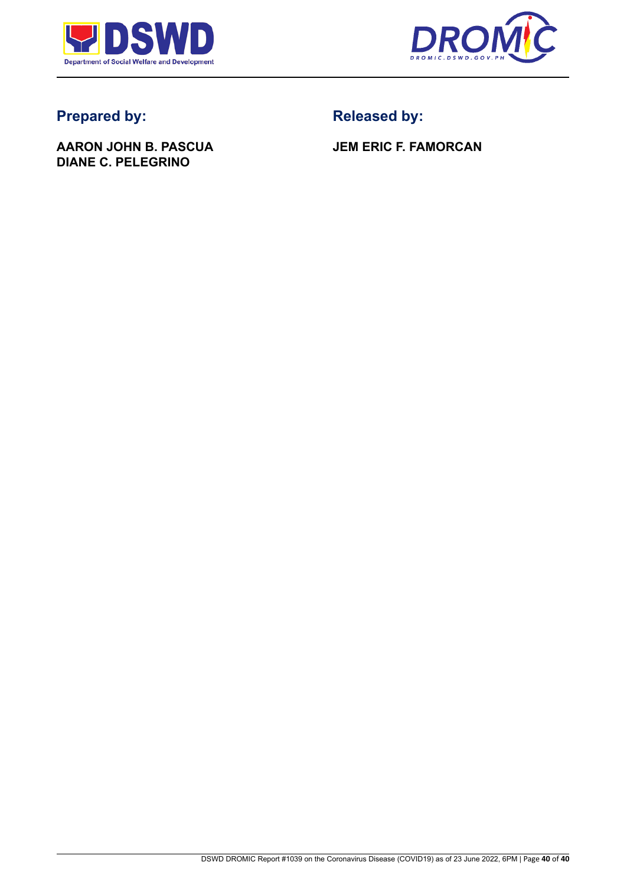## Prepared by:

**AARON JOHN B. PASCUA**
**DIANE C. PELEGRINO**

## Released by:

**JEM ERIC F. FAMORCAN**